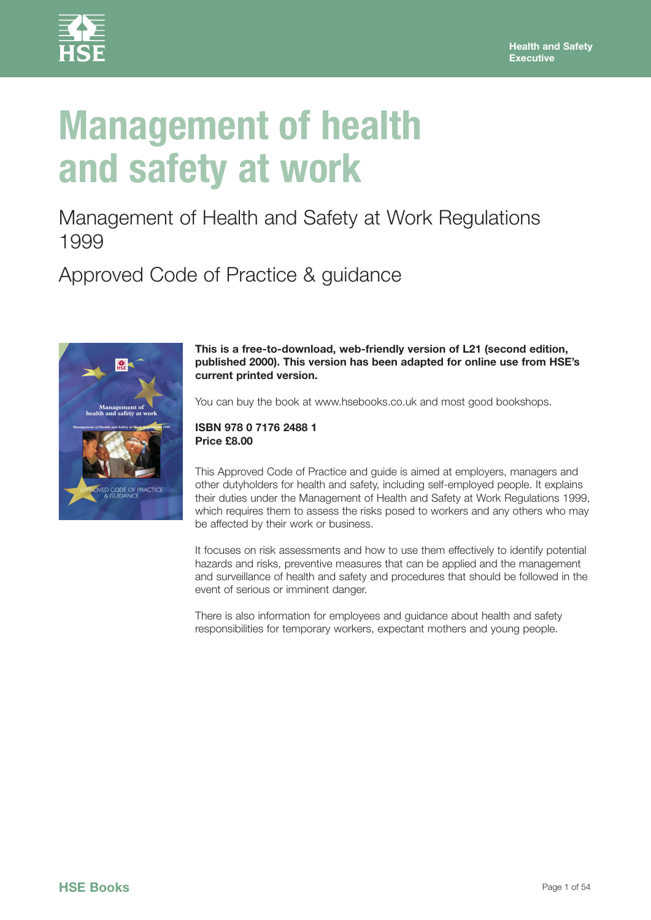Health and Safety Executive

# Management of health and safety at work

## Management of Health and Safety at Work Regulations 1999

## Approved Code of Practice & guidance

**This is a free-to-download, web-friendly version of L21 (second edition, published 2000). This version has been adapted for online use from HSE's current printed version.**

You can buy the book at www.hsebooks.co.uk and most good bookshops.

**ISBN 978 0 7176 2488 1**
**Price £8.00**

This Approved Code of Practice and guide is aimed at employers, managers and other dutyholders for health and safety, including self-employed people. It explains their duties under the Management of Health and Safety at Work Regulations 1999, which requires them to assess the risks posed to workers and any others who may be affected by their work or business.

It focuses on risk assessments and how to use them effectively to identify potential hazards and risks, preventive measures that can be applied and the management and surveillance of health and safety and procedures that should be followed in the event of serious or imminent danger.

There is also information for employees and guidance about health and safety responsibilities for temporary workers, expectant mothers and young people.

HSE Books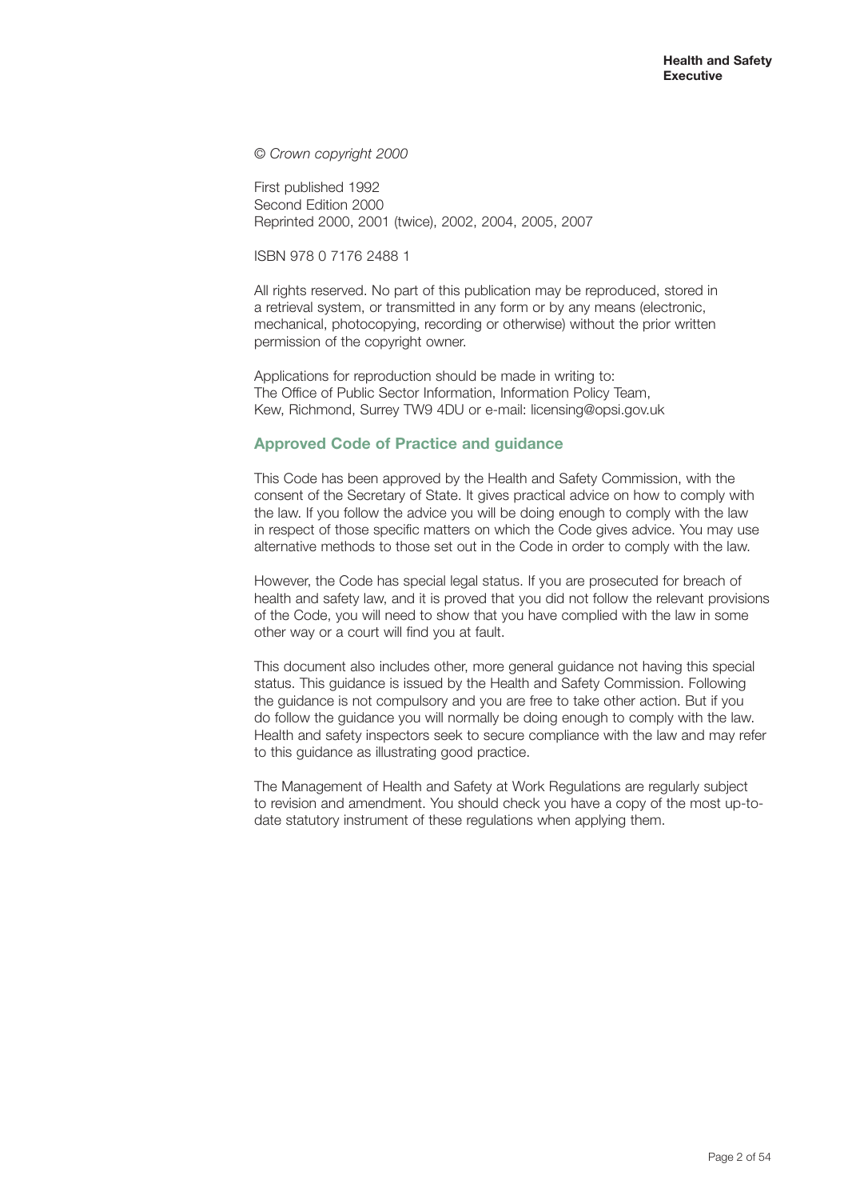*© Crown copyright 2000*

First published 1992
Second Edition 2000
Reprinted 2000, 2001 (twice), 2002, 2004, 2005, 2007

ISBN 978 0 7176 2488 1

All rights reserved. No part of this publication may be reproduced, stored in a retrieval system, or transmitted in any form or by any means (electronic, mechanical, photocopying, recording or otherwise) without the prior written permission of the copyright owner.

Applications for reproduction should be made in writing to:
The Office of Public Sector Information, Information Policy Team,
Kew, Richmond, Surrey TW9 4DU or e-mail: licensing@opsi.gov.uk

## Approved Code of Practice and guidance

This Code has been approved by the Health and Safety Commission, with the consent of the Secretary of State. It gives practical advice on how to comply with the law. If you follow the advice you will be doing enough to comply with the law in respect of those specific matters on which the Code gives advice. You may use alternative methods to those set out in the Code in order to comply with the law.

However, the Code has special legal status. If you are prosecuted for breach of health and safety law, and it is proved that you did not follow the relevant provisions of the Code, you will need to show that you have complied with the law in some other way or a court will find you at fault.

This document also includes other, more general guidance not having this special status. This guidance is issued by the Health and Safety Commission. Following the guidance is not compulsory and you are free to take other action. But if you do follow the guidance you will normally be doing enough to comply with the law. Health and safety inspectors seek to secure compliance with the law and may refer to this guidance as illustrating good practice.

The Management of Health and Safety at Work Regulations are regularly subject to revision and amendment. You should check you have a copy of the most up-to-date statutory instrument of these regulations when applying them.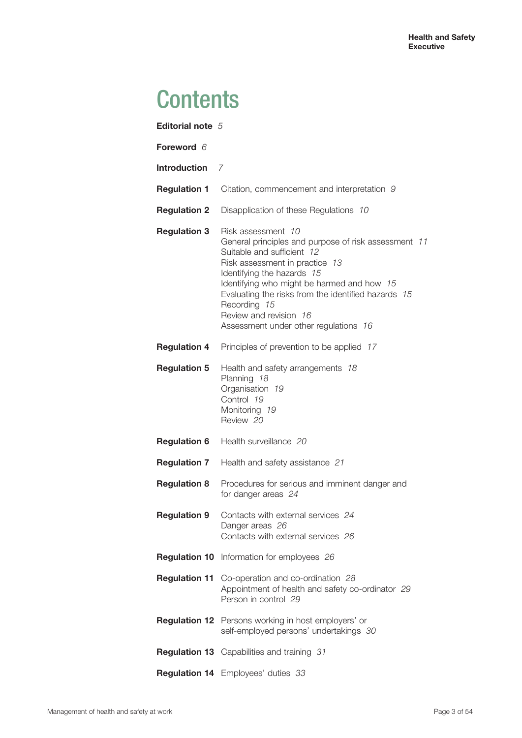# Contents

**Editorial note** *5*

**Foreword** *6*

**Introduction** *7*

**Regulation 1** Citation, commencement and interpretation *9*

**Regulation 2** Disapplication of these Regulations *10*

**Regulation 3** Risk assessment *10*
General principles and purpose of risk assessment *11*
Suitable and sufficient *12*
Risk assessment in practice *13*
Identifying the hazards *15*
Identifying who might be harmed and how *15*
Evaluating the risks from the identified hazards *15*
Recording *15*
Review and revision *16*
Assessment under other regulations *16*

**Regulation 4** Principles of prevention to be applied *17*

**Regulation 5** Health and safety arrangements *18*
Planning *18*
Organisation *19*
Control *19*
Monitoring *19*
Review *20*

**Regulation 6** Health surveillance *20*

**Regulation 7** Health and safety assistance *21*

**Regulation 8** Procedures for serious and imminent danger and for danger areas *24*

**Regulation 9** Contacts with external services *24*
Danger areas *26*
Contacts with external services *26*

**Regulation 10** Information for employees *26*

**Regulation 11** Co-operation and co-ordination *28*
Appointment of health and safety co-ordinator *29*
Person in control *29*

**Regulation 12** Persons working in host employers' or self-employed persons' undertakings *30*

**Regulation 13** Capabilities and training *31*

**Regulation 14** Employees' duties *33*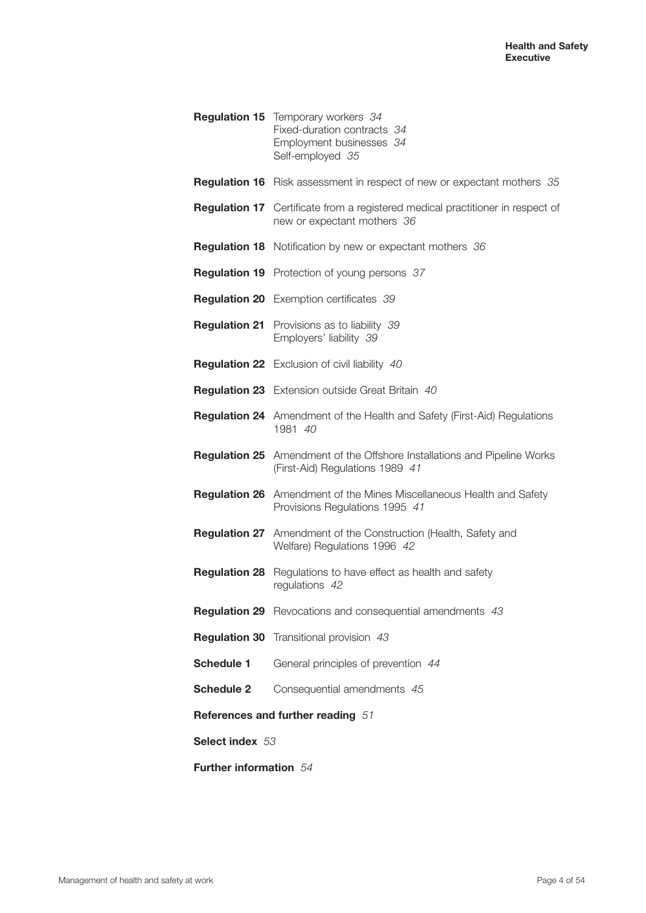**Regulation 15** Temporary workers *34*
Fixed-duration contracts *34*
Employment businesses *34*
Self-employed *35*

**Regulation 16** Risk assessment in respect of new or expectant mothers *35*

**Regulation 17** Certificate from a registered medical practitioner in respect of new or expectant mothers *36*

**Regulation 18** Notification by new or expectant mothers *36*

**Regulation 19** Protection of young persons *37*

**Regulation 20** Exemption certificates *39*

**Regulation 21** Provisions as to liability *39*
Employers' liability *39*

**Regulation 22** Exclusion of civil liability *40*

**Regulation 23** Extension outside Great Britain *40*

**Regulation 24** Amendment of the Health and Safety (First-Aid) Regulations 1981 *40*

**Regulation 25** Amendment of the Offshore Installations and Pipeline Works (First-Aid) Regulations 1989 *41*

**Regulation 26** Amendment of the Mines Miscellaneous Health and Safety Provisions Regulations 1995 *41*

**Regulation 27** Amendment of the Construction (Health, Safety and Welfare) Regulations 1996 *42*

**Regulation 28** Regulations to have effect as health and safety regulations *42*

**Regulation 29** Revocations and consequential amendments *43*

**Regulation 30** Transitional provision *43*

**Schedule 1** General principles of prevention *44*

**Schedule 2** Consequential amendments *45*

**References and further reading** *51*

**Select index** *53*

**Further information** *54*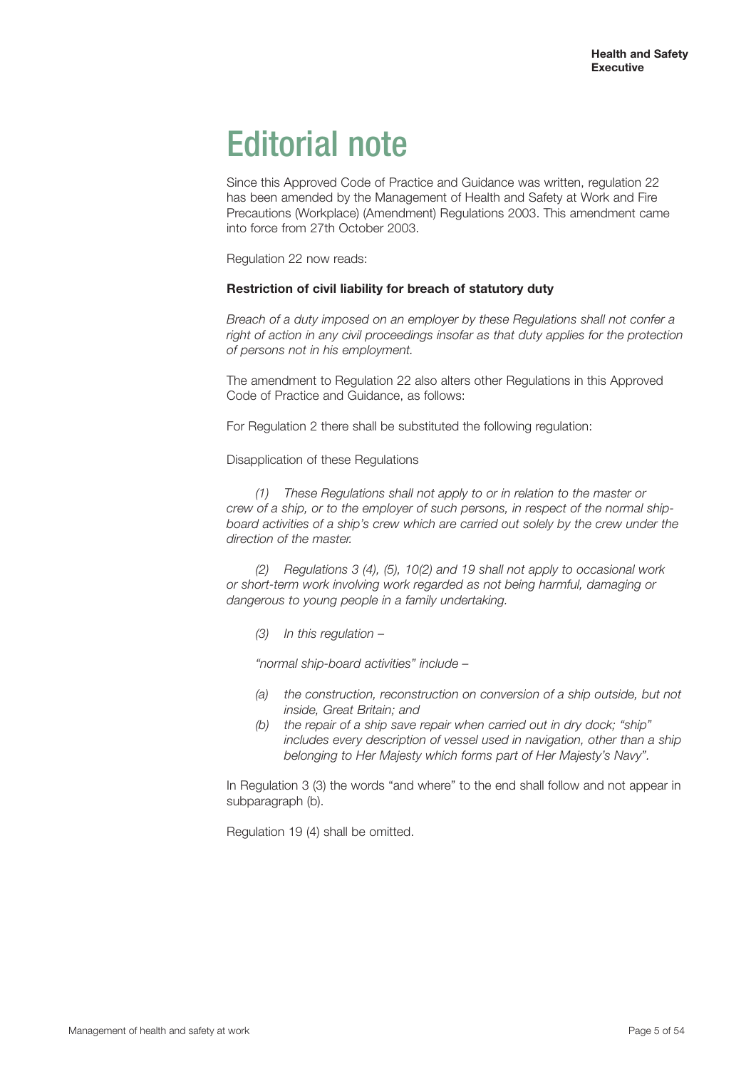# Editorial note

Since this Approved Code of Practice and Guidance was written, regulation 22 has been amended by the Management of Health and Safety at Work and Fire Precautions (Workplace) (Amendment) Regulations 2003. This amendment came into force from 27th October 2003.

Regulation 22 now reads:

**Restriction of civil liability for breach of statutory duty**

*Breach of a duty imposed on an employer by these Regulations shall not confer a right of action in any civil proceedings insofar as that duty applies for the protection of persons not in his employment.*

The amendment to Regulation 22 also alters other Regulations in this Approved Code of Practice and Guidance, as follows:

For Regulation 2 there shall be substituted the following regulation:

Disapplication of these Regulations

*(1) These Regulations shall not apply to or in relation to the master or crew of a ship, or to the employer of such persons, in respect of the normal ship-board activities of a ship's crew which are carried out solely by the crew under the direction of the master.*

*(2) Regulations 3 (4), (5), 10(2) and 19 shall not apply to occasional work or short-term work involving work regarded as not being harmful, damaging or dangerous to young people in a family undertaking.*

*(3) In this regulation –*

*"normal ship-board activities" include –*

- *(a) the construction, reconstruction on conversion of a ship outside, but not inside, Great Britain; and*
- *(b) the repair of a ship save repair when carried out in dry dock; "ship" includes every description of vessel used in navigation, other than a ship belonging to Her Majesty which forms part of Her Majesty's Navy".*

In Regulation 3 (3) the words "and where" to the end shall follow and not appear in subparagraph (b).

Regulation 19 (4) shall be omitted.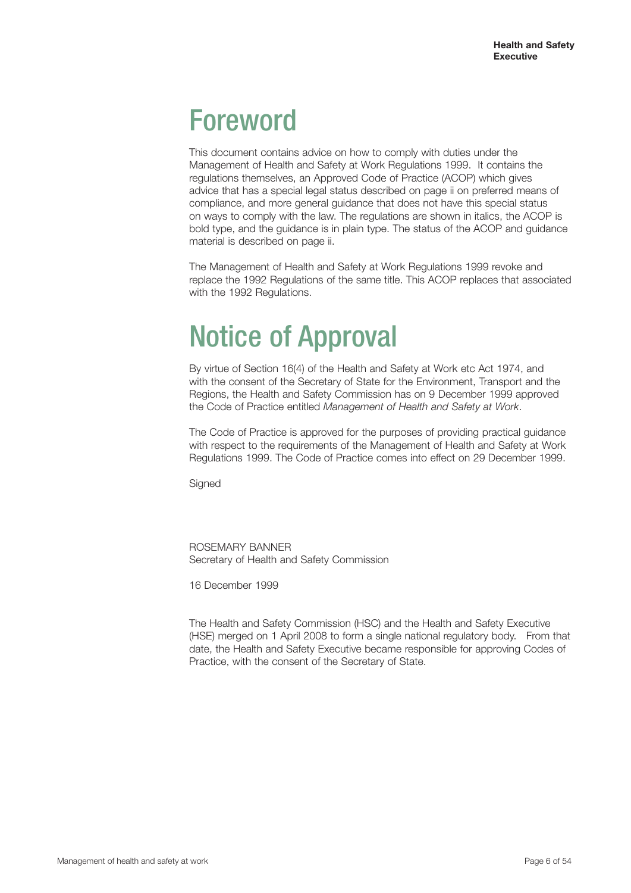# Foreword

This document contains advice on how to comply with duties under the Management of Health and Safety at Work Regulations 1999. It contains the regulations themselves, an Approved Code of Practice (ACOP) which gives advice that has a special legal status described on page ii on preferred means of compliance, and more general guidance that does not have this special status on ways to comply with the law. The regulations are shown in italics, the ACOP is bold type, and the guidance is in plain type. The status of the ACOP and guidance material is described on page ii.

The Management of Health and Safety at Work Regulations 1999 revoke and replace the 1992 Regulations of the same title. This ACOP replaces that associated with the 1992 Regulations.

# Notice of Approval

By virtue of Section 16(4) of the Health and Safety at Work etc Act 1974, and with the consent of the Secretary of State for the Environment, Transport and the Regions, the Health and Safety Commission has on 9 December 1999 approved the Code of Practice entitled *Management of Health and Safety at Work*.

The Code of Practice is approved for the purposes of providing practical guidance with respect to the requirements of the Management of Health and Safety at Work Regulations 1999. The Code of Practice comes into effect on 29 December 1999.

Signed

ROSEMARY BANNER
Secretary of Health and Safety Commission

16 December 1999

The Health and Safety Commission (HSC) and the Health and Safety Executive (HSE) merged on 1 April 2008 to form a single national regulatory body. From that date, the Health and Safety Executive became responsible for approving Codes of Practice, with the consent of the Secretary of State.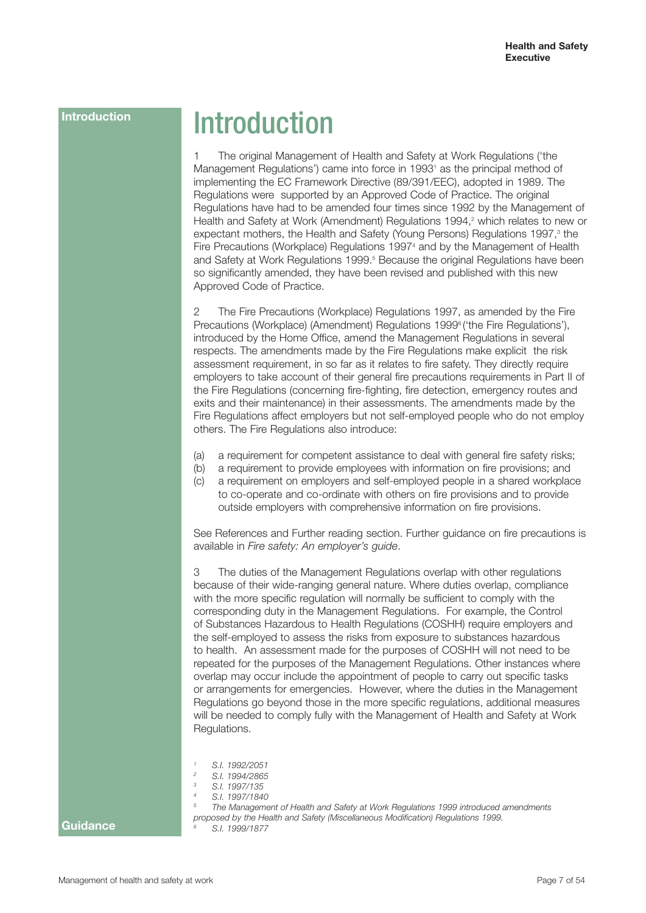# Introduction

1 The original Management of Health and Safety at Work Regulations ('the Management Regulations') came into force in 1993[1] as the principal method of implementing the EC Framework Directive (89/391/EEC), adopted in 1989. The Regulations were supported by an Approved Code of Practice. The original Regulations have had to be amended four times since 1992 by the Management of Health and Safety at Work (Amendment) Regulations 1994,[2] which relates to new or expectant mothers, the Health and Safety (Young Persons) Regulations 1997,[3] the Fire Precautions (Workplace) Regulations 1997[4] and by the Management of Health and Safety at Work Regulations 1999.[5] Because the original Regulations have been so significantly amended, they have been revised and published with this new Approved Code of Practice.

2 The Fire Precautions (Workplace) Regulations 1997, as amended by the Fire Precautions (Workplace) (Amendment) Regulations 1999[6] ('the Fire Regulations'), introduced by the Home Office, amend the Management Regulations in several respects. The amendments made by the Fire Regulations make explicit the risk assessment requirement, in so far as it relates to fire safety. They directly require employers to take account of their general fire precautions requirements in Part II of the Fire Regulations (concerning fire-fighting, fire detection, emergency routes and exits and their maintenance) in their assessments. The amendments made by the Fire Regulations affect employers but not self-employed people who do not employ others. The Fire Regulations also introduce:

(a) a requirement for competent assistance to deal with general fire safety risks;
(b) a requirement to provide employees with information on fire provisions; and
(c) a requirement on employers and self-employed people in a shared workplace to co-operate and co-ordinate with others on fire provisions and to provide outside employers with comprehensive information on fire provisions.

See References and Further reading section. Further guidance on fire precautions is available in *Fire safety: An employer's guide*.

3 The duties of the Management Regulations overlap with other regulations because of their wide-ranging general nature. Where duties overlap, compliance with the more specific regulation will normally be sufficient to comply with the corresponding duty in the Management Regulations. For example, the Control of Substances Hazardous to Health Regulations (COSHH) require employers and the self-employed to assess the risks from exposure to substances hazardous to health. An assessment made for the purposes of COSHH will not need to be repeated for the purposes of the Management Regulations. Other instances where overlap may occur include the appointment of people to carry out specific tasks or arrangements for emergencies. However, where the duties in the Management Regulations go beyond those in the more specific regulations, additional measures will be needed to comply fully with the Management of Health and Safety at Work Regulations.

*[1] S.I. 1992/2051*
*[2] S.I. 1994/2865*
*[3] S.I. 1997/135*
*[4] S.I. 1997/1840*
*[5] The Management of Health and Safety at Work Regulations 1999 introduced amendments proposed by the Health and Safety (Miscellaneous Modification) Regulations 1999.*
*[6] S.I. 1999/1877*

Guidance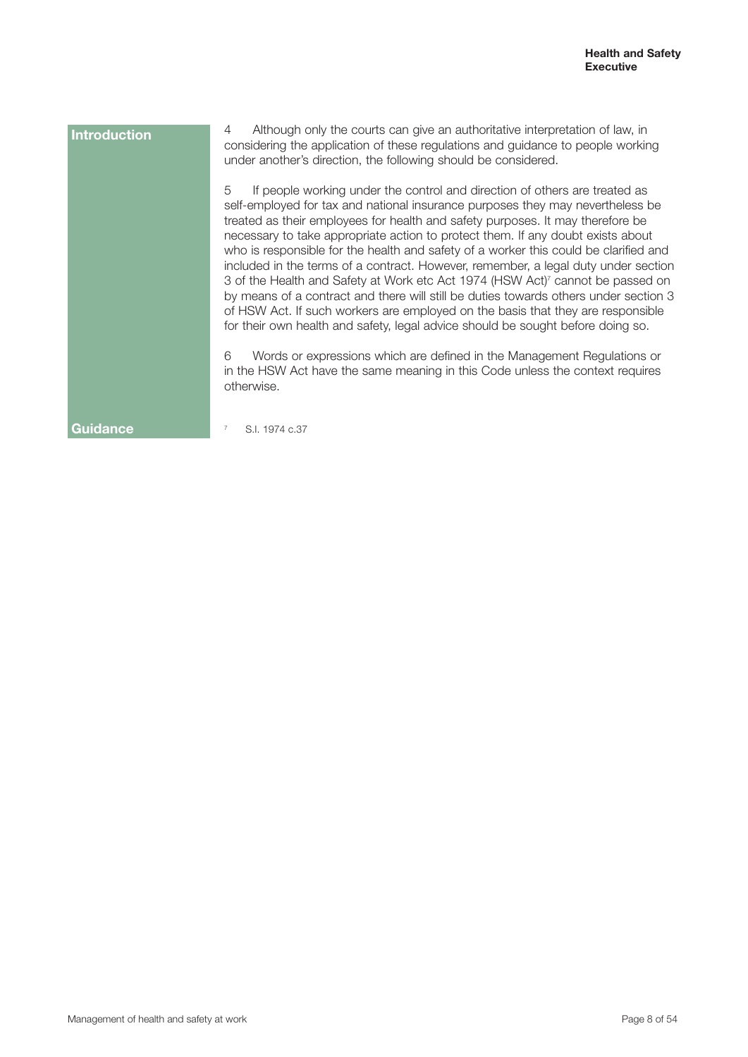## Introduction

4 Although only the courts can give an authoritative interpretation of law, in considering the application of these regulations and guidance to people working under another's direction, the following should be considered.

5 If people working under the control and direction of others are treated as self-employed for tax and national insurance purposes they may nevertheless be treated as their employees for health and safety purposes. It may therefore be necessary to take appropriate action to protect them. If any doubt exists about who is responsible for the health and safety of a worker this could be clarified and included in the terms of a contract. However, remember, a legal duty under section 3 of the Health and Safety at Work etc Act 1974 (HSW Act)[7] cannot be passed on by means of a contract and there will still be duties towards others under section 3 of HSW Act. If such workers are employed on the basis that they are responsible for their own health and safety, legal advice should be sought before doing so.

6 Words or expressions which are defined in the Management Regulations or in the HSW Act have the same meaning in this Code unless the context requires otherwise.

## Guidance

[7] S.I. 1974 c.37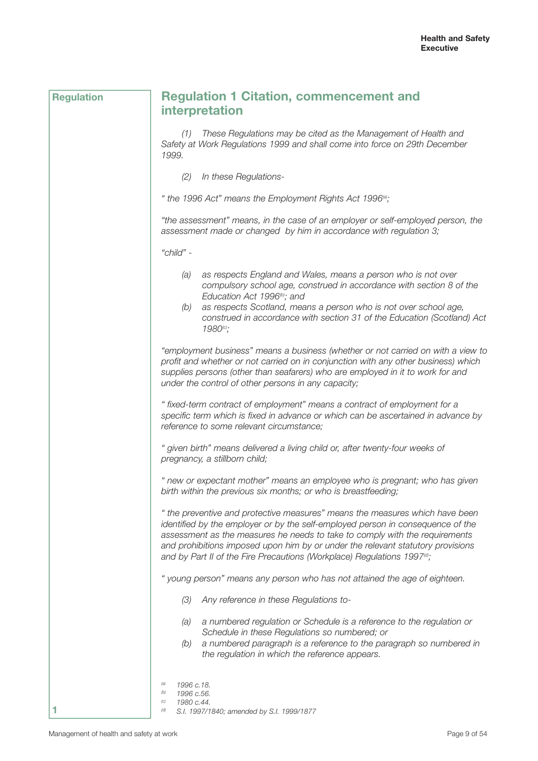Regulation

## Regulation 1 Citation, commencement and interpretation

*(1) These Regulations may be cited as the Management of Health and Safety at Work Regulations 1999 and shall come into force on 29th December 1999.*

*(2) In these Regulations-*

*" the 1996 Act" means the Employment Rights Act 1996[a];*

*"the assessment" means, in the case of an employer or self-employed person, the assessment made or changed by him in accordance with regulation 3;*

*"child" -*

*(a) as respects England and Wales, means a person who is not over compulsory school age, construed in accordance with section 8 of the Education Act 1996[b]; and*

*(b) as respects Scotland, means a person who is not over school age, construed in accordance with section 31 of the Education (Scotland) Act 1980[c];*

*"employment business" means a business (whether or not carried on with a view to profit and whether or not carried on in conjunction with any other business) which supplies persons (other than seafarers) who are employed in it to work for and under the control of other persons in any capacity;*

*" fixed-term contract of employment" means a contract of employment for a specific term which is fixed in advance or which can be ascertained in advance by reference to some relevant circumstance;*

*" given birth" means delivered a living child or, after twenty-four weeks of pregnancy, a stillborn child;*

*" new or expectant mother" means an employee who is pregnant; who has given birth within the previous six months; or who is breastfeeding;*

*" the preventive and protective measures" means the measures which have been identified by the employer or by the self-employed person in consequence of the assessment as the measures he needs to take to comply with the requirements and prohibitions imposed upon him by or under the relevant statutory provisions and by Part II of the Fire Precautions (Workplace) Regulations 1997[d];*

*" young person" means any person who has not attained the age of eighteen.*

*(3) Any reference in these Regulations to-*

*(a) a numbered regulation or Schedule is a reference to the regulation or Schedule in these Regulations so numbered; or*

*(b) a numbered paragraph is a reference to the paragraph so numbered in the regulation in which the reference appears.*

*[a] 1996 c.18.*
*[b] 1996 c.56.*
*[c] 1980 c.44.*
*[d] S.I. 1997/1840; amended by S.I. 1999/1877*

1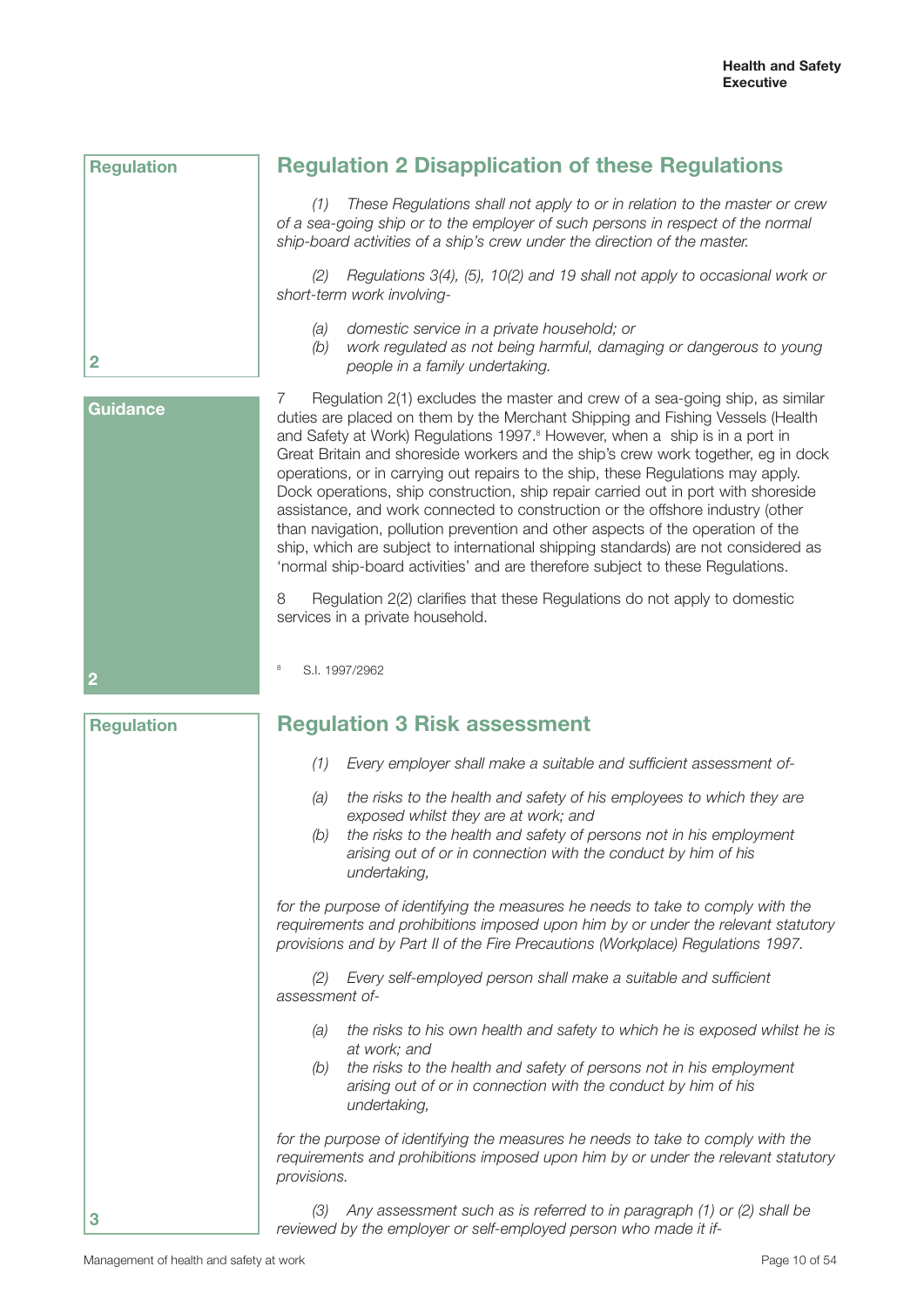**Regulation**

## Regulation 2 Disapplication of these Regulations

*(1) These Regulations shall not apply to or in relation to the master or crew of a sea-going ship or to the employer of such persons in respect of the normal ship-board activities of a ship's crew under the direction of the master.*

*(2) Regulations 3(4), (5), 10(2) and 19 shall not apply to occasional work or short-term work involving-*

*(a) domestic service in a private household; or*
*(b) work regulated as not being harmful, damaging or dangerous to young people in a family undertaking.*

2

**Guidance**

7 Regulation 2(1) excludes the master and crew of a sea-going ship, as similar duties are placed on them by the Merchant Shipping and Fishing Vessels (Health and Safety at Work) Regulations 1997.[8] However, when a ship is in a port in Great Britain and shoreside workers and the ship's crew work together, eg in dock operations, or in carrying out repairs to the ship, these Regulations may apply. Dock operations, ship construction, ship repair carried out in port with shoreside assistance, and work connected to construction or the offshore industry (other than navigation, pollution prevention and other aspects of the operation of the ship, which are subject to international shipping standards) are not considered as 'normal ship-board activities' and are therefore subject to these Regulations.

8 Regulation 2(2) clarifies that these Regulations do not apply to domestic services in a private household.

[8] S.I. 1997/2962

2

**Regulation**

## Regulation 3 Risk assessment

*(1) Every employer shall make a suitable and sufficient assessment of-*

*(a) the risks to the health and safety of his employees to which they are exposed whilst they are at work; and*
*(b) the risks to the health and safety of persons not in his employment arising out of or in connection with the conduct by him of his undertaking,*

*for the purpose of identifying the measures he needs to take to comply with the requirements and prohibitions imposed upon him by or under the relevant statutory provisions and by Part II of the Fire Precautions (Workplace) Regulations 1997.*

*(2) Every self-employed person shall make a suitable and sufficient assessment of-*

*(a) the risks to his own health and safety to which he is exposed whilst he is at work; and*
*(b) the risks to the health and safety of persons not in his employment arising out of or in connection with the conduct by him of his undertaking,*

*for the purpose of identifying the measures he needs to take to comply with the requirements and prohibitions imposed upon him by or under the relevant statutory provisions.*

*(3) Any assessment such as is referred to in paragraph (1) or (2) shall be reviewed by the employer or self-employed person who made it if-*

3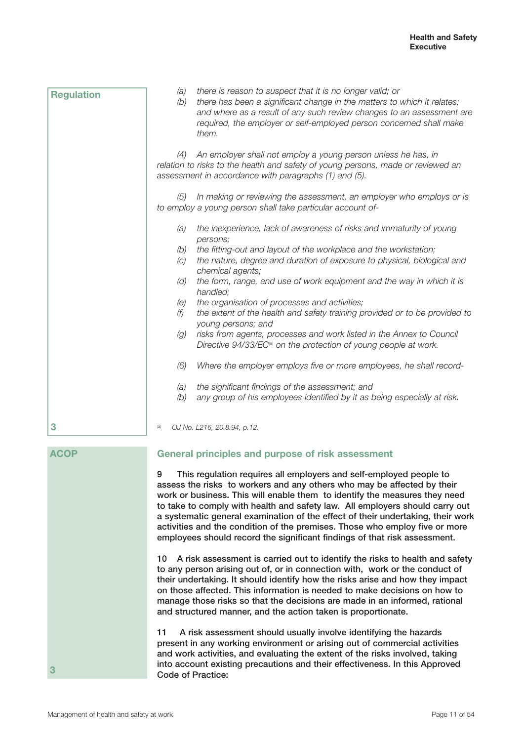**Regulation**

*(a) there is reason to suspect that it is no longer valid; or*

*(b) there has been a significant change in the matters to which it relates; and where as a result of any such review changes to an assessment are required, the employer or self-employed person concerned shall make them.*

*(4) An employer shall not employ a young person unless he has, in relation to risks to the health and safety of young persons, made or reviewed an assessment in accordance with paragraphs (1) and (5).*

*(5) In making or reviewing the assessment, an employer who employs or is to employ a young person shall take particular account of-*

*(a) the inexperience, lack of awareness of risks and immaturity of young persons;*

*(b) the fitting-out and layout of the workplace and the workstation;*

*(c) the nature, degree and duration of exposure to physical, biological and chemical agents;*

*(d) the form, range, and use of work equipment and the way in which it is handled;*

*(e) the organisation of processes and activities;*

*(f) the extent of the health and safety training provided or to be provided to young persons; and*

*(g) risks from agents, processes and work listed in the Annex to Council Directive 94/33/EC[a] on the protection of young people at work.*

*(6) Where the employer employs five or more employees, he shall record-*

*(a) the significant findings of the assessment; and*

*(b) any group of his employees identified by it as being especially at risk.*

3

*[a] OJ No. L216, 20.8.94, p.12.*

**ACOP**

## General principles and purpose of risk assessment

**9 This regulation requires all employers and self-employed people to assess the risks to workers and any others who may be affected by their work or business. This will enable them to identify the measures they need to take to comply with health and safety law. All employers should carry out a systematic general examination of the effect of their undertaking, their work activities and the condition of the premises. Those who employ five or more employees should record the significant findings of that risk assessment.**

**10 A risk assessment is carried out to identify the risks to health and safety to any person arising out of, or in connection with, work or the conduct of their undertaking. It should identify how the risks arise and how they impact on those affected. This information is needed to make decisions on how to manage those risks so that the decisions are made in an informed, rational and structured manner, and the action taken is proportionate.**

**11 A risk assessment should usually involve identifying the hazards present in any working environment or arising out of commercial activities and work activities, and evaluating the extent of the risks involved, taking into account existing precautions and their effectiveness. In this Approved Code of Practice:**

3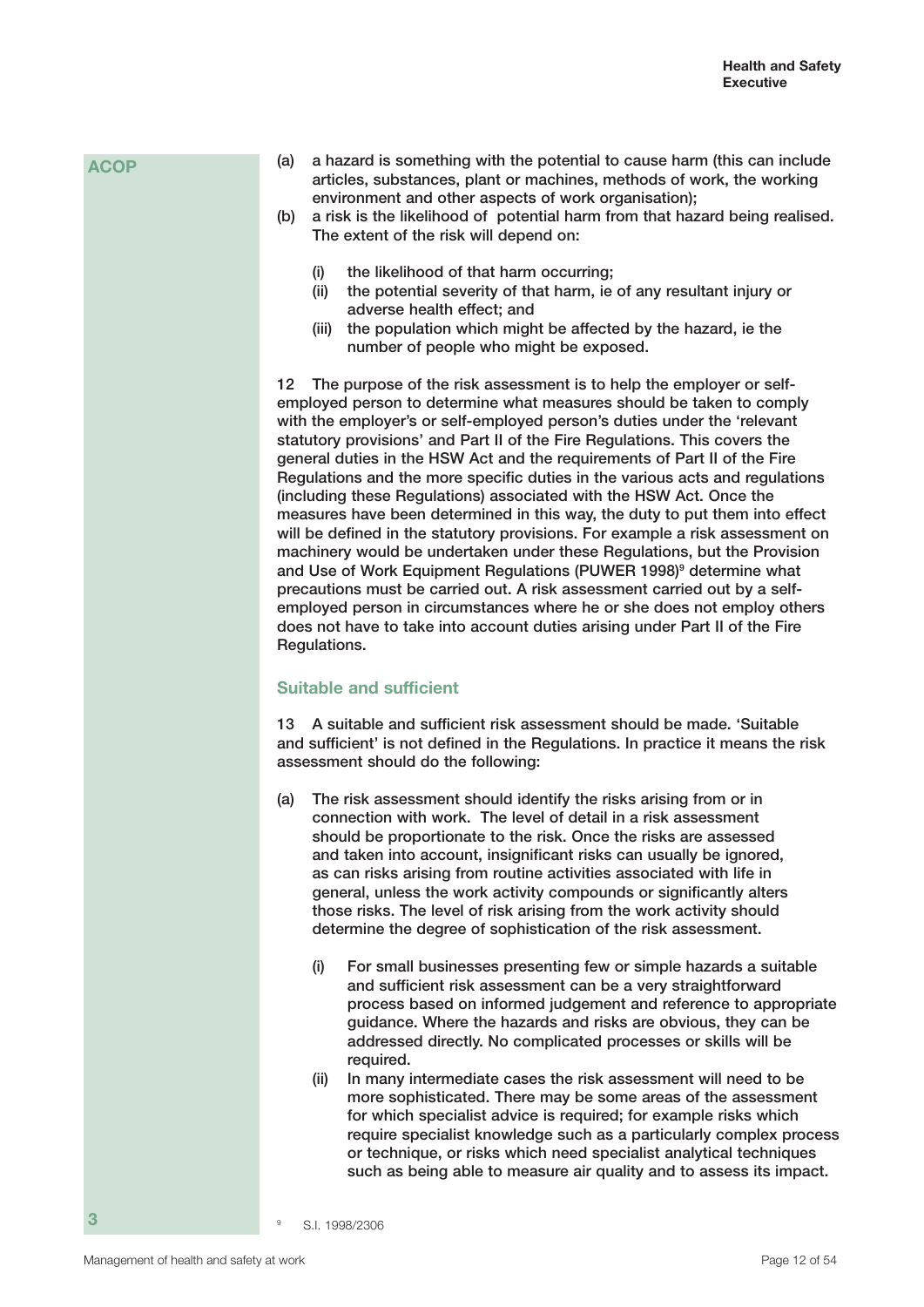ACOP

(a) a hazard is something with the potential to cause harm (this can include articles, substances, plant or machines, methods of work, the working environment and other aspects of work organisation);
(b) a risk is the likelihood of potential harm from that hazard being realised. The extent of the risk will depend on:

  (i) the likelihood of that harm occurring;
  (ii) the potential severity of that harm, ie of any resultant injury or adverse health effect; and
  (iii) the population which might be affected by the hazard, ie the number of people who might be exposed.

12 The purpose of the risk assessment is to help the employer or self-employed person to determine what measures should be taken to comply with the employer's or self-employed person's duties under the 'relevant statutory provisions' and Part II of the Fire Regulations. This covers the general duties in the HSW Act and the requirements of Part II of the Fire Regulations and the more specific duties in the various acts and regulations (including these Regulations) associated with the HSW Act. Once the measures have been determined in this way, the duty to put them into effect will be defined in the statutory provisions. For example a risk assessment on machinery would be undertaken under these Regulations, but the Provision and Use of Work Equipment Regulations (PUWER 1998)[9] determine what precautions must be carried out. A risk assessment carried out by a self-employed person in circumstances where he or she does not employ others does not have to take into account duties arising under Part II of the Fire Regulations.

## Suitable and sufficient

13 A suitable and sufficient risk assessment should be made. 'Suitable and sufficient' is not defined in the Regulations. In practice it means the risk assessment should do the following:

(a) The risk assessment should identify the risks arising from or in connection with work. The level of detail in a risk assessment should be proportionate to the risk. Once the risks are assessed and taken into account, insignificant risks can usually be ignored, as can risks arising from routine activities associated with life in general, unless the work activity compounds or significantly alters those risks. The level of risk arising from the work activity should determine the degree of sophistication of the risk assessment.

  (i) For small businesses presenting few or simple hazards a suitable and sufficient risk assessment can be a very straightforward process based on informed judgement and reference to appropriate guidance. Where the hazards and risks are obvious, they can be addressed directly. No complicated processes or skills will be required.
  (ii) In many intermediate cases the risk assessment will need to be more sophisticated. There may be some areas of the assessment for which specialist advice is required; for example risks which require specialist knowledge such as a particularly complex process or technique, or risks which need specialist analytical techniques such as being able to measure air quality and to assess its impact.

[9] S.I. 1998/2306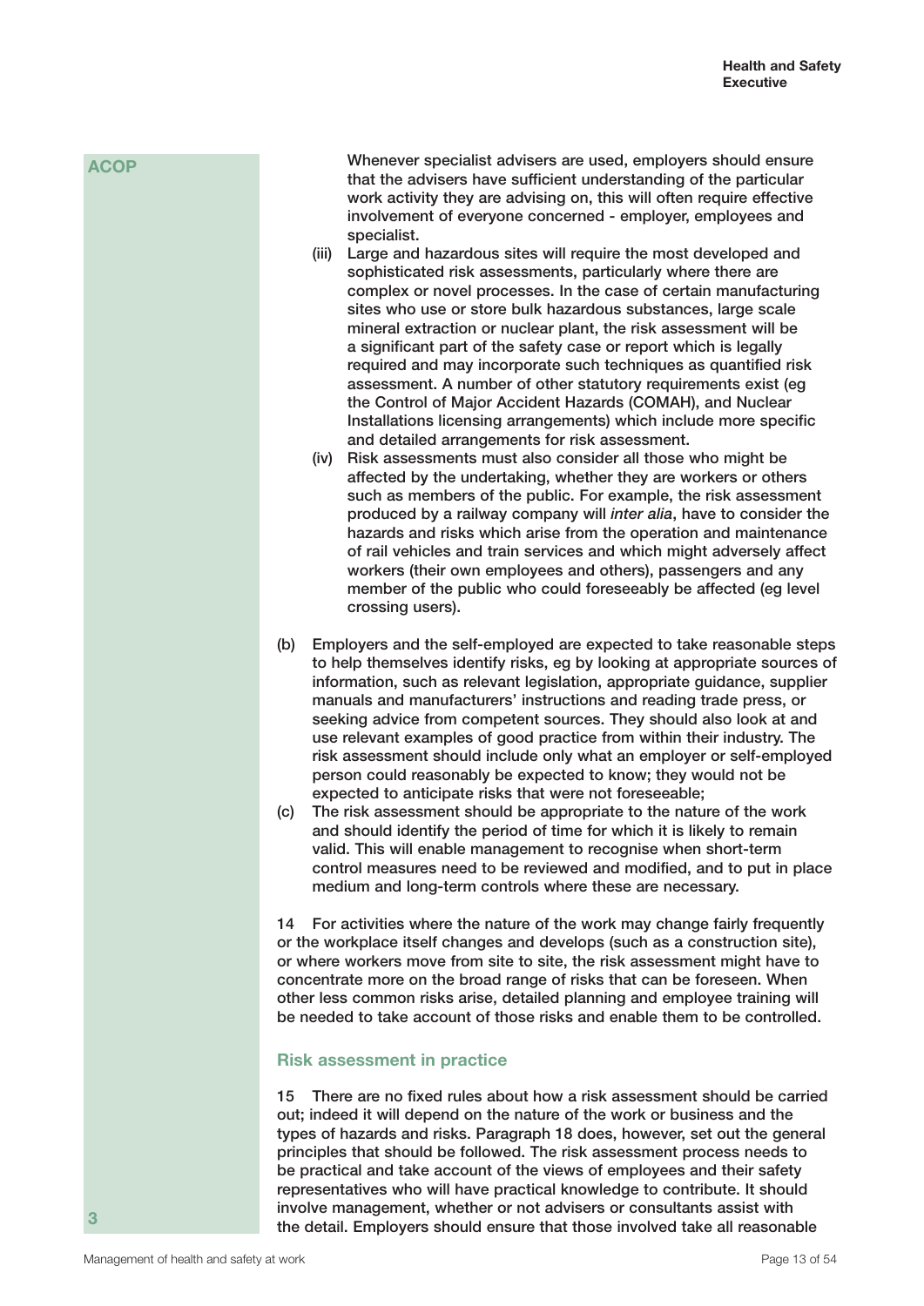**ACOP**

Whenever specialist advisers are used, employers should ensure that the advisers have sufficient understanding of the particular work activity they are advising on, this will often require effective involvement of everyone concerned - employer, employees and specialist.

(iii) Large and hazardous sites will require the most developed and sophisticated risk assessments, particularly where there are complex or novel processes. In the case of certain manufacturing sites who use or store bulk hazardous substances, large scale mineral extraction or nuclear plant, the risk assessment will be a significant part of the safety case or report which is legally required and may incorporate such techniques as quantified risk assessment. A number of other statutory requirements exist (eg the Control of Major Accident Hazards (COMAH), and Nuclear Installations licensing arrangements) which include more specific and detailed arrangements for risk assessment.

(iv) Risk assessments must also consider all those who might be affected by the undertaking, whether they are workers or others such as members of the public. For example, the risk assessment produced by a railway company will *inter alia*, have to consider the hazards and risks which arise from the operation and maintenance of rail vehicles and train services and which might adversely affect workers (their own employees and others), passengers and any member of the public who could foreseeably be affected (eg level crossing users).

(b) Employers and the self-employed are expected to take reasonable steps to help themselves identify risks, eg by looking at appropriate sources of information, such as relevant legislation, appropriate guidance, supplier manuals and manufacturers' instructions and reading trade press, or seeking advice from competent sources. They should also look at and use relevant examples of good practice from within their industry. The risk assessment should include only what an employer or self-employed person could reasonably be expected to know; they would not be expected to anticipate risks that were not foreseeable;

(c) The risk assessment should be appropriate to the nature of the work and should identify the period of time for which it is likely to remain valid. This will enable management to recognise when short-term control measures need to be reviewed and modified, and to put in place medium and long-term controls where these are necessary.

14 For activities where the nature of the work may change fairly frequently or the workplace itself changes and develops (such as a construction site), or where workers move from site to site, the risk assessment might have to concentrate more on the broad range of risks that can be foreseen. When other less common risks arise, detailed planning and employee training will be needed to take account of those risks and enable them to be controlled.

### Risk assessment in practice

15 There are no fixed rules about how a risk assessment should be carried out; indeed it will depend on the nature of the work or business and the types of hazards and risks. Paragraph 18 does, however, set out the general principles that should be followed. The risk assessment process needs to be practical and take account of the views of employees and their safety representatives who will have practical knowledge to contribute. It should involve management, whether or not advisers or consultants assist with the detail. Employers should ensure that those involved take all reasonable

3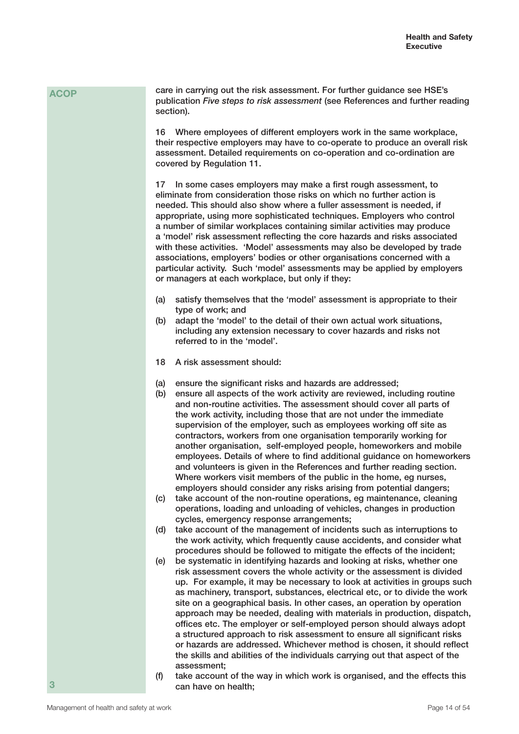**ACOP**

care in carrying out the risk assessment. For further guidance see HSE's publication *Five steps to risk assessment* (see References and further reading section).

16 Where employees of different employers work in the same workplace, their respective employers may have to co-operate to produce an overall risk assessment. Detailed requirements on co-operation and co-ordination are covered by Regulation 11.

17 In some cases employers may make a first rough assessment, to eliminate from consideration those risks on which no further action is needed. This should also show where a fuller assessment is needed, if appropriate, using more sophisticated techniques. Employers who control a number of similar workplaces containing similar activities may produce a 'model' risk assessment reflecting the core hazards and risks associated with these activities. 'Model' assessments may also be developed by trade associations, employers' bodies or other organisations concerned with a particular activity. Such 'model' assessments may be applied by employers or managers at each workplace, but only if they:

(a) satisfy themselves that the 'model' assessment is appropriate to their type of work; and
(b) adapt the 'model' to the detail of their own actual work situations, including any extension necessary to cover hazards and risks not referred to in the 'model'.

18 A risk assessment should:

(a) ensure the significant risks and hazards are addressed;
(b) ensure all aspects of the work activity are reviewed, including routine and non-routine activities. The assessment should cover all parts of the work activity, including those that are not under the immediate supervision of the employer, such as employees working off site as contractors, workers from one organisation temporarily working for another organisation, self-employed people, homeworkers and mobile employees. Details of where to find additional guidance on homeworkers and volunteers is given in the References and further reading section. Where workers visit members of the public in the home, eg nurses, employers should consider any risks arising from potential dangers;
(c) take account of the non-routine operations, eg maintenance, cleaning operations, loading and unloading of vehicles, changes in production cycles, emergency response arrangements;
(d) take account of the management of incidents such as interruptions to the work activity, which frequently cause accidents, and consider what procedures should be followed to mitigate the effects of the incident;
(e) be systematic in identifying hazards and looking at risks, whether one risk assessment covers the whole activity or the assessment is divided up. For example, it may be necessary to look at activities in groups such as machinery, transport, substances, electrical etc, or to divide the work site on a geographical basis. In other cases, an operation by operation approach may be needed, dealing with materials in production, dispatch, offices etc. The employer or self-employed person should always adopt a structured approach to risk assessment to ensure all significant risks or hazards are addressed. Whichever method is chosen, it should reflect the skills and abilities of the individuals carrying out that aspect of the assessment;
(f) take account of the way in which work is organised, and the effects this can have on health;

3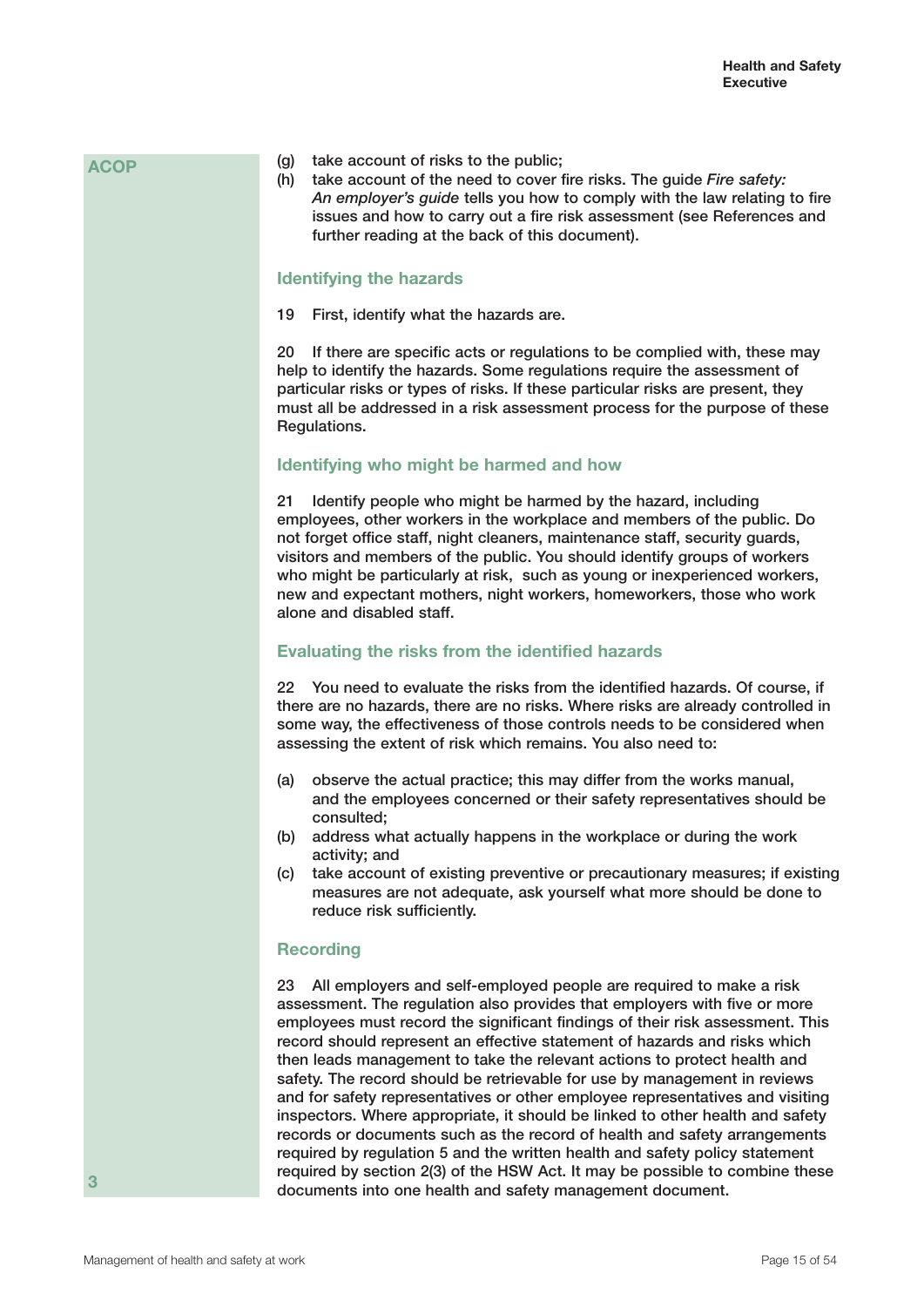ACOP

(g) take account of risks to the public;
(h) take account of the need to cover fire risks. The guide *Fire safety: An employer's guide* tells you how to comply with the law relating to fire issues and how to carry out a fire risk assessment (see References and further reading at the back of this document).

### Identifying the hazards

19 First, identify what the hazards are.

20 If there are specific acts or regulations to be complied with, these may help to identify the hazards. Some regulations require the assessment of particular risks or types of risks. If these particular risks are present, they must all be addressed in a risk assessment process for the purpose of these Regulations.

### Identifying who might be harmed and how

21 Identify people who might be harmed by the hazard, including employees, other workers in the workplace and members of the public. Do not forget office staff, night cleaners, maintenance staff, security guards, visitors and members of the public. You should identify groups of workers who might be particularly at risk, such as young or inexperienced workers, new and expectant mothers, night workers, homeworkers, those who work alone and disabled staff.

### Evaluating the risks from the identified hazards

22 You need to evaluate the risks from the identified hazards. Of course, if there are no hazards, there are no risks. Where risks are already controlled in some way, the effectiveness of those controls needs to be considered when assessing the extent of risk which remains. You also need to:

(a) observe the actual practice; this may differ from the works manual, and the employees concerned or their safety representatives should be consulted;
(b) address what actually happens in the workplace or during the work activity; and
(c) take account of existing preventive or precautionary measures; if existing measures are not adequate, ask yourself what more should be done to reduce risk sufficiently.

### Recording

23 All employers and self-employed people are required to make a risk assessment. The regulation also provides that employers with five or more employees must record the significant findings of their risk assessment. This record should represent an effective statement of hazards and risks which then leads management to take the relevant actions to protect health and safety. The record should be retrievable for use by management in reviews and for safety representatives or other employee representatives and visiting inspectors. Where appropriate, it should be linked to other health and safety records or documents such as the record of health and safety arrangements required by regulation 5 and the written health and safety policy statement required by section 2(3) of the HSW Act. It may be possible to combine these documents into one health and safety management document.

3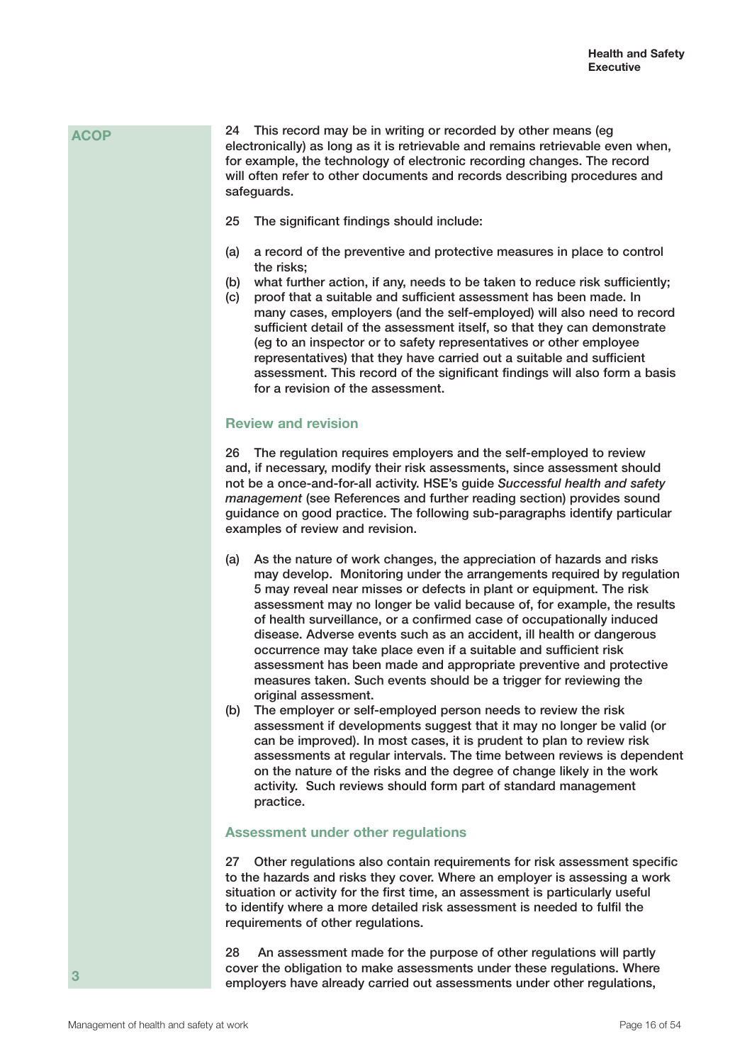ACOP

24 This record may be in writing or recorded by other means (eg electronically) as long as it is retrievable and remains retrievable even when, for example, the technology of electronic recording changes. The record will often refer to other documents and records describing procedures and safeguards.

25 The significant findings should include:

(a) a record of the preventive and protective measures in place to control the risks;
(b) what further action, if any, needs to be taken to reduce risk sufficiently;
(c) proof that a suitable and sufficient assessment has been made. In many cases, employers (and the self-employed) will also need to record sufficient detail of the assessment itself, so that they can demonstrate (eg to an inspector or to safety representatives or other employee representatives) that they have carried out a suitable and sufficient assessment. This record of the significant findings will also form a basis for a revision of the assessment.

### Review and revision

26 The regulation requires employers and the self-employed to review and, if necessary, modify their risk assessments, since assessment should not be a once-and-for-all activity. HSE's guide *Successful health and safety management* (see References and further reading section) provides sound guidance on good practice. The following sub-paragraphs identify particular examples of review and revision.

(a) As the nature of work changes, the appreciation of hazards and risks may develop. Monitoring under the arrangements required by regulation 5 may reveal near misses or defects in plant or equipment. The risk assessment may no longer be valid because of, for example, the results of health surveillance, or a confirmed case of occupationally induced disease. Adverse events such as an accident, ill health or dangerous occurrence may take place even if a suitable and sufficient risk assessment has been made and appropriate preventive and protective measures taken. Such events should be a trigger for reviewing the original assessment.
(b) The employer or self-employed person needs to review the risk assessment if developments suggest that it may no longer be valid (or can be improved). In most cases, it is prudent to plan to review risk assessments at regular intervals. The time between reviews is dependent on the nature of the risks and the degree of change likely in the work activity. Such reviews should form part of standard management practice.

### Assessment under other regulations

27 Other regulations also contain requirements for risk assessment specific to the hazards and risks they cover. Where an employer is assessing a work situation or activity for the first time, an assessment is particularly useful to identify where a more detailed risk assessment is needed to fulfil the requirements of other regulations.

28 An assessment made for the purpose of other regulations will partly cover the obligation to make assessments under these regulations. Where employers have already carried out assessments under other regulations,

3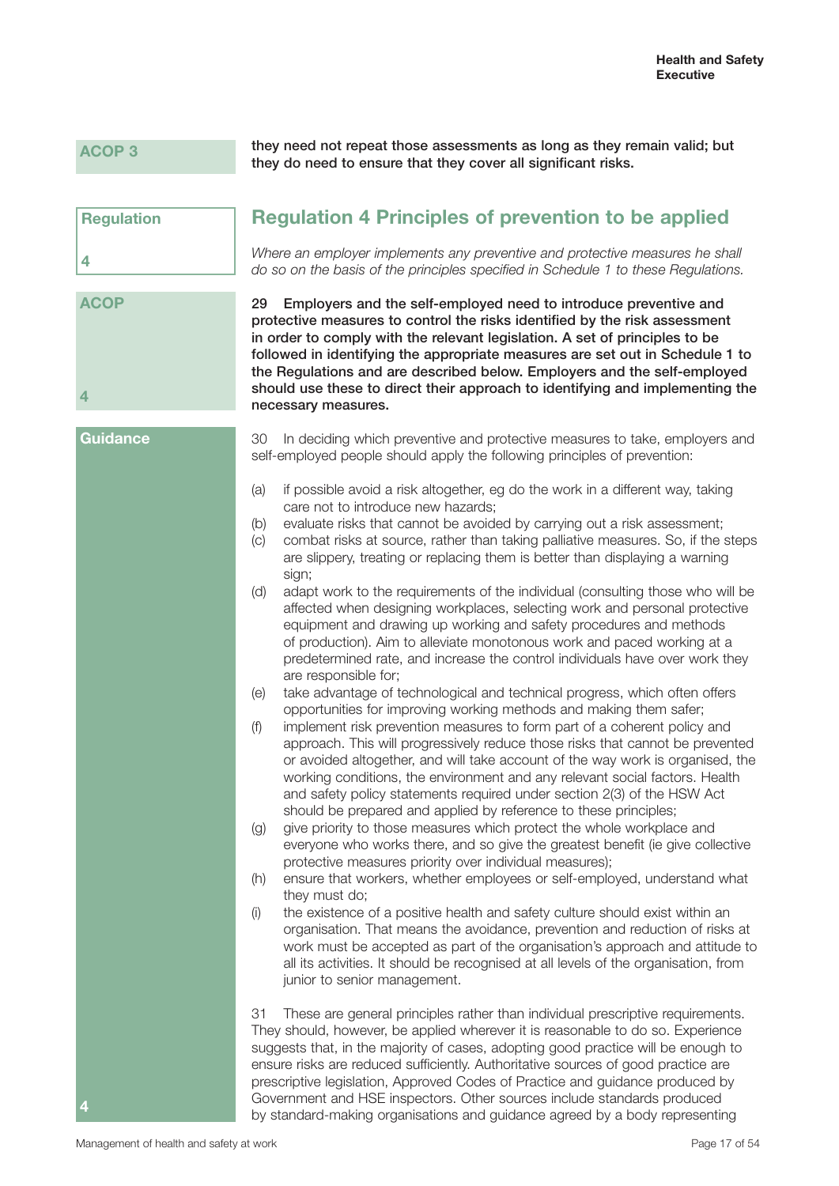ACOP 3

**they need not repeat those assessments as long as they remain valid; but they do need to ensure that they cover all significant risks.**

Regulation 4

## Regulation 4 Principles of prevention to be applied

*Where an employer implements any preventive and protective measures he shall do so on the basis of the principles specified in Schedule 1 to these Regulations.*

ACOP 4

**29 Employers and the self-employed need to introduce preventive and protective measures to control the risks identified by the risk assessment in order to comply with the relevant legislation. A set of principles to be followed in identifying the appropriate measures are set out in Schedule 1 to the Regulations and are described below. Employers and the self-employed should use these to direct their approach to identifying and implementing the necessary measures.**

Guidance 4

30 In deciding which preventive and protective measures to take, employers and self-employed people should apply the following principles of prevention:

(a) if possible avoid a risk altogether, eg do the work in a different way, taking care not to introduce new hazards;
(b) evaluate risks that cannot be avoided by carrying out a risk assessment;
(c) combat risks at source, rather than taking palliative measures. So, if the steps are slippery, treating or replacing them is better than displaying a warning sign;
(d) adapt work to the requirements of the individual (consulting those who will be affected when designing workplaces, selecting work and personal protective equipment and drawing up working and safety procedures and methods of production). Aim to alleviate monotonous work and paced working at a predetermined rate, and increase the control individuals have over work they are responsible for;
(e) take advantage of technological and technical progress, which often offers opportunities for improving working methods and making them safer;
(f) implement risk prevention measures to form part of a coherent policy and approach. This will progressively reduce those risks that cannot be prevented or avoided altogether, and will take account of the way work is organised, the working conditions, the environment and any relevant social factors. Health and safety policy statements required under section 2(3) of the HSW Act should be prepared and applied by reference to these principles;
(g) give priority to those measures which protect the whole workplace and everyone who works there, and so give the greatest benefit (ie give collective protective measures priority over individual measures);
(h) ensure that workers, whether employees or self-employed, understand what they must do;
(i) the existence of a positive health and safety culture should exist within an organisation. That means the avoidance, prevention and reduction of risks at work must be accepted as part of the organisation's approach and attitude to all its activities. It should be recognised at all levels of the organisation, from junior to senior management.

31 These are general principles rather than individual prescriptive requirements. They should, however, be applied wherever it is reasonable to do so. Experience suggests that, in the majority of cases, adopting good practice will be enough to ensure risks are reduced sufficiently. Authoritative sources of good practice are prescriptive legislation, Approved Codes of Practice and guidance produced by Government and HSE inspectors. Other sources include standards produced by standard-making organisations and guidance agreed by a body representing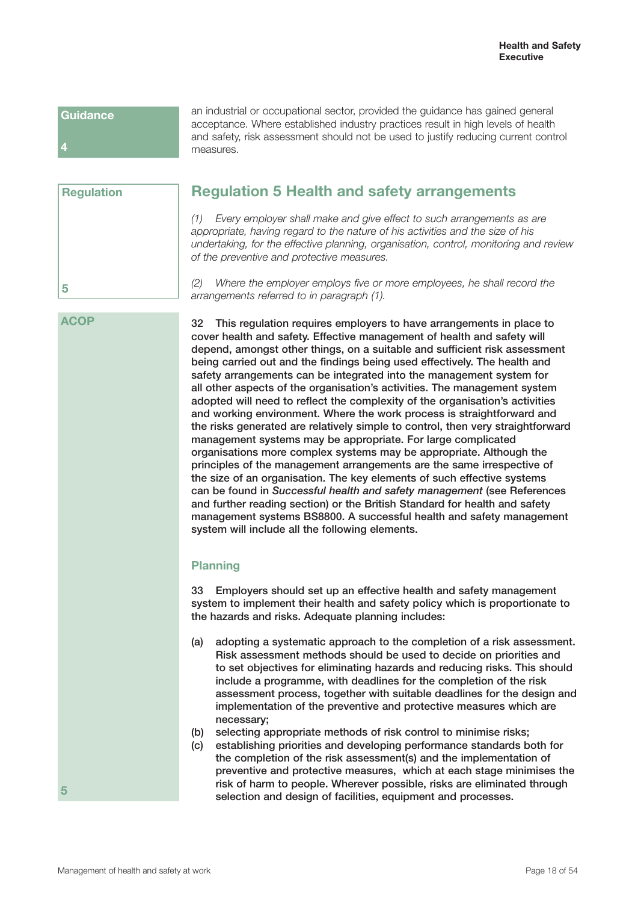**Guidance 4**

an industrial or occupational sector, provided the guidance has gained general acceptance. Where established industry practices result in high levels of health and safety, risk assessment should not be used to justify reducing current control measures.

**Regulation 5**

## Regulation 5 Health and safety arrangements

*(1) Every employer shall make and give effect to such arrangements as are appropriate, having regard to the nature of his activities and the size of his undertaking, for the effective planning, organisation, control, monitoring and review of the preventive and protective measures.*

*(2) Where the employer employs five or more employees, he shall record the arrangements referred to in paragraph (1).*

**ACOP 5**

**32 This regulation requires employers to have arrangements in place to cover health and safety. Effective management of health and safety will depend, amongst other things, on a suitable and sufficient risk assessment being carried out and the findings being used effectively. The health and safety arrangements can be integrated into the management system for all other aspects of the organisation's activities. The management system adopted will need to reflect the complexity of the organisation's activities and working environment. Where the work process is straightforward and the risks generated are relatively simple to control, then very straightforward management systems may be appropriate. For large complicated organisations more complex systems may be appropriate. Although the principles of the management arrangements are the same irrespective of the size of an organisation. The key elements of such effective systems can be found in *Successful health and safety management* (see References and further reading section) or the British Standard for health and safety management systems BS8800. A successful health and safety management system will include all the following elements.**

### Planning

**33 Employers should set up an effective health and safety management system to implement their health and safety policy which is proportionate to the hazards and risks. Adequate planning includes:**

**(a) adopting a systematic approach to the completion of a risk assessment. Risk assessment methods should be used to decide on priorities and to set objectives for eliminating hazards and reducing risks. This should include a programme, with deadlines for the completion of the risk assessment process, together with suitable deadlines for the design and implementation of the preventive and protective measures which are necessary;**

**(b) selecting appropriate methods of risk control to minimise risks;**

**(c) establishing priorities and developing performance standards both for the completion of the risk assessment(s) and the implementation of preventive and protective measures, which at each stage minimises the risk of harm to people. Wherever possible, risks are eliminated through selection and design of facilities, equipment and processes.**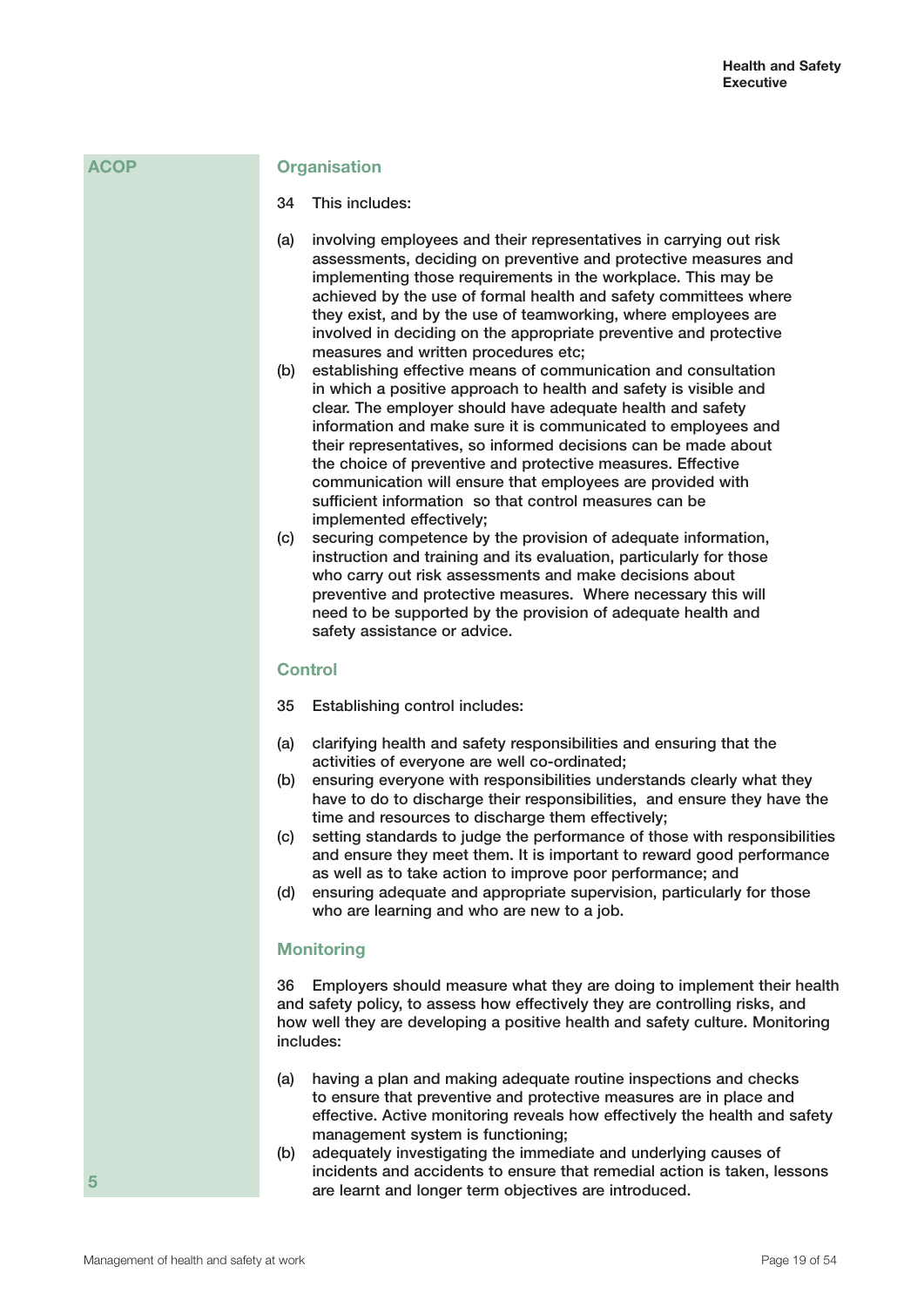ACOP

## Organisation

34 This includes:

(a) involving employees and their representatives in carrying out risk assessments, deciding on preventive and protective measures and implementing those requirements in the workplace. This may be achieved by the use of formal health and safety committees where they exist, and by the use of teamworking, where employees are involved in deciding on the appropriate preventive and protective measures and written procedures etc;
(b) establishing effective means of communication and consultation in which a positive approach to health and safety is visible and clear. The employer should have adequate health and safety information and make sure it is communicated to employees and their representatives, so informed decisions can be made about the choice of preventive and protective measures. Effective communication will ensure that employees are provided with sufficient information so that control measures can be implemented effectively;
(c) securing competence by the provision of adequate information, instruction and training and its evaluation, particularly for those who carry out risk assessments and make decisions about preventive and protective measures. Where necessary this will need to be supported by the provision of adequate health and safety assistance or advice.

## Control

35 Establishing control includes:

(a) clarifying health and safety responsibilities and ensuring that the activities of everyone are well co-ordinated;
(b) ensuring everyone with responsibilities understands clearly what they have to do to discharge their responsibilities, and ensure they have the time and resources to discharge them effectively;
(c) setting standards to judge the performance of those with responsibilities and ensure they meet them. It is important to reward good performance as well as to take action to improve poor performance; and
(d) ensuring adequate and appropriate supervision, particularly for those who are learning and who are new to a job.

## Monitoring

36 Employers should measure what they are doing to implement their health and safety policy, to assess how effectively they are controlling risks, and how well they are developing a positive health and safety culture. Monitoring includes:

(a) having a plan and making adequate routine inspections and checks to ensure that preventive and protective measures are in place and effective. Active monitoring reveals how effectively the health and safety management system is functioning;
(b) adequately investigating the immediate and underlying causes of incidents and accidents to ensure that remedial action is taken, lessons are learnt and longer term objectives are introduced.

5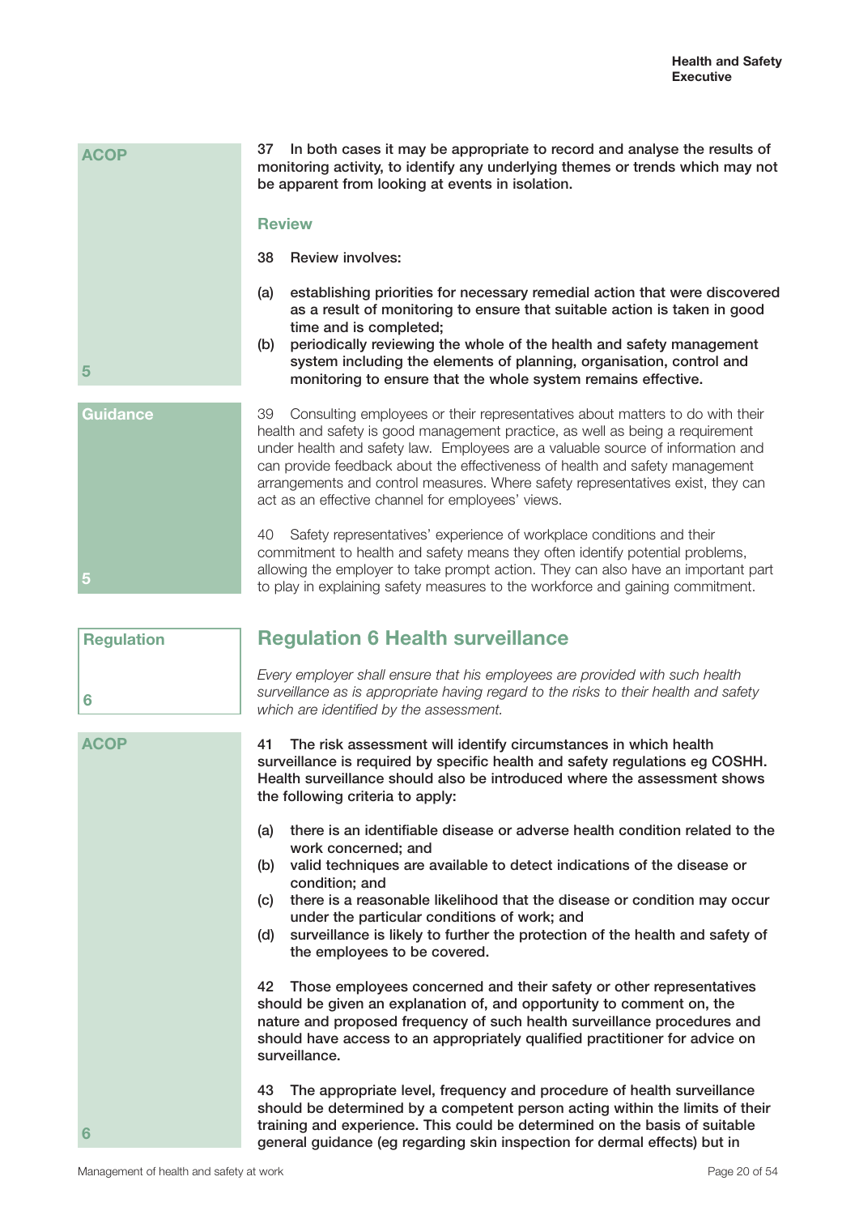ACOP

**37 In both cases it may be appropriate to record and analyse the results of monitoring activity, to identify any underlying themes or trends which may not be apparent from looking at events in isolation.**

### Review

**38 Review involves:**

**(a) establishing priorities for necessary remedial action that were discovered as a result of monitoring to ensure that suitable action is taken in good time and is completed;**

**(b) periodically reviewing the whole of the health and safety management system including the elements of planning, organisation, control and monitoring to ensure that the whole system remains effective.**

5

Guidance

39 Consulting employees or their representatives about matters to do with their health and safety is good management practice, as well as being a requirement under health and safety law. Employees are a valuable source of information and can provide feedback about the effectiveness of health and safety management arrangements and control measures. Where safety representatives exist, they can act as an effective channel for employees' views.

40 Safety representatives' experience of workplace conditions and their commitment to health and safety means they often identify potential problems, allowing the employer to take prompt action. They can also have an important part to play in explaining safety measures to the workforce and gaining commitment.

5

Regulation

## Regulation 6 Health surveillance

*Every employer shall ensure that his employees are provided with such health surveillance as is appropriate having regard to the risks to their health and safety which are identified by the assessment.*

6

ACOP

**41 The risk assessment will identify circumstances in which health surveillance is required by specific health and safety regulations eg COSHH. Health surveillance should also be introduced where the assessment shows the following criteria to apply:**

**(a) there is an identifiable disease or adverse health condition related to the work concerned; and**

**(b) valid techniques are available to detect indications of the disease or condition; and**

**(c) there is a reasonable likelihood that the disease or condition may occur under the particular conditions of work; and**

**(d) surveillance is likely to further the protection of the health and safety of the employees to be covered.**

**42 Those employees concerned and their safety or other representatives should be given an explanation of, and opportunity to comment on, the nature and proposed frequency of such health surveillance procedures and should have access to an appropriately qualified practitioner for advice on surveillance.**

**43 The appropriate level, frequency and procedure of health surveillance should be determined by a competent person acting within the limits of their training and experience. This could be determined on the basis of suitable general guidance (eg regarding skin inspection for dermal effects) but in**

6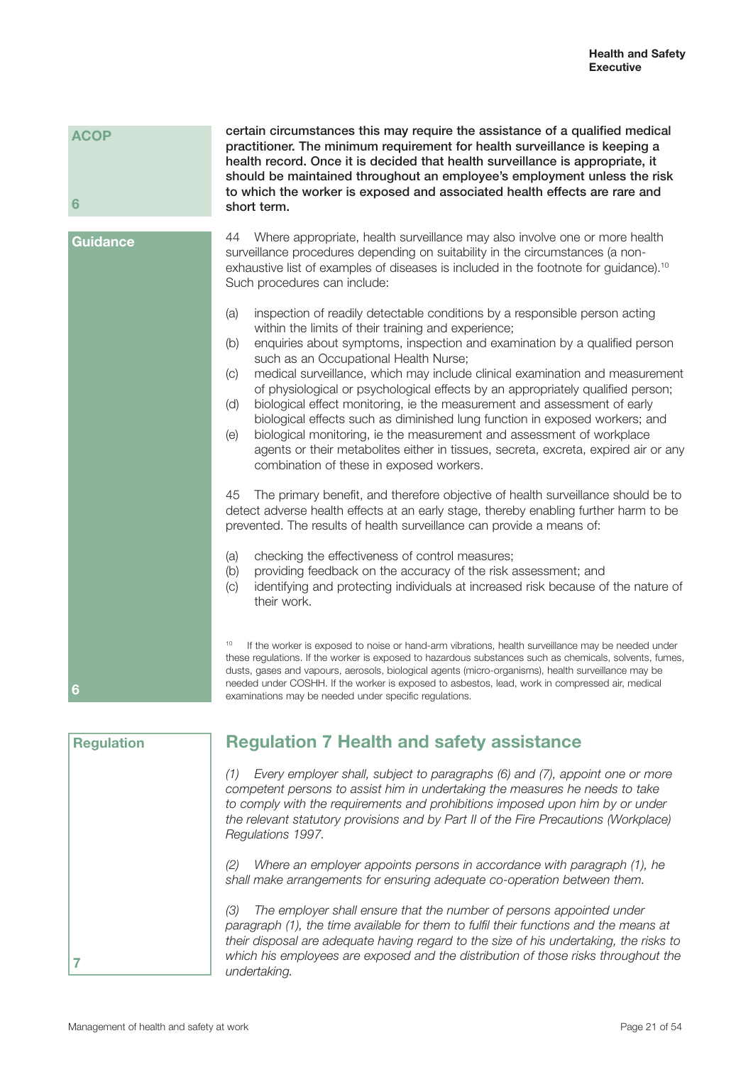**ACOP**

**certain circumstances this may require the assistance of a qualified medical practitioner. The minimum requirement for health surveillance is keeping a health record. Once it is decided that health surveillance is appropriate, it should be maintained throughout an employee's employment unless the risk to which the worker is exposed and associated health effects are rare and short term.**

**6**

**Guidance**

44 Where appropriate, health surveillance may also involve one or more health surveillance procedures depending on suitability in the circumstances (a non-exhaustive list of examples of diseases is included in the footnote for guidance).[10] Such procedures can include:

(a) inspection of readily detectable conditions by a responsible person acting within the limits of their training and experience;
(b) enquiries about symptoms, inspection and examination by a qualified person such as an Occupational Health Nurse;
(c) medical surveillance, which may include clinical examination and measurement of physiological or psychological effects by an appropriately qualified person;
(d) biological effect monitoring, ie the measurement and assessment of early biological effects such as diminished lung function in exposed workers; and
(e) biological monitoring, ie the measurement and assessment of workplace agents or their metabolites either in tissues, secreta, excreta, expired air or any combination of these in exposed workers.

45 The primary benefit, and therefore objective of health surveillance should be to detect adverse health effects at an early stage, thereby enabling further harm to be prevented. The results of health surveillance can provide a means of:

(a) checking the effectiveness of control measures;
(b) providing feedback on the accuracy of the risk assessment; and
(c) identifying and protecting individuals at increased risk because of the nature of their work.

[10] If the worker is exposed to noise or hand-arm vibrations, health surveillance may be needed under these regulations. If the worker is exposed to hazardous substances such as chemicals, solvents, fumes, dusts, gases and vapours, aerosols, biological agents (micro-organisms), health surveillance may be needed under COSHH. If the worker is exposed to asbestos, lead, work in compressed air, medical examinations may be needed under specific regulations.

**6**

**Regulation**

## Regulation 7 Health and safety assistance

*(1) Every employer shall, subject to paragraphs (6) and (7), appoint one or more competent persons to assist him in undertaking the measures he needs to take to comply with the requirements and prohibitions imposed upon him by or under the relevant statutory provisions and by Part II of the Fire Precautions (Workplace) Regulations 1997.*

*(2) Where an employer appoints persons in accordance with paragraph (1), he shall make arrangements for ensuring adequate co-operation between them.*

*(3) The employer shall ensure that the number of persons appointed under paragraph (1), the time available for them to fulfil their functions and the means at their disposal are adequate having regard to the size of his undertaking, the risks to which his employees are exposed and the distribution of those risks throughout the undertaking.*

**7**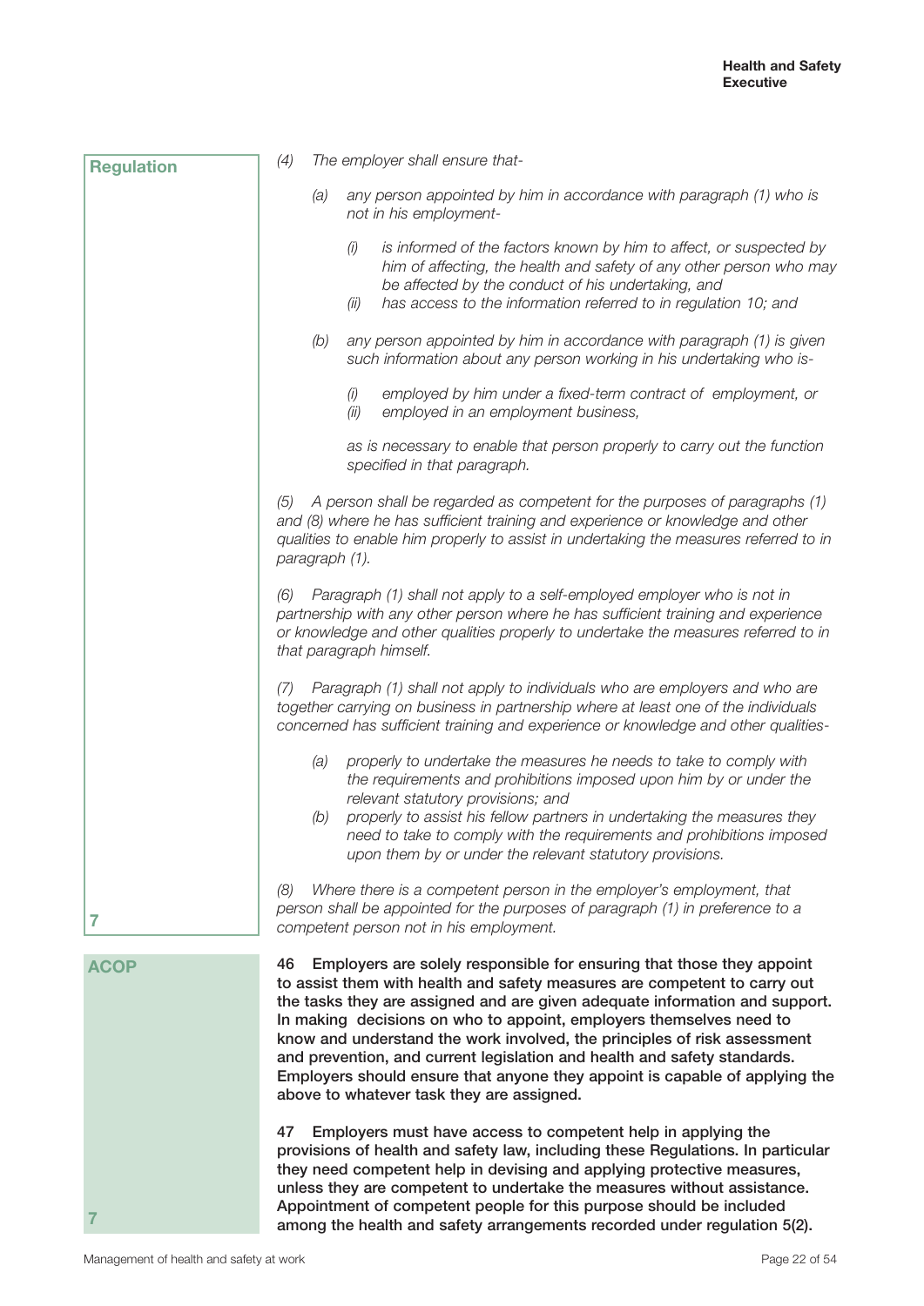**Regulation**

*(4) The employer shall ensure that-*

*(a) any person appointed by him in accordance with paragraph (1) who is not in his employment-*

*(i) is informed of the factors known by him to affect, or suspected by him of affecting, the health and safety of any other person who may be affected by the conduct of his undertaking, and*

*(ii) has access to the information referred to in regulation 10; and*

*(b) any person appointed by him in accordance with paragraph (1) is given such information about any person working in his undertaking who is-*

*(i) employed by him under a fixed-term contract of employment, or*

*(ii) employed in an employment business,*

*as is necessary to enable that person properly to carry out the function specified in that paragraph.*

*(5) A person shall be regarded as competent for the purposes of paragraphs (1) and (8) where he has sufficient training and experience or knowledge and other qualities to enable him properly to assist in undertaking the measures referred to in paragraph (1).*

*(6) Paragraph (1) shall not apply to a self-employed employer who is not in partnership with any other person where he has sufficient training and experience or knowledge and other qualities properly to undertake the measures referred to in that paragraph himself.*

*(7) Paragraph (1) shall not apply to individuals who are employers and who are together carrying on business in partnership where at least one of the individuals concerned has sufficient training and experience or knowledge and other qualities-*

*(a) properly to undertake the measures he needs to take to comply with the requirements and prohibitions imposed upon him by or under the relevant statutory provisions; and*

*(b) properly to assist his fellow partners in undertaking the measures they need to take to comply with the requirements and prohibitions imposed upon them by or under the relevant statutory provisions.*

*(8) Where there is a competent person in the employer's employment, that person shall be appointed for the purposes of paragraph (1) in preference to a competent person not in his employment.*

7

**ACOP**

**46 Employers are solely responsible for ensuring that those they appoint to assist them with health and safety measures are competent to carry out the tasks they are assigned and are given adequate information and support. In making decisions on who to appoint, employers themselves need to know and understand the work involved, the principles of risk assessment and prevention, and current legislation and health and safety standards. Employers should ensure that anyone they appoint is capable of applying the above to whatever task they are assigned.**

**47 Employers must have access to competent help in applying the provisions of health and safety law, including these Regulations. In particular they need competent help in devising and applying protective measures, unless they are competent to undertake the measures without assistance. Appointment of competent people for this purpose should be included among the health and safety arrangements recorded under regulation 5(2).**

7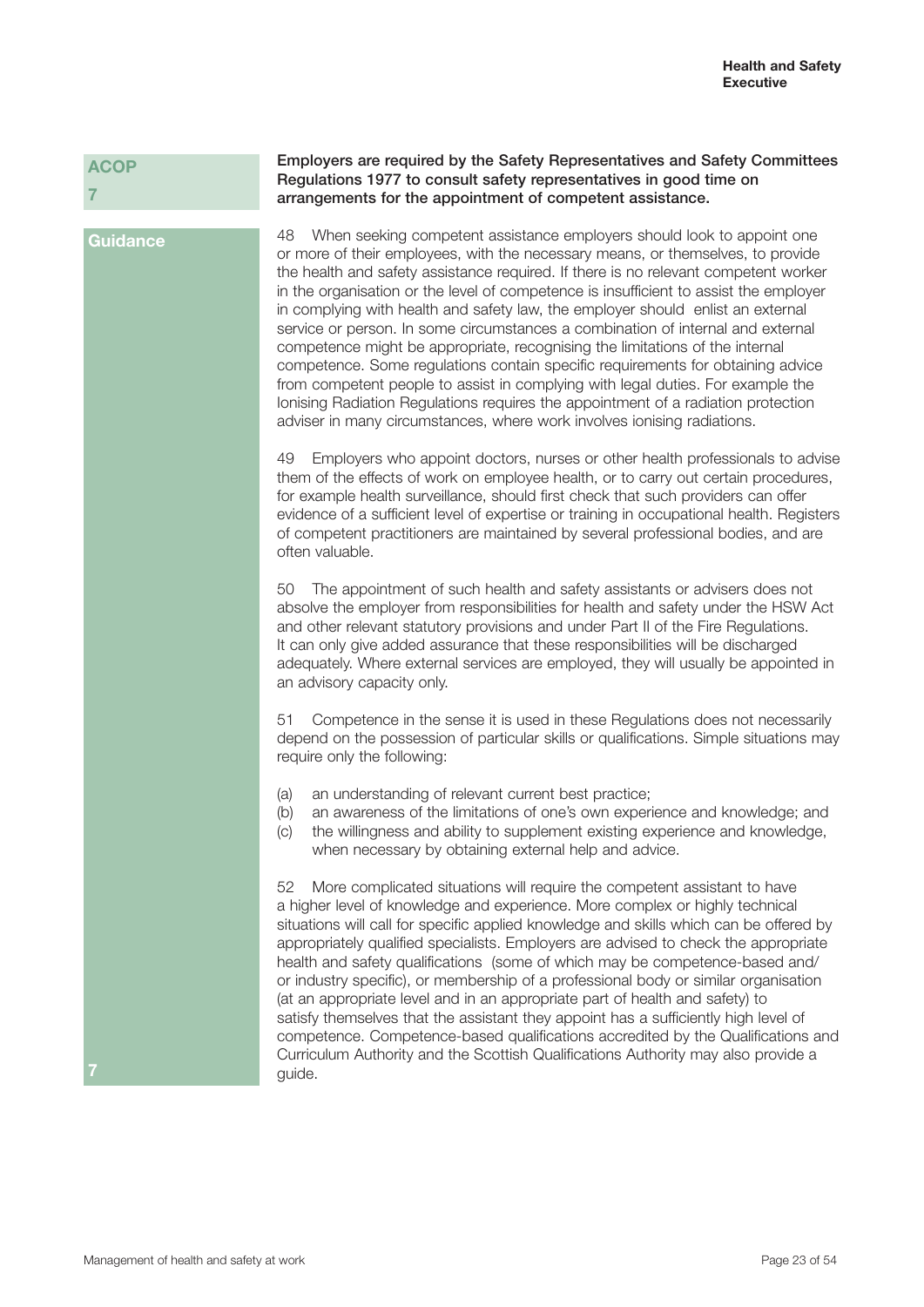**ACOP**

**7**

**Employers are required by the Safety Representatives and Safety Committees Regulations 1977 to consult safety representatives in good time on arrangements for the appointment of competent assistance.**

**Guidance**

48 When seeking competent assistance employers should look to appoint one or more of their employees, with the necessary means, or themselves, to provide the health and safety assistance required. If there is no relevant competent worker in the organisation or the level of competence is insufficient to assist the employer in complying with health and safety law, the employer should enlist an external service or person. In some circumstances a combination of internal and external competence might be appropriate, recognising the limitations of the internal competence. Some regulations contain specific requirements for obtaining advice from competent people to assist in complying with legal duties. For example the Ionising Radiation Regulations requires the appointment of a radiation protection adviser in many circumstances, where work involves ionising radiations.

49 Employers who appoint doctors, nurses or other health professionals to advise them of the effects of work on employee health, or to carry out certain procedures, for example health surveillance, should first check that such providers can offer evidence of a sufficient level of expertise or training in occupational health. Registers of competent practitioners are maintained by several professional bodies, and are often valuable.

50 The appointment of such health and safety assistants or advisers does not absolve the employer from responsibilities for health and safety under the HSW Act and other relevant statutory provisions and under Part II of the Fire Regulations. It can only give added assurance that these responsibilities will be discharged adequately. Where external services are employed, they will usually be appointed in an advisory capacity only.

51 Competence in the sense it is used in these Regulations does not necessarily depend on the possession of particular skills or qualifications. Simple situations may require only the following:

(a) an understanding of relevant current best practice;
(b) an awareness of the limitations of one's own experience and knowledge; and
(c) the willingness and ability to supplement existing experience and knowledge, when necessary by obtaining external help and advice.

52 More complicated situations will require the competent assistant to have a higher level of knowledge and experience. More complex or highly technical situations will call for specific applied knowledge and skills which can be offered by appropriately qualified specialists. Employers are advised to check the appropriate health and safety qualifications (some of which may be competence-based and/or industry specific), or membership of a professional body or similar organisation (at an appropriate level and in an appropriate part of health and safety) to satisfy themselves that the assistant they appoint has a sufficiently high level of competence. Competence-based qualifications accredited by the Qualifications and Curriculum Authority and the Scottish Qualifications Authority may also provide a guide.

**7**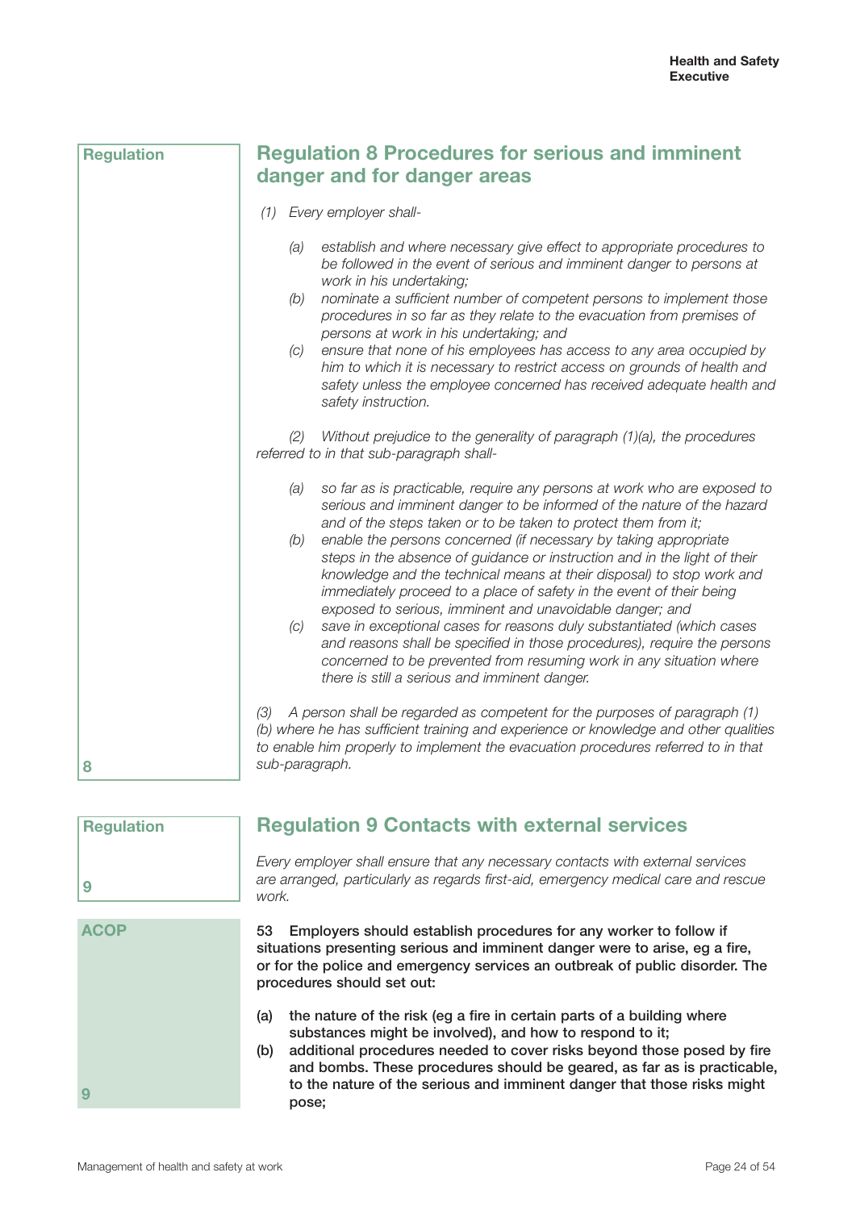Regulation

## Regulation 8 Procedures for serious and imminent danger and for danger areas

*(1) Every employer shall-*

*(a) establish and where necessary give effect to appropriate procedures to be followed in the event of serious and imminent danger to persons at work in his undertaking;*

*(b) nominate a sufficient number of competent persons to implement those procedures in so far as they relate to the evacuation from premises of persons at work in his undertaking; and*

*(c) ensure that none of his employees has access to any area occupied by him to which it is necessary to restrict access on grounds of health and safety unless the employee concerned has received adequate health and safety instruction.*

*(2) Without prejudice to the generality of paragraph (1)(a), the procedures referred to in that sub-paragraph shall-*

*(a) so far as is practicable, require any persons at work who are exposed to serious and imminent danger to be informed of the nature of the hazard and of the steps taken or to be taken to protect them from it;*

*(b) enable the persons concerned (if necessary by taking appropriate steps in the absence of guidance or instruction and in the light of their knowledge and the technical means at their disposal) to stop work and immediately proceed to a place of safety in the event of their being exposed to serious, imminent and unavoidable danger; and*

*(c) save in exceptional cases for reasons duly substantiated (which cases and reasons shall be specified in those procedures), require the persons concerned to be prevented from resuming work in any situation where there is still a serious and imminent danger.*

*(3) A person shall be regarded as competent for the purposes of paragraph (1)(b) where he has sufficient training and experience or knowledge and other qualities to enable him properly to implement the evacuation procedures referred to in that sub-paragraph.*

8

Regulation

## Regulation 9 Contacts with external services

*Every employer shall ensure that any necessary contacts with external services are arranged, particularly as regards first-aid, emergency medical care and rescue work.*

9

ACOP

**53 Employers should establish procedures for any worker to follow if situations presenting serious and imminent danger were to arise, eg a fire, or for the police and emergency services an outbreak of public disorder. The procedures should set out:**

**(a) the nature of the risk (eg a fire in certain parts of a building where substances might be involved), and how to respond to it;**

**(b) additional procedures needed to cover risks beyond those posed by fire and bombs. These procedures should be geared, as far as is practicable, to the nature of the serious and imminent danger that those risks might pose;**

9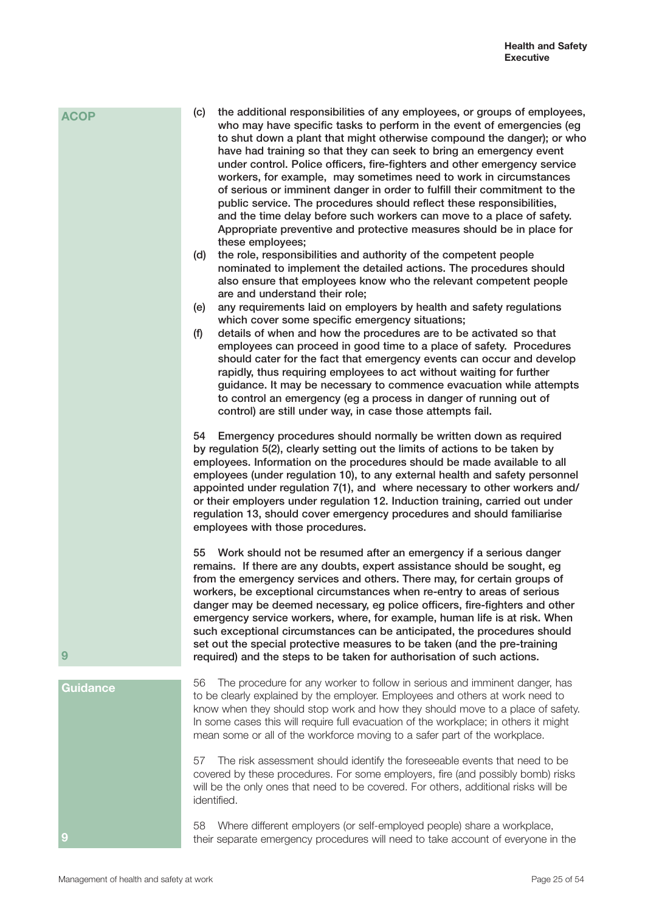**ACOP**

(c) the additional responsibilities of any employees, or groups of employees, who may have specific tasks to perform in the event of emergencies (eg to shut down a plant that might otherwise compound the danger); or who have had training so that they can seek to bring an emergency event under control. Police officers, fire-fighters and other emergency service workers, for example, may sometimes need to work in circumstances of serious or imminent danger in order to fulfill their commitment to the public service. The procedures should reflect these responsibilities, and the time delay before such workers can move to a place of safety. Appropriate preventive and protective measures should be in place for these employees;

(d) the role, responsibilities and authority of the competent people nominated to implement the detailed actions. The procedures should also ensure that employees know who the relevant competent people are and understand their role;

(e) any requirements laid on employers by health and safety regulations which cover some specific emergency situations;

(f) details of when and how the procedures are to be activated so that employees can proceed in good time to a place of safety. Procedures should cater for the fact that emergency events can occur and develop rapidly, thus requiring employees to act without waiting for further guidance. It may be necessary to commence evacuation while attempts to control an emergency (eg a process in danger of running out of control) are still under way, in case those attempts fail.

54 Emergency procedures should normally be written down as required by regulation 5(2), clearly setting out the limits of actions to be taken by employees. Information on the procedures should be made available to all employees (under regulation 10), to any external health and safety personnel appointed under regulation 7(1), and where necessary to other workers and/or their employers under regulation 12. Induction training, carried out under regulation 13, should cover emergency procedures and should familiarise employees with those procedures.

55 Work should not be resumed after an emergency if a serious danger remains. If there are any doubts, expert assistance should be sought, eg from the emergency services and others. There may, for certain groups of workers, be exceptional circumstances when re-entry to areas of serious danger may be deemed necessary, eg police officers, fire-fighters and other emergency service workers, where, for example, human life is at risk. When such exceptional circumstances can be anticipated, the procedures should set out the special protective measures to be taken (and the pre-training required) and the steps to be taken for authorisation of such actions.

9

**Guidance**

56 The procedure for any worker to follow in serious and imminent danger, has to be clearly explained by the employer. Employees and others at work need to know when they should stop work and how they should move to a place of safety. In some cases this will require full evacuation of the workplace; in others it might mean some or all of the workforce moving to a safer part of the workplace.

57 The risk assessment should identify the foreseeable events that need to be covered by these procedures. For some employers, fire (and possibly bomb) risks will be the only ones that need to be covered. For others, additional risks will be identified.

58 Where different employers (or self-employed people) share a workplace, their separate emergency procedures will need to take account of everyone in the

9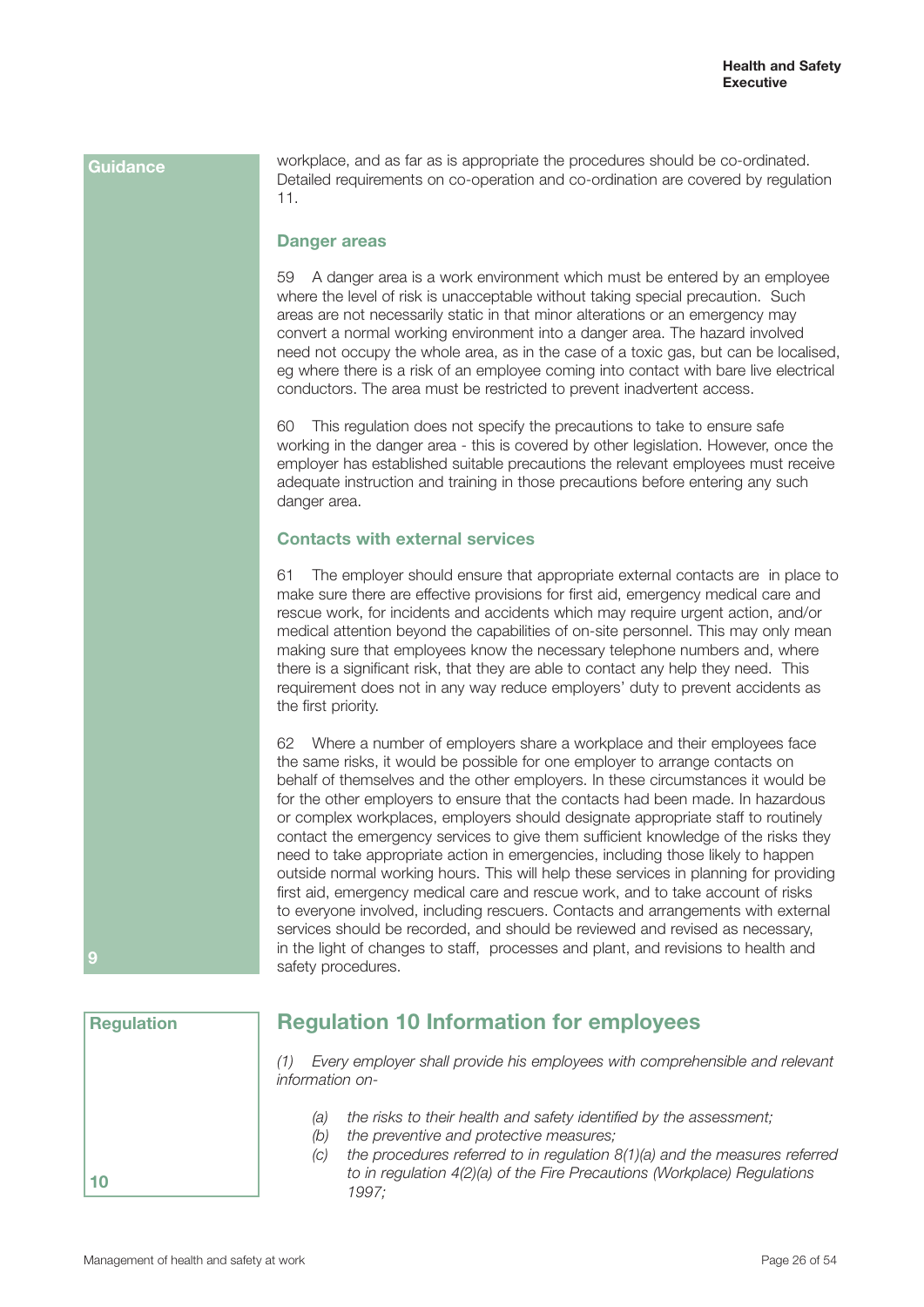Guidance

workplace, and as far as is appropriate the procedures should be co-ordinated. Detailed requirements on co-operation and co-ordination are covered by regulation 11.

### Danger areas

59 A danger area is a work environment which must be entered by an employee where the level of risk is unacceptable without taking special precaution. Such areas are not necessarily static in that minor alterations or an emergency may convert a normal working environment into a danger area. The hazard involved need not occupy the whole area, as in the case of a toxic gas, but can be localised, eg where there is a risk of an employee coming into contact with bare live electrical conductors. The area must be restricted to prevent inadvertent access.

60 This regulation does not specify the precautions to take to ensure safe working in the danger area - this is covered by other legislation. However, once the employer has established suitable precautions the relevant employees must receive adequate instruction and training in those precautions before entering any such danger area.

### Contacts with external services

61 The employer should ensure that appropriate external contacts are in place to make sure there are effective provisions for first aid, emergency medical care and rescue work, for incidents and accidents which may require urgent action, and/or medical attention beyond the capabilities of on-site personnel. This may only mean making sure that employees know the necessary telephone numbers and, where there is a significant risk, that they are able to contact any help they need. This requirement does not in any way reduce employers' duty to prevent accidents as the first priority.

62 Where a number of employers share a workplace and their employees face the same risks, it would be possible for one employer to arrange contacts on behalf of themselves and the other employers. In these circumstances it would be for the other employers to ensure that the contacts had been made. In hazardous or complex workplaces, employers should designate appropriate staff to routinely contact the emergency services to give them sufficient knowledge of the risks they need to take appropriate action in emergencies, including those likely to happen outside normal working hours. This will help these services in planning for providing first aid, emergency medical care and rescue work, and to take account of risks to everyone involved, including rescuers. Contacts and arrangements with external services should be recorded, and should be reviewed and revised as necessary, in the light of changes to staff, processes and plant, and revisions to health and safety procedures.

9

Regulation

## Regulation 10 Information for employees

*(1) Every employer shall provide his employees with comprehensible and relevant information on-*

- *(a) the risks to their health and safety identified by the assessment;*
- *(b) the preventive and protective measures;*
- *(c) the procedures referred to in regulation 8(1)(a) and the measures referred to in regulation 4(2)(a) of the Fire Precautions (Workplace) Regulations 1997;*

10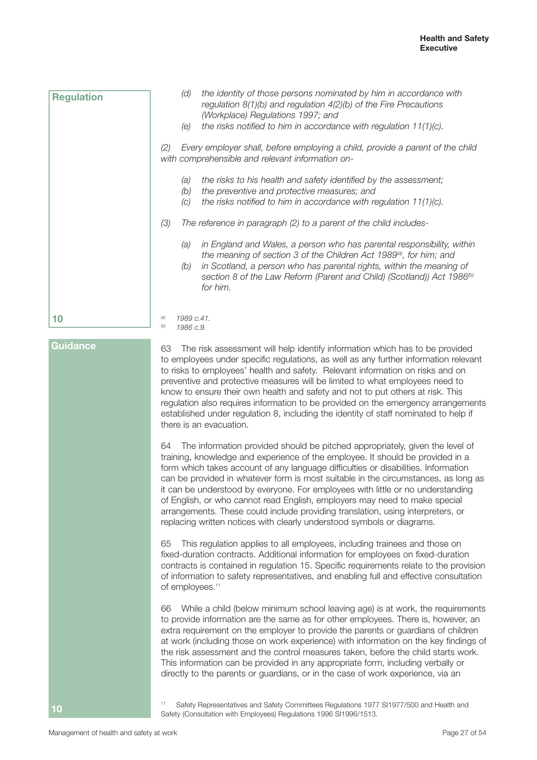**Regulation**

*(d) the identity of those persons nominated by him in accordance with regulation 8(1)(b) and regulation 4(2)(b) of the Fire Precautions (Workplace) Regulations 1997; and*

*(e) the risks notified to him in accordance with regulation 11(1)(c).*

*(2) Every employer shall, before employing a child, provide a parent of the child with comprehensible and relevant information on-*

*(a) the risks to his health and safety identified by the assessment;*

*(b) the preventive and protective measures; and*

*(c) the risks notified to him in accordance with regulation 11(1)(c).*

*(3) The reference in paragraph (2) to a parent of the child includes-*

*(a) in England and Wales, a person who has parental responsibility, within the meaning of section 3 of the Children Act 1989[(a)], for him; and*

*(b) in Scotland, a person who has parental rights, within the meaning of section 8 of the Law Reform (Parent and Child) (Scotland)) Act 1986[(b)] for him.*

**10**

*[(a)] 1989 c.41.*
*[(b)] 1986 c.9.*

**Guidance**

63 The risk assessment will help identify information which has to be provided to employees under specific regulations, as well as any further information relevant to risks to employees' health and safety. Relevant information on risks and on preventive and protective measures will be limited to what employees need to know to ensure their own health and safety and not to put others at risk. This regulation also requires information to be provided on the emergency arrangements established under regulation 8, including the identity of staff nominated to help if there is an evacuation.

64 The information provided should be pitched appropriately, given the level of training, knowledge and experience of the employee. It should be provided in a form which takes account of any language difficulties or disabilities. Information can be provided in whatever form is most suitable in the circumstances, as long as it can be understood by everyone. For employees with little or no understanding of English, or who cannot read English, employers may need to make special arrangements. These could include providing translation, using interpreters, or replacing written notices with clearly understood symbols or diagrams.

65 This regulation applies to all employees, including trainees and those on fixed-duration contracts. Additional information for employees on fixed-duration contracts is contained in regulation 15. Specific requirements relate to the provision of information to safety representatives, and enabling full and effective consultation of employees.[11]

66 While a child (below minimum school leaving age) is at work, the requirements to provide information are the same as for other employees. There is, however, an extra requirement on the employer to provide the parents or guardians of children at work (including those on work experience) with information on the key findings of the risk assessment and the control measures taken, before the child starts work. This information can be provided in any appropriate form, including verbally or directly to the parents or guardians, or in the case of work experience, via an

**10**

[11] Safety Representatives and Safety Committees Regulations 1977 SI1977/500 and Health and Safety (Consultation with Employees) Regulations 1996 SI1996/1513.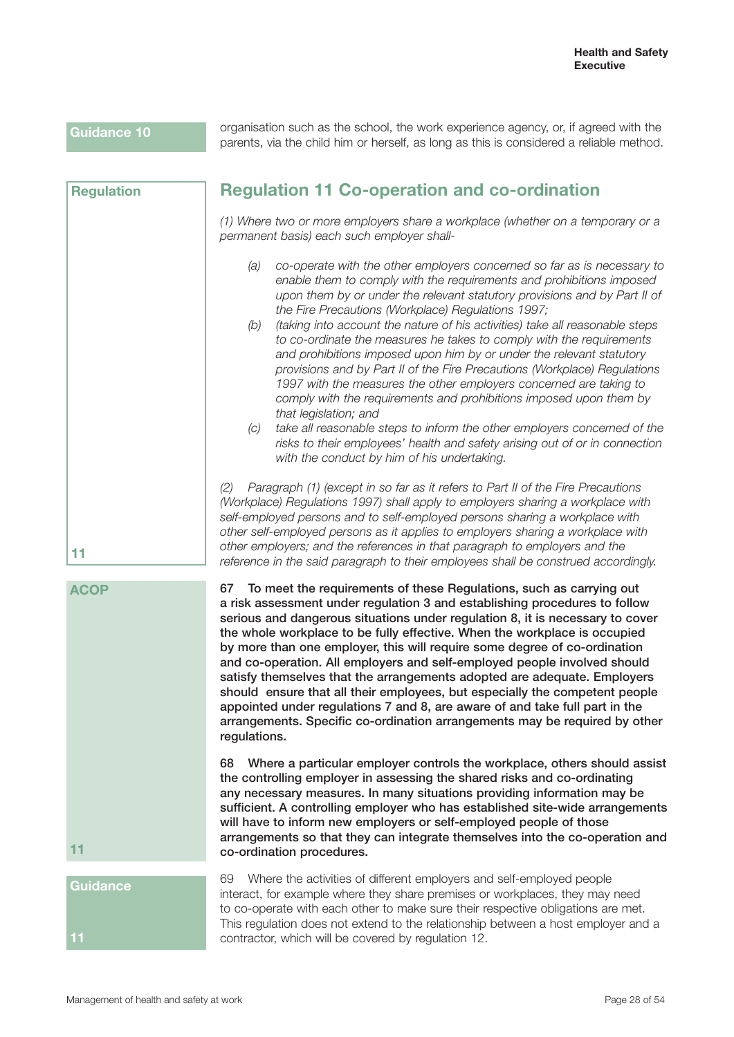Guidance 10

organisation such as the school, the work experience agency, or, if agreed with the parents, via the child him or herself, as long as this is considered a reliable method.

Regulation

## Regulation 11 Co-operation and co-ordination

*(1) Where two or more employers share a workplace (whether on a temporary or a permanent basis) each such employer shall-*

*(a) co-operate with the other employers concerned so far as is necessary to enable them to comply with the requirements and prohibitions imposed upon them by or under the relevant statutory provisions and by Part II of the Fire Precautions (Workplace) Regulations 1997;*

*(b) (taking into account the nature of his activities) take all reasonable steps to co-ordinate the measures he takes to comply with the requirements and prohibitions imposed upon him by or under the relevant statutory provisions and by Part II of the Fire Precautions (Workplace) Regulations 1997 with the measures the other employers concerned are taking to comply with the requirements and prohibitions imposed upon them by that legislation; and*

*(c) take all reasonable steps to inform the other employers concerned of the risks to their employees' health and safety arising out of or in connection with the conduct by him of his undertaking.*

*(2) Paragraph (1) (except in so far as it refers to Part II of the Fire Precautions (Workplace) Regulations 1997) shall apply to employers sharing a workplace with self-employed persons and to self-employed persons sharing a workplace with other self-employed persons as it applies to employers sharing a workplace with other employers; and the references in that paragraph to employers and the reference in the said paragraph to their employees shall be construed accordingly.*

11

ACOP

**67 To meet the requirements of these Regulations, such as carrying out a risk assessment under regulation 3 and establishing procedures to follow serious and dangerous situations under regulation 8, it is necessary to cover the whole workplace to be fully effective. When the workplace is occupied by more than one employer, this will require some degree of co-ordination and co-operation. All employers and self-employed people involved should satisfy themselves that the arrangements adopted are adequate. Employers should ensure that all their employees, but especially the competent people appointed under regulations 7 and 8, are aware of and take full part in the arrangements. Specific co-ordination arrangements may be required by other regulations.**

**68 Where a particular employer controls the workplace, others should assist the controlling employer in assessing the shared risks and co-ordinating any necessary measures. In many situations providing information may be sufficient. A controlling employer who has established site-wide arrangements will have to inform new employers or self-employed people of those arrangements so that they can integrate themselves into the co-operation and co-ordination procedures.**

11

Guidance

69 Where the activities of different employers and self-employed people interact, for example where they share premises or workplaces, they may need to co-operate with each other to make sure their respective obligations are met. This regulation does not extend to the relationship between a host employer and a contractor, which will be covered by regulation 12.

11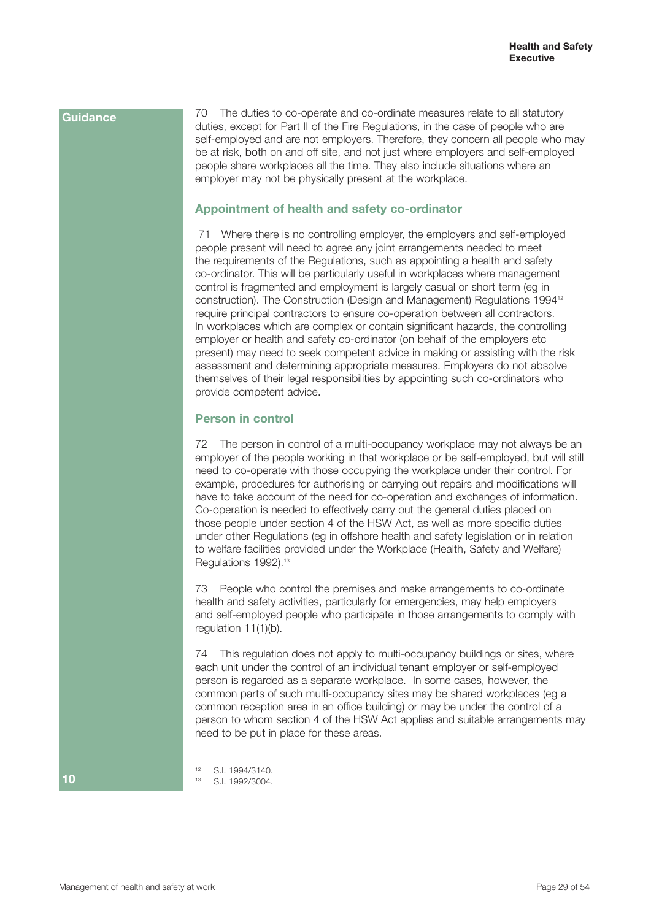**Guidance**

70 The duties to co-operate and co-ordinate measures relate to all statutory duties, except for Part II of the Fire Regulations, in the case of people who are self-employed and are not employers. Therefore, they concern all people who may be at risk, both on and off site, and not just where employers and self-employed people share workplaces all the time. They also include situations where an employer may not be physically present at the workplace.

### Appointment of health and safety co-ordinator

71 Where there is no controlling employer, the employers and self-employed people present will need to agree any joint arrangements needed to meet the requirements of the Regulations, such as appointing a health and safety co-ordinator. This will be particularly useful in workplaces where management control is fragmented and employment is largely casual or short term (eg in construction). The Construction (Design and Management) Regulations 1994[12] require principal contractors to ensure co-operation between all contractors. In workplaces which are complex or contain significant hazards, the controlling employer or health and safety co-ordinator (on behalf of the employers etc present) may need to seek competent advice in making or assisting with the risk assessment and determining appropriate measures. Employers do not absolve themselves of their legal responsibilities by appointing such co-ordinators who provide competent advice.

### Person in control

72 The person in control of a multi-occupancy workplace may not always be an employer of the people working in that workplace or be self-employed, but will still need to co-operate with those occupying the workplace under their control. For example, procedures for authorising or carrying out repairs and modifications will have to take account of the need for co-operation and exchanges of information. Co-operation is needed to effectively carry out the general duties placed on those people under section 4 of the HSW Act, as well as more specific duties under other Regulations (eg in offshore health and safety legislation or in relation to welfare facilities provided under the Workplace (Health, Safety and Welfare) Regulations 1992).[13]

73 People who control the premises and make arrangements to co-ordinate health and safety activities, particularly for emergencies, may help employers and self-employed people who participate in those arrangements to comply with regulation 11(1)(b).

74 This regulation does not apply to multi-occupancy buildings or sites, where each unit under the control of an individual tenant employer or self-employed person is regarded as a separate workplace. In some cases, however, the common parts of such multi-occupancy sites may be shared workplaces (eg a common reception area in an office building) or may be under the control of a person to whom section 4 of the HSW Act applies and suitable arrangements may need to be put in place for these areas.

[12] S.I. 1994/3140.
[13] S.I. 1992/3004.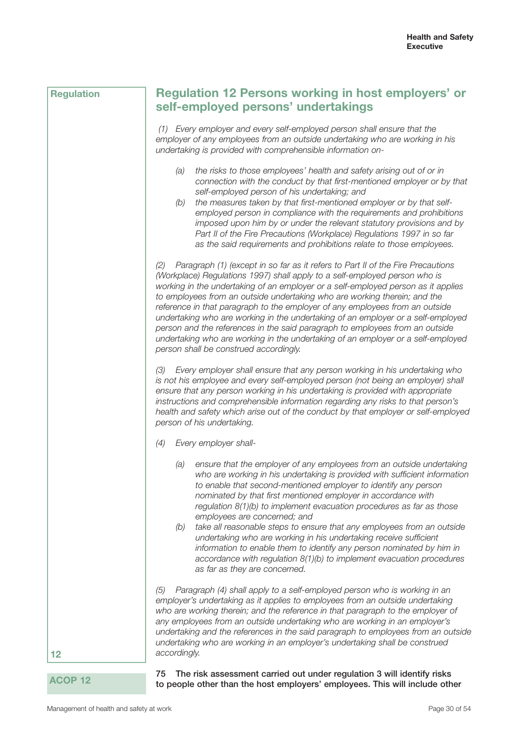Regulation

## Regulation 12 Persons working in host employers' or self-employed persons' undertakings

*(1) Every employer and every self-employed person shall ensure that the employer of any employees from an outside undertaking who are working in his undertaking is provided with comprehensible information on-*

*(a) the risks to those employees' health and safety arising out of or in connection with the conduct by that first-mentioned employer or by that self-employed person of his undertaking; and*

*(b) the measures taken by that first-mentioned employer or by that self-employed person in compliance with the requirements and prohibitions imposed upon him by or under the relevant statutory provisions and by Part II of the Fire Precautions (Workplace) Regulations 1997 in so far as the said requirements and prohibitions relate to those employees.*

*(2) Paragraph (1) (except in so far as it refers to Part II of the Fire Precautions (Workplace) Regulations 1997) shall apply to a self-employed person who is working in the undertaking of an employer or a self-employed person as it applies to employees from an outside undertaking who are working therein; and the reference in that paragraph to the employer of any employees from an outside undertaking who are working in the undertaking of an employer or a self-employed person and the references in the said paragraph to employees from an outside undertaking who are working in the undertaking of an employer or a self-employed person shall be construed accordingly.*

*(3) Every employer shall ensure that any person working in his undertaking who is not his employee and every self-employed person (not being an employer) shall ensure that any person working in his undertaking is provided with appropriate instructions and comprehensible information regarding any risks to that person's health and safety which arise out of the conduct by that employer or self-employed person of his undertaking.*

*(4) Every employer shall-*

*(a) ensure that the employer of any employees from an outside undertaking who are working in his undertaking is provided with sufficient information to enable that second-mentioned employer to identify any person nominated by that first mentioned employer in accordance with regulation 8(1)(b) to implement evacuation procedures as far as those employees are concerned; and*

*(b) take all reasonable steps to ensure that any employees from an outside undertaking who are working in his undertaking receive sufficient information to enable them to identify any person nominated by him in accordance with regulation 8(1)(b) to implement evacuation procedures as far as they are concerned.*

*(5) Paragraph (4) shall apply to a self-employed person who is working in an employer's undertaking as it applies to employees from an outside undertaking who are working therein; and the reference in that paragraph to the employer of any employees from an outside undertaking who are working in an employer's undertaking and the references in the said paragraph to employees from an outside undertaking who are working in an employer's undertaking shall be construed accordingly.*

12

ACOP 12

**75 The risk assessment carried out under regulation 3 will identify risks to people other than the host employers' employees. This will include other**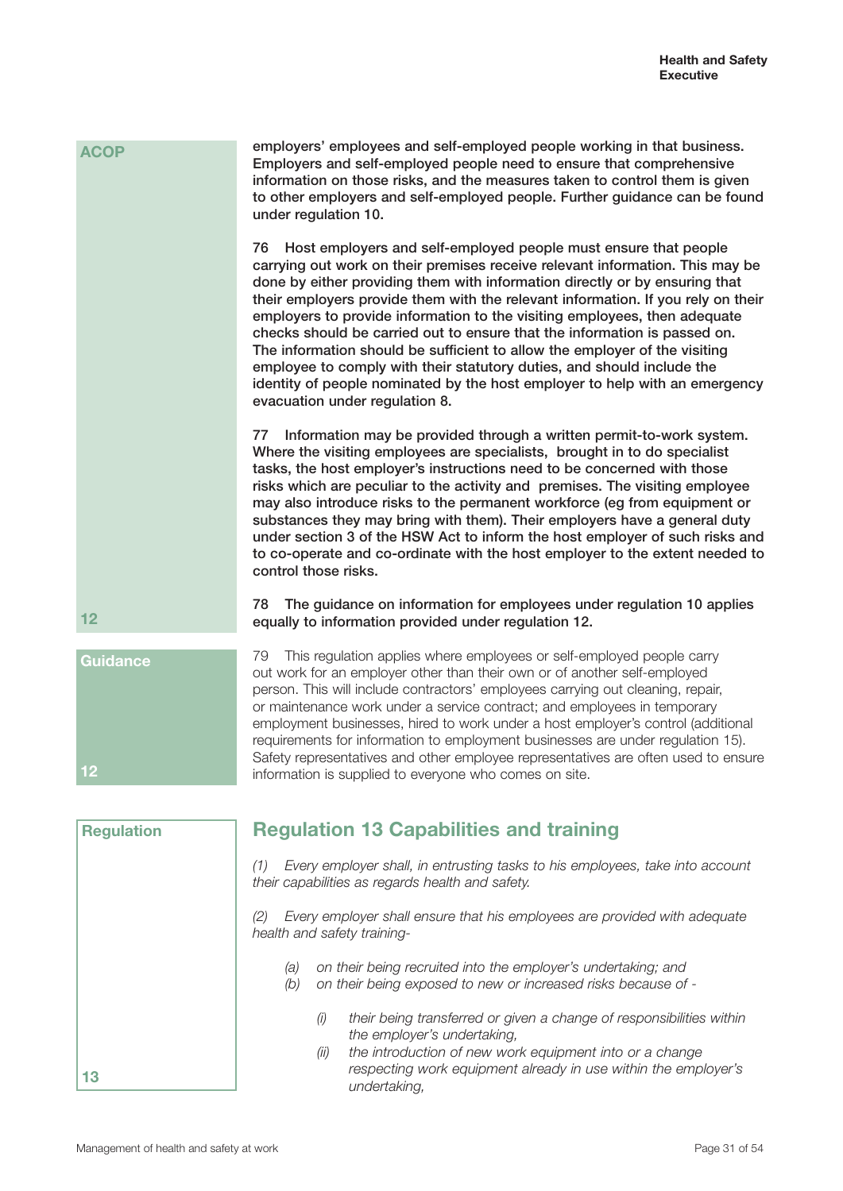**ACOP**

**employers' employees and self-employed people working in that business. Employers and self-employed people need to ensure that comprehensive information on those risks, and the measures taken to control them is given to other employers and self-employed people. Further guidance can be found under regulation 10.**

**76 Host employers and self-employed people must ensure that people carrying out work on their premises receive relevant information. This may be done by either providing them with information directly or by ensuring that their employers provide them with the relevant information. If you rely on their employers to provide information to the visiting employees, then adequate checks should be carried out to ensure that the information is passed on. The information should be sufficient to allow the employer of the visiting employee to comply with their statutory duties, and should include the identity of people nominated by the host employer to help with an emergency evacuation under regulation 8.**

**77 Information may be provided through a written permit-to-work system. Where the visiting employees are specialists, brought in to do specialist tasks, the host employer's instructions need to be concerned with those risks which are peculiar to the activity and premises. The visiting employee may also introduce risks to the permanent workforce (eg from equipment or substances they may bring with them). Their employers have a general duty under section 3 of the HSW Act to inform the host employer of such risks and to co-operate and co-ordinate with the host employer to the extent needed to control those risks.**

**78 The guidance on information for employees under regulation 10 applies equally to information provided under regulation 12.**

**12**

**Guidance**

79 This regulation applies where employees or self-employed people carry out work for an employer other than their own or of another self-employed person. This will include contractors' employees carrying out cleaning, repair, or maintenance work under a service contract; and employees in temporary employment businesses, hired to work under a host employer's control (additional requirements for information to employment businesses are under regulation 15). Safety representatives and other employee representatives are often used to ensure information is supplied to everyone who comes on site.

**12**

**Regulation**

## Regulation 13 Capabilities and training

*(1) Every employer shall, in entrusting tasks to his employees, take into account their capabilities as regards health and safety.*

*(2) Every employer shall ensure that his employees are provided with adequate health and safety training-*

- *(a) on their being recruited into the employer's undertaking; and*
- *(b) on their being exposed to new or increased risks because of -*
    - *(i) their being transferred or given a change of responsibilities within the employer's undertaking,*
    - *(ii) the introduction of new work equipment into or a change respecting work equipment already in use within the employer's undertaking,*

**13**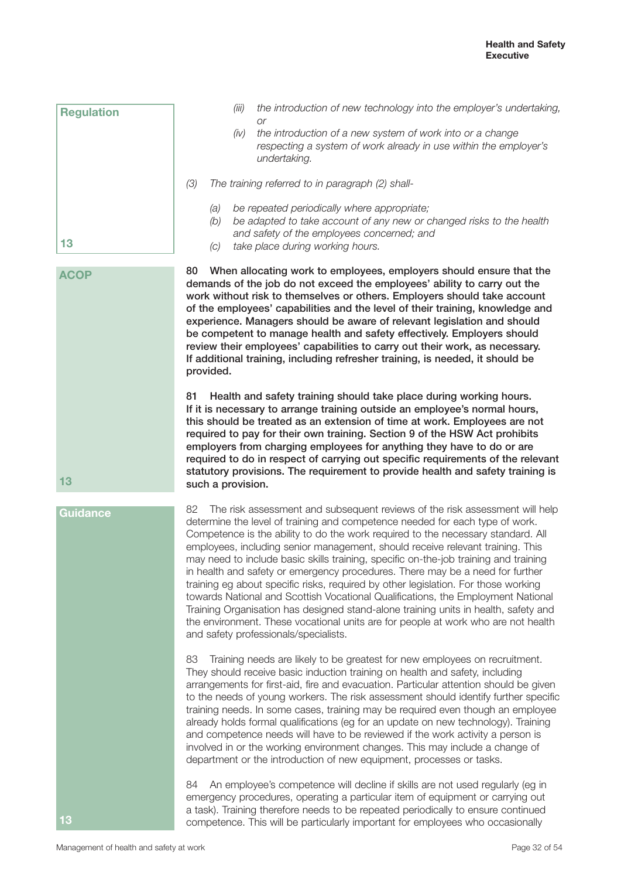**Regulation**

*(iii) the introduction of new technology into the employer's undertaking, or*

*(iv) the introduction of a new system of work into or a change respecting a system of work already in use within the employer's undertaking.*

*(3) The training referred to in paragraph (2) shall-*

*(a) be repeated periodically where appropriate;*

*(b) be adapted to take account of any new or changed risks to the health and safety of the employees concerned; and*

*(c) take place during working hours.*

**13**

**ACOP**

**80 When allocating work to employees, employers should ensure that the demands of the job do not exceed the employees' ability to carry out the work without risk to themselves or others. Employers should take account of the employees' capabilities and the level of their training, knowledge and experience. Managers should be aware of relevant legislation and should be competent to manage health and safety effectively. Employers should review their employees' capabilities to carry out their work, as necessary. If additional training, including refresher training, is needed, it should be provided.**

**81 Health and safety training should take place during working hours. If it is necessary to arrange training outside an employee's normal hours, this should be treated as an extension of time at work. Employees are not required to pay for their own training. Section 9 of the HSW Act prohibits employers from charging employees for anything they have to do or are required to do in respect of carrying out specific requirements of the relevant statutory provisions. The requirement to provide health and safety training is such a provision.**

**13**

**Guidance**

82 The risk assessment and subsequent reviews of the risk assessment will help determine the level of training and competence needed for each type of work. Competence is the ability to do the work required to the necessary standard. All employees, including senior management, should receive relevant training. This may need to include basic skills training, specific on-the-job training and training in health and safety or emergency procedures. There may be a need for further training eg about specific risks, required by other legislation. For those working towards National and Scottish Vocational Qualifications, the Employment National Training Organisation has designed stand-alone training units in health, safety and the environment. These vocational units are for people at work who are not health and safety professionals/specialists.

83 Training needs are likely to be greatest for new employees on recruitment. They should receive basic induction training on health and safety, including arrangements for first-aid, fire and evacuation. Particular attention should be given to the needs of young workers. The risk assessment should identify further specific training needs. In some cases, training may be required even though an employee already holds formal qualifications (eg for an update on new technology). Training and competence needs will have to be reviewed if the work activity a person is involved in or the working environment changes. This may include a change of department or the introduction of new equipment, processes or tasks.

84 An employee's competence will decline if skills are not used regularly (eg in emergency procedures, operating a particular item of equipment or carrying out a task). Training therefore needs to be repeated periodically to ensure continued competence. This will be particularly important for employees who occasionally

**13**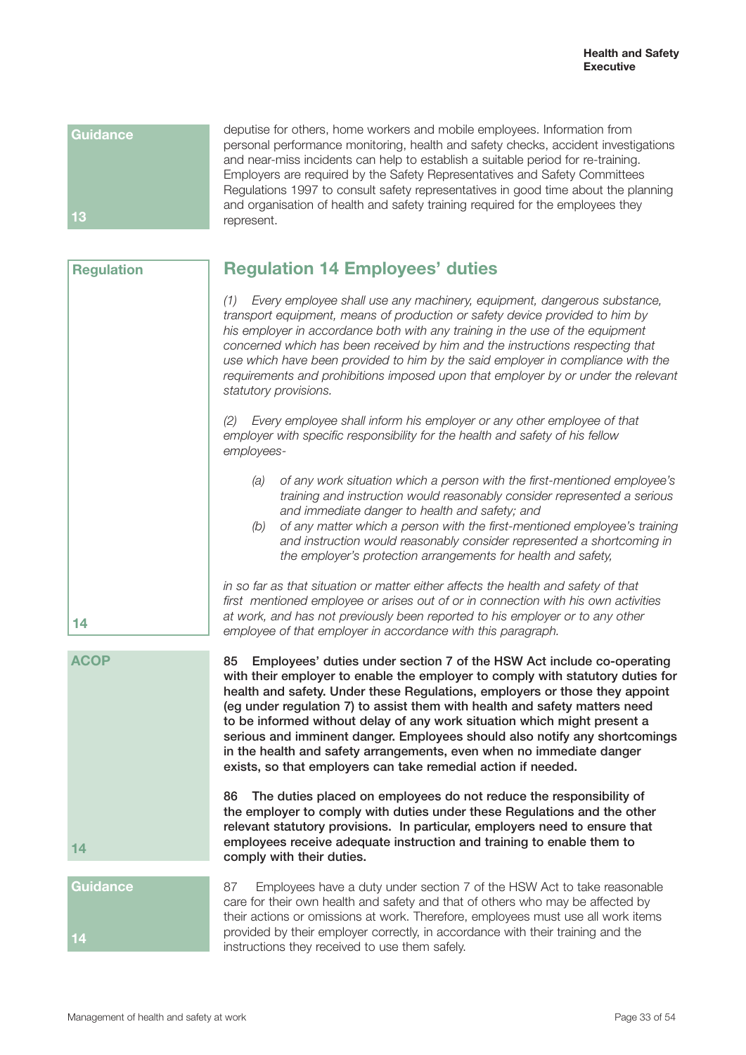Guidance 13

deputise for others, home workers and mobile employees. Information from personal performance monitoring, health and safety checks, accident investigations and near-miss incidents can help to establish a suitable period for re-training. Employers are required by the Safety Representatives and Safety Committees Regulations 1997 to consult safety representatives in good time about the planning and organisation of health and safety training required for the employees they represent.

Regulation 14

## Regulation 14 Employees' duties

*(1) Every employee shall use any machinery, equipment, dangerous substance, transport equipment, means of production or safety device provided to him by his employer in accordance both with any training in the use of the equipment concerned which has been received by him and the instructions respecting that use which have been provided to him by the said employer in compliance with the requirements and prohibitions imposed upon that employer by or under the relevant statutory provisions.*

*(2) Every employee shall inform his employer or any other employee of that employer with specific responsibility for the health and safety of his fellow employees-*

- *(a) of any work situation which a person with the first-mentioned employee's training and instruction would reasonably consider represented a serious and immediate danger to health and safety; and*
- *(b) of any matter which a person with the first-mentioned employee's training and instruction would reasonably consider represented a shortcoming in the employer's protection arrangements for health and safety,*

*in so far as that situation or matter either affects the health and safety of that first mentioned employee or arises out of or in connection with his own activities at work, and has not previously been reported to his employer or to any other employee of that employer in accordance with this paragraph.*

ACOP 14

**85 Employees' duties under section 7 of the HSW Act include co-operating with their employer to enable the employer to comply with statutory duties for health and safety. Under these Regulations, employers or those they appoint (eg under regulation 7) to assist them with health and safety matters need to be informed without delay of any work situation which might present a serious and imminent danger. Employees should also notify any shortcomings in the health and safety arrangements, even when no immediate danger exists, so that employers can take remedial action if needed.**

**86 The duties placed on employees do not reduce the responsibility of the employer to comply with duties under these Regulations and the other relevant statutory provisions. In particular, employers need to ensure that employees receive adequate instruction and training to enable them to comply with their duties.**

Guidance 14

87 Employees have a duty under section 7 of the HSW Act to take reasonable care for their own health and safety and that of others who may be affected by their actions or omissions at work. Therefore, employees must use all work items provided by their employer correctly, in accordance with their training and the instructions they received to use them safely.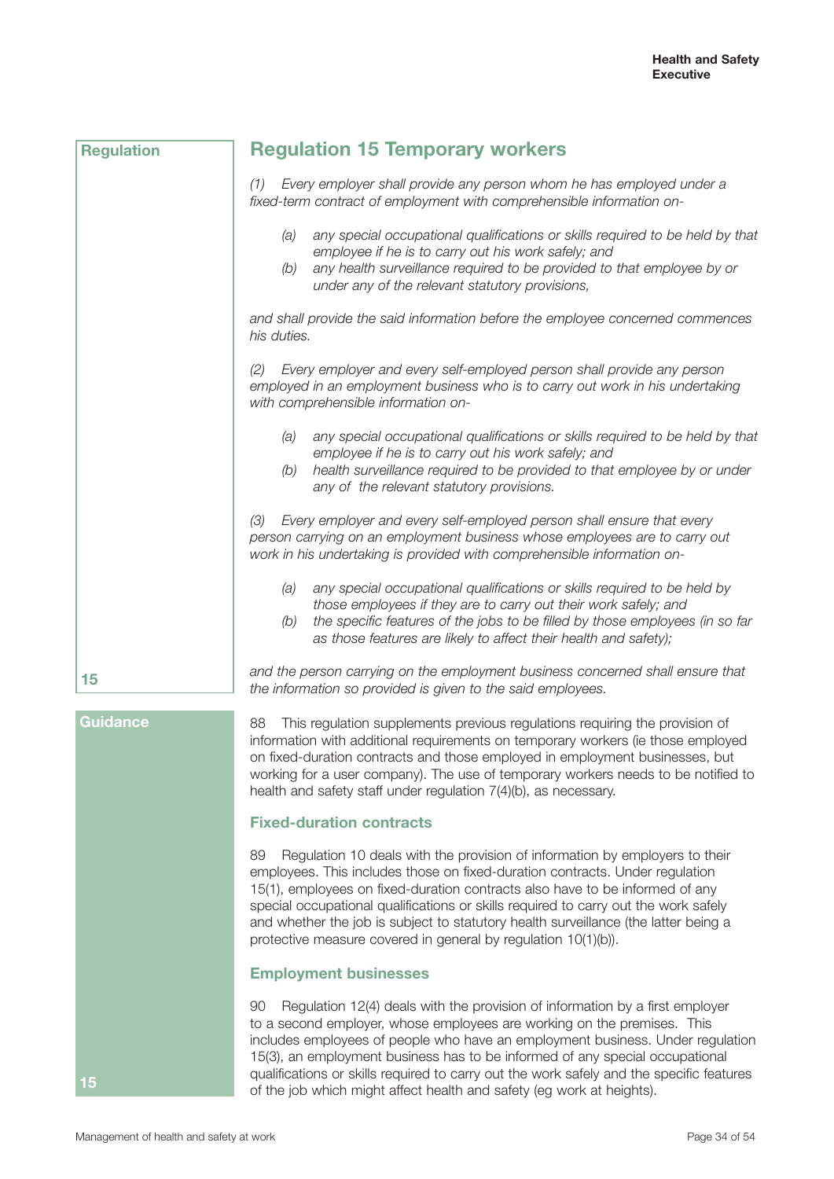Regulation

## Regulation 15 Temporary workers

*(1) Every employer shall provide any person whom he has employed under a fixed-term contract of employment with comprehensible information on-*

*(a) any special occupational qualifications or skills required to be held by that employee if he is to carry out his work safely; and*
*(b) any health surveillance required to be provided to that employee by or under any of the relevant statutory provisions,*

*and shall provide the said information before the employee concerned commences his duties.*

*(2) Every employer and every self-employed person shall provide any person employed in an employment business who is to carry out work in his undertaking with comprehensible information on-*

*(a) any special occupational qualifications or skills required to be held by that employee if he is to carry out his work safely; and*
*(b) health surveillance required to be provided to that employee by or under any of the relevant statutory provisions.*

*(3) Every employer and every self-employed person shall ensure that every person carrying on an employment business whose employees are to carry out work in his undertaking is provided with comprehensible information on-*

*(a) any special occupational qualifications or skills required to be held by those employees if they are to carry out their work safely; and*
*(b) the specific features of the jobs to be filled by those employees (in so far as those features are likely to affect their health and safety);*

*and the person carrying on the employment business concerned shall ensure that the information so provided is given to the said employees.*

15

Guidance

88 This regulation supplements previous regulations requiring the provision of information with additional requirements on temporary workers (ie those employed on fixed-duration contracts and those employed in employment businesses, but working for a user company). The use of temporary workers needs to be notified to health and safety staff under regulation 7(4)(b), as necessary.

### Fixed-duration contracts

89 Regulation 10 deals with the provision of information by employers to their employees. This includes those on fixed-duration contracts. Under regulation 15(1), employees on fixed-duration contracts also have to be informed of any special occupational qualifications or skills required to carry out the work safely and whether the job is subject to statutory health surveillance (the latter being a protective measure covered in general by regulation 10(1)(b)).

### Employment businesses

90 Regulation 12(4) deals with the provision of information by a first employer to a second employer, whose employees are working on the premises. This includes employees of people who have an employment business. Under regulation 15(3), an employment business has to be informed of any special occupational qualifications or skills required to carry out the work safely and the specific features of the job which might affect health and safety (eg work at heights).

15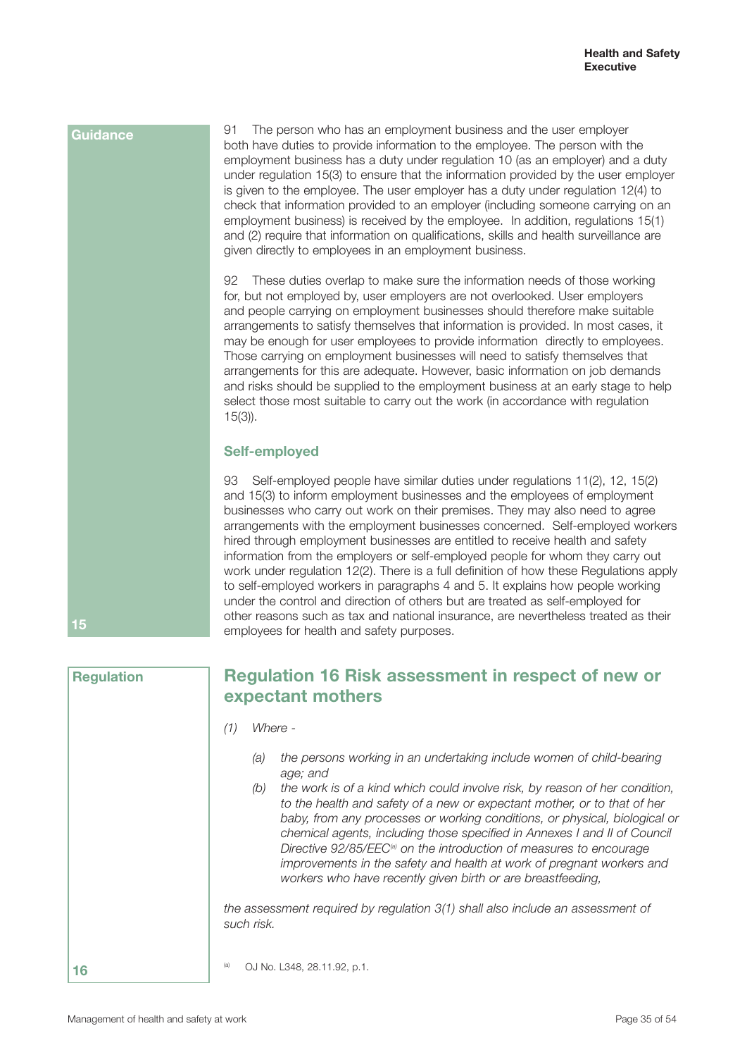**Guidance**

91 The person who has an employment business and the user employer both have duties to provide information to the employee. The person with the employment business has a duty under regulation 10 (as an employer) and a duty under regulation 15(3) to ensure that the information provided by the user employer is given to the employee. The user employer has a duty under regulation 12(4) to check that information provided to an employer (including someone carrying on an employment business) is received by the employee. In addition, regulations 15(1) and (2) require that information on qualifications, skills and health surveillance are given directly to employees in an employment business.

92 These duties overlap to make sure the information needs of those working for, but not employed by, user employers are not overlooked. User employers and people carrying on employment businesses should therefore make suitable arrangements to satisfy themselves that information is provided. In most cases, it may be enough for user employees to provide information directly to employees. Those carrying on employment businesses will need to satisfy themselves that arrangements for this are adequate. However, basic information on job demands and risks should be supplied to the employment business at an early stage to help select those most suitable to carry out the work (in accordance with regulation 15(3)).

### Self-employed

93 Self-employed people have similar duties under regulations 11(2), 12, 15(2) and 15(3) to inform employment businesses and the employees of employment businesses who carry out work on their premises. They may also need to agree arrangements with the employment businesses concerned. Self-employed workers hired through employment businesses are entitled to receive health and safety information from the employers or self-employed people for whom they carry out work under regulation 12(2). There is a full definition of how these Regulations apply to self-employed workers in paragraphs 4 and 5. It explains how people working under the control and direction of others but are treated as self-employed for other reasons such as tax and national insurance, are nevertheless treated as their employees for health and safety purposes.

15

**Regulation**

## Regulation 16 Risk assessment in respect of new or expectant mothers

*(1) Where -*

*(a) the persons working in an undertaking include women of child-bearing age; and*

*(b) the work is of a kind which could involve risk, by reason of her condition, to the health and safety of a new or expectant mother, or to that of her baby, from any processes or working conditions, or physical, biological or chemical agents, including those specified in Annexes I and II of Council Directive 92/85/EEC[a] on the introduction of measures to encourage improvements in the safety and health at work of pregnant workers and workers who have recently given birth or are breastfeeding,*

*the assessment required by regulation 3(1) shall also include an assessment of such risk.*

16

[a] OJ No. L348, 28.11.92, p.1.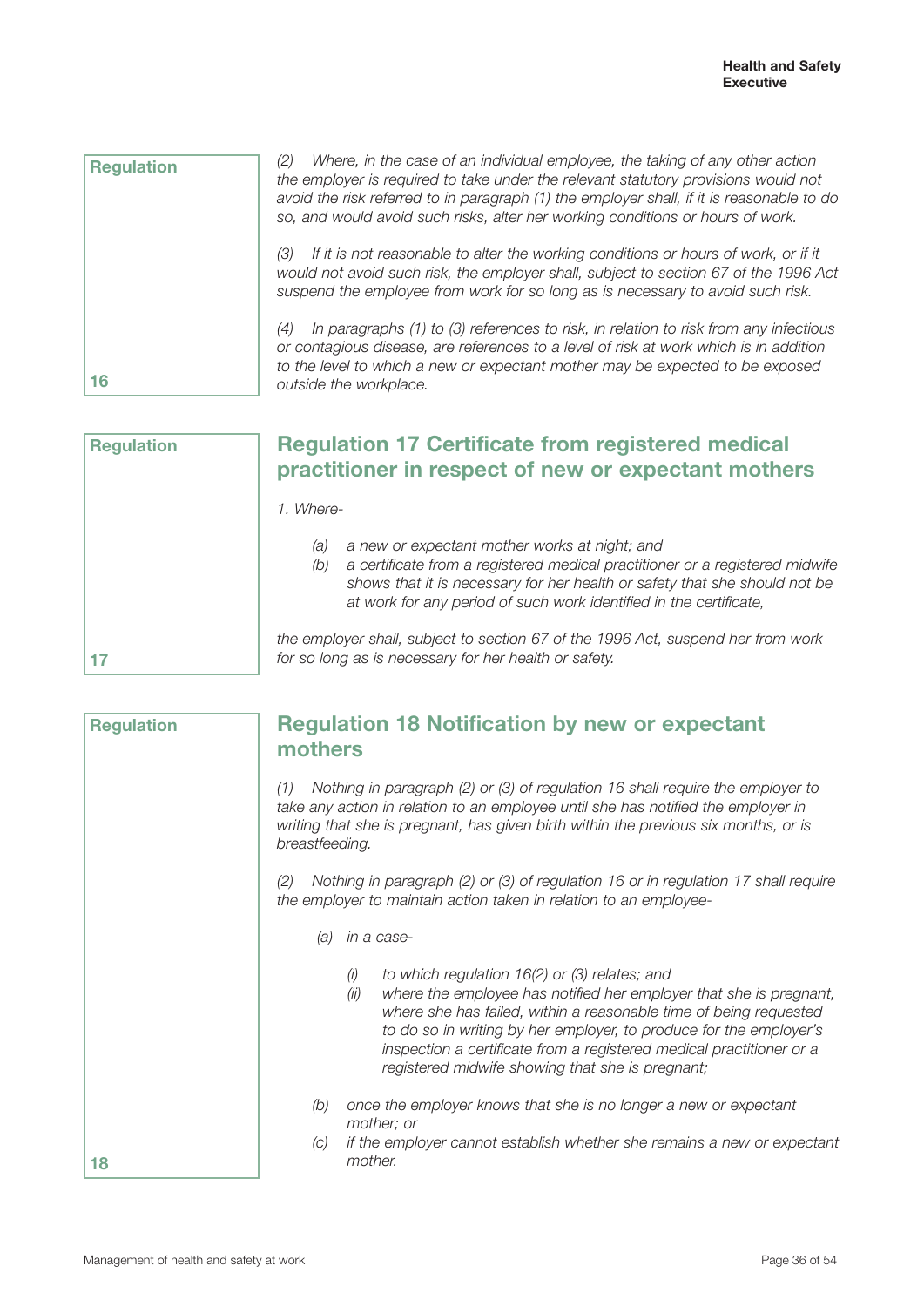Regulation

*(2) Where, in the case of an individual employee, the taking of any other action the employer is required to take under the relevant statutory provisions would not avoid the risk referred to in paragraph (1) the employer shall, if it is reasonable to do so, and would avoid such risks, alter her working conditions or hours of work.*

*(3) If it is not reasonable to alter the working conditions or hours of work, or if it would not avoid such risk, the employer shall, subject to section 67 of the 1996 Act suspend the employee from work for so long as is necessary to avoid such risk.*

*(4) In paragraphs (1) to (3) references to risk, in relation to risk from any infectious or contagious disease, are references to a level of risk at work which is in addition to the level to which a new or expectant mother may be expected to be exposed outside the workplace.*

16

Regulation

## Regulation 17 Certificate from registered medical practitioner in respect of new or expectant mothers

*1. Where-*

- *(a) a new or expectant mother works at night; and*
- *(b) a certificate from a registered medical practitioner or a registered midwife shows that it is necessary for her health or safety that she should not be at work for any period of such work identified in the certificate,*

*the employer shall, subject to section 67 of the 1996 Act, suspend her from work for so long as is necessary for her health or safety.*

17

Regulation

## Regulation 18 Notification by new or expectant mothers

*(1) Nothing in paragraph (2) or (3) of regulation 16 shall require the employer to take any action in relation to an employee until she has notified the employer in writing that she is pregnant, has given birth within the previous six months, or is breastfeeding.*

*(2) Nothing in paragraph (2) or (3) of regulation 16 or in regulation 17 shall require the employer to maintain action taken in relation to an employee-*

- *(a) in a case-*
  - *(i) to which regulation 16(2) or (3) relates; and*
  - *(ii) where the employee has notified her employer that she is pregnant, where she has failed, within a reasonable time of being requested to do so in writing by her employer, to produce for the employer's inspection a certificate from a registered medical practitioner or a registered midwife showing that she is pregnant;*
- *(b) once the employer knows that she is no longer a new or expectant mother; or*
- *(c) if the employer cannot establish whether she remains a new or expectant mother.*

18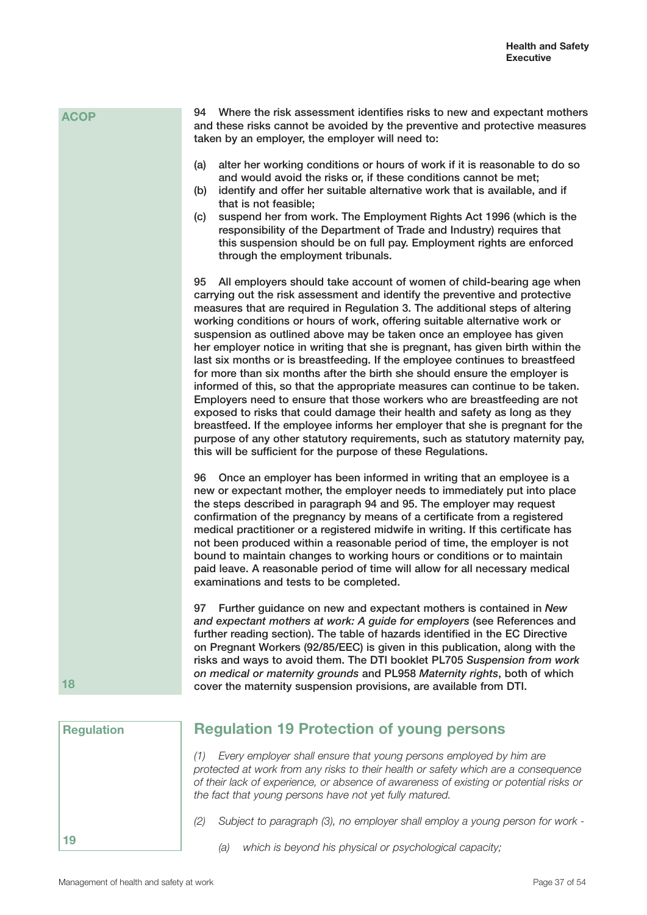ACOP

94 Where the risk assessment identifies risks to new and expectant mothers and these risks cannot be avoided by the preventive and protective measures taken by an employer, the employer will need to:

(a) alter her working conditions or hours of work if it is reasonable to do so and would avoid the risks or, if these conditions cannot be met;
(b) identify and offer her suitable alternative work that is available, and if that is not feasible;
(c) suspend her from work. The Employment Rights Act 1996 (which is the responsibility of the Department of Trade and Industry) requires that this suspension should be on full pay. Employment rights are enforced through the employment tribunals.

95 All employers should take account of women of child-bearing age when carrying out the risk assessment and identify the preventive and protective measures that are required in Regulation 3. The additional steps of altering working conditions or hours of work, offering suitable alternative work or suspension as outlined above may be taken once an employee has given her employer notice in writing that she is pregnant, has given birth within the last six months or is breastfeeding. If the employee continues to breastfeed for more than six months after the birth she should ensure the employer is informed of this, so that the appropriate measures can continue to be taken. Employers need to ensure that those workers who are breastfeeding are not exposed to risks that could damage their health and safety as long as they breastfeed. If the employee informs her employer that she is pregnant for the purpose of any other statutory requirements, such as statutory maternity pay, this will be sufficient for the purpose of these Regulations.

96 Once an employer has been informed in writing that an employee is a new or expectant mother, the employer needs to immediately put into place the steps described in paragraph 94 and 95. The employer may request confirmation of the pregnancy by means of a certificate from a registered medical practitioner or a registered midwife in writing. If this certificate has not been produced within a reasonable period of time, the employer is not bound to maintain changes to working hours or conditions or to maintain paid leave. A reasonable period of time will allow for all necessary medical examinations and tests to be completed.

97 Further guidance on new and expectant mothers is contained in ***New and expectant mothers at work: A guide for employers*** (see References and further reading section). The table of hazards identified in the EC Directive on Pregnant Workers (92/85/EEC) is given in this publication, along with the risks and ways to avoid them. The DTI booklet PL705 *Suspension from work on medical or maternity grounds* and PL958 *Maternity rights*, both of which cover the maternity suspension provisions, are available from DTI.

18

Regulation

## Regulation 19 Protection of young persons

*(1) Every employer shall ensure that young persons employed by him are protected at work from any risks to their health or safety which are a consequence of their lack of experience, or absence of awareness of existing or potential risks or the fact that young persons have not yet fully matured.*

*(2) Subject to paragraph (3), no employer shall employ a young person for work -*

*(a) which is beyond his physical or psychological capacity;*

19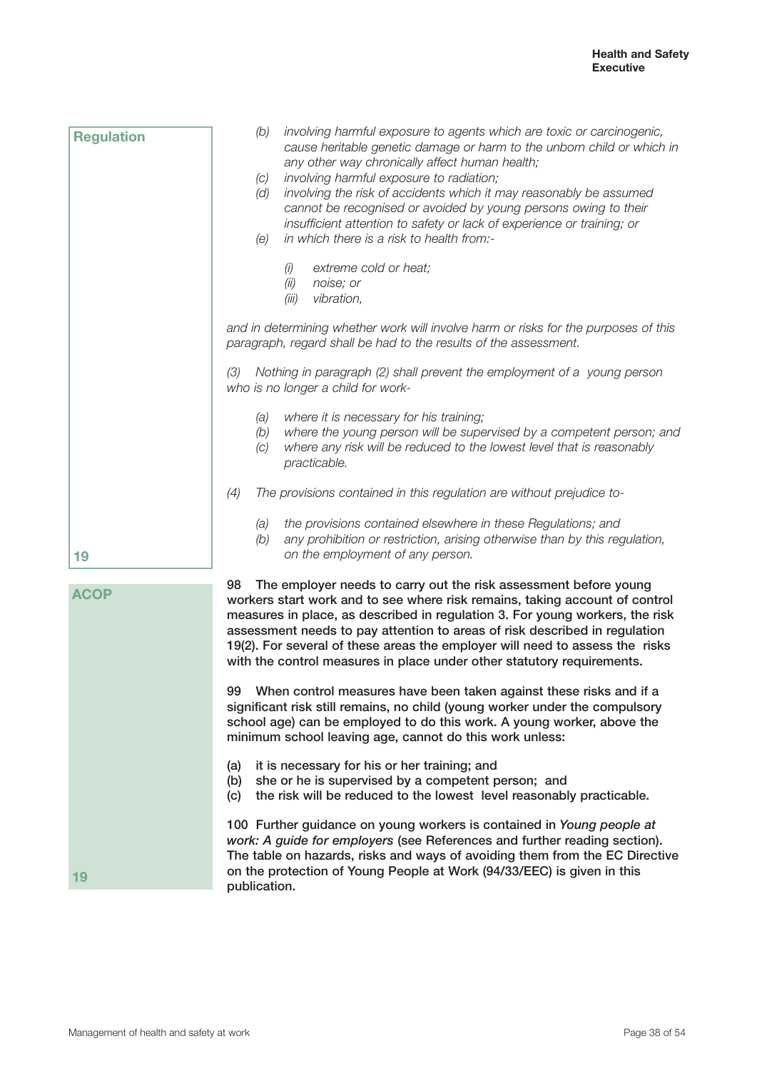**Regulation**

*(b) involving harmful exposure to agents which are toxic or carcinogenic, cause heritable genetic damage or harm to the unborn child or which in any other way chronically affect human health;*

*(c) involving harmful exposure to radiation;*

*(d) involving the risk of accidents which it may reasonably be assumed cannot be recognised or avoided by young persons owing to their insufficient attention to safety or lack of experience or training; or*

*(e) in which there is a risk to health from:-*

*(i) extreme cold or heat;*

*(ii) noise; or*

*(iii) vibration,*

*and in determining whether work will involve harm or risks for the purposes of this paragraph, regard shall be had to the results of the assessment.*

*(3) Nothing in paragraph (2) shall prevent the employment of a young person who is no longer a child for work-*

*(a) where it is necessary for his training;*

*(b) where the young person will be supervised by a competent person; and*

*(c) where any risk will be reduced to the lowest level that is reasonably practicable.*

*(4) The provisions contained in this regulation are without prejudice to-*

*(a) the provisions contained elsewhere in these Regulations; and*

*(b) any prohibition or restriction, arising otherwise than by this regulation, on the employment of any person.*

19

**ACOP**

**98 The employer needs to carry out the risk assessment before young workers start work and to see where risk remains, taking account of control measures in place, as described in regulation 3. For young workers, the risk assessment needs to pay attention to areas of risk described in regulation 19(2). For several of these areas the employer will need to assess the risks with the control measures in place under other statutory requirements.**

**99 When control measures have been taken against these risks and if a significant risk still remains, no child (young worker under the compulsory school age) can be employed to do this work. A young worker, above the minimum school leaving age, cannot do this work unless:**

**(a) it is necessary for his or her training; and**

**(b) she or he is supervised by a competent person; and**

**(c) the risk will be reduced to the lowest level reasonably practicable.**

**100 Further guidance on young workers is contained in *Young people at work: A guide for employers* (see References and further reading section). The table on hazards, risks and ways of avoiding them from the EC Directive on the protection of Young People at Work (94/33/EEC) is given in this publication.**

19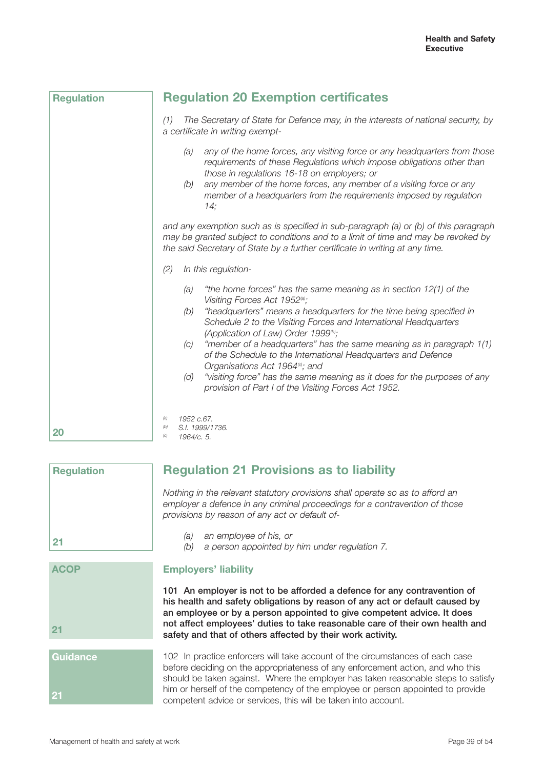**Regulation**

## Regulation 20 Exemption certificates

*(1) The Secretary of State for Defence may, in the interests of national security, by a certificate in writing exempt-*

*(a) any of the home forces, any visiting force or any headquarters from those requirements of these Regulations which impose obligations other than those in regulations 16-18 on employers; or*

*(b) any member of the home forces, any member of a visiting force or any member of a headquarters from the requirements imposed by regulation 14;*

*and any exemption such as is specified in sub-paragraph (a) or (b) of this paragraph may be granted subject to conditions and to a limit of time and may be revoked by the said Secretary of State by a further certificate in writing at any time.*

*(2) In this regulation-*

*(a) "the home forces" has the same meaning as in section 12(1) of the Visiting Forces Act 1952[a];*

*(b) "headquarters" means a headquarters for the time being specified in Schedule 2 to the Visiting Forces and International Headquarters (Application of Law) Order 1999[b];*

*(c) "member of a headquarters" has the same meaning as in paragraph 1(1) of the Schedule to the International Headquarters and Defence Organisations Act 1964[c]; and*

*(d) "visiting force" has the same meaning as it does for the purposes of any provision of Part I of the Visiting Forces Act 1952.*

*[a] 1952 c.67.*
*[b] S.I. 1999/1736.*
*[c] 1964/c. 5.*

20

**Regulation**

## Regulation 21 Provisions as to liability

*Nothing in the relevant statutory provisions shall operate so as to afford an employer a defence in any criminal proceedings for a contravention of those provisions by reason of any act or default of-*

*(a) an employee of his, or*

*(b) a person appointed by him under regulation 7.*

21

**ACOP**

### Employers' liability

**101 An employer is not to be afforded a defence for any contravention of his health and safety obligations by reason of any act or default caused by an employee or by a person appointed to give competent advice. It does not affect employees' duties to take reasonable care of their own health and safety and that of others affected by their work activity.**

21

**Guidance**

102 In practice enforcers will take account of the circumstances of each case before deciding on the appropriateness of any enforcement action, and who this should be taken against. Where the employer has taken reasonable steps to satisfy him or herself of the competency of the employee or person appointed to provide competent advice or services, this will be taken into account.

21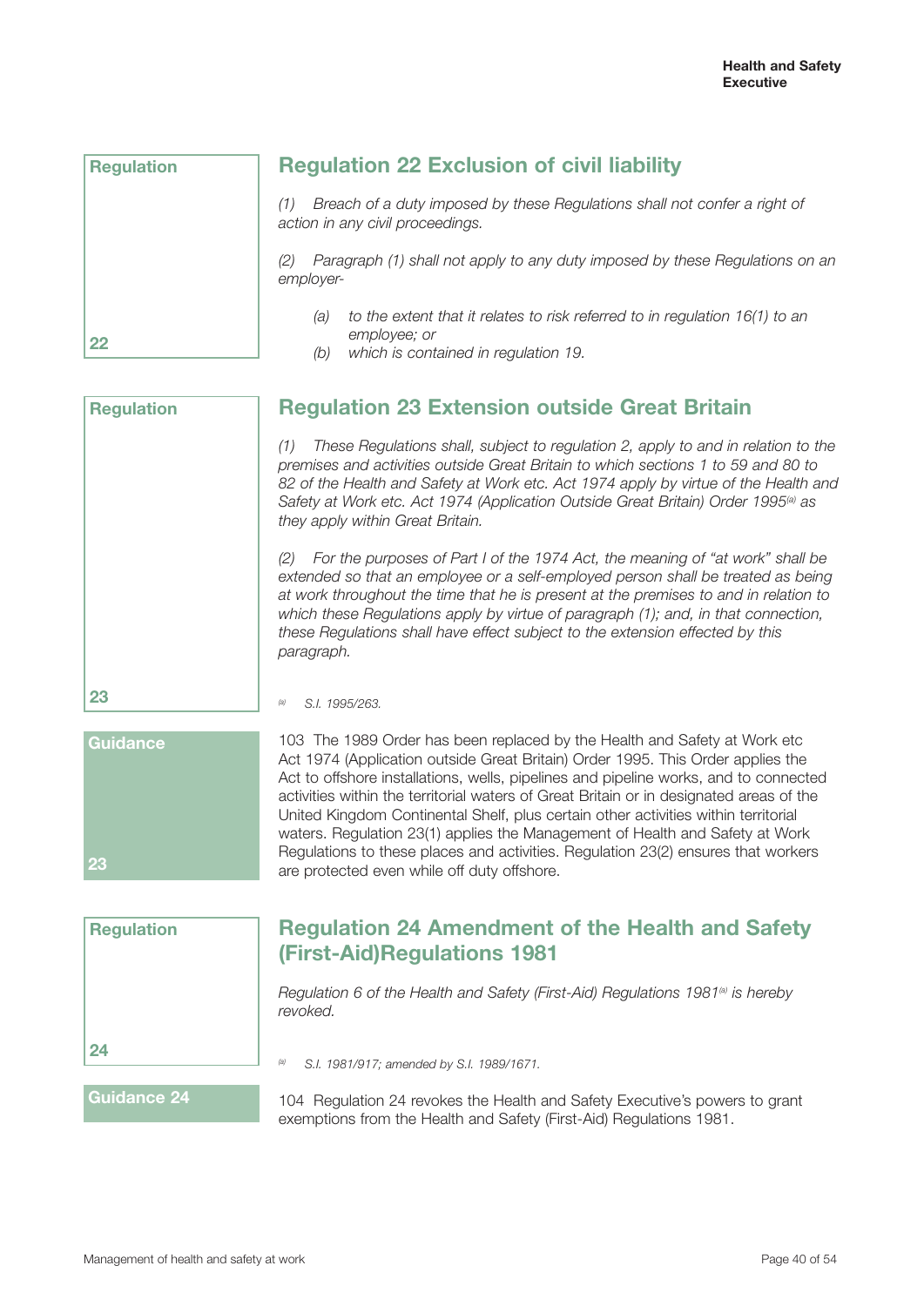Regulation

22

## Regulation 22 Exclusion of civil liability

*(1) Breach of a duty imposed by these Regulations shall not confer a right of action in any civil proceedings.*

*(2) Paragraph (1) shall not apply to any duty imposed by these Regulations on an employer-*

- *(a) to the extent that it relates to risk referred to in regulation 16(1) to an employee; or*
- *(b) which is contained in regulation 19.*

Regulation

23

## Regulation 23 Extension outside Great Britain

*(1) These Regulations shall, subject to regulation 2, apply to and in relation to the premises and activities outside Great Britain to which sections 1 to 59 and 80 to 82 of the Health and Safety at Work etc. Act 1974 apply by virtue of the Health and Safety at Work etc. Act 1974 (Application Outside Great Britain) Order 1995[a] as they apply within Great Britain.*

*(2) For the purposes of Part I of the 1974 Act, the meaning of "at work" shall be extended so that an employee or a self-employed person shall be treated as being at work throughout the time that he is present at the premises to and in relation to which these Regulations apply by virtue of paragraph (1); and, in that connection, these Regulations shall have effect subject to the extension effected by this paragraph.*

[a] *S.I. 1995/263.*

Guidance

23

103 The 1989 Order has been replaced by the Health and Safety at Work etc Act 1974 (Application outside Great Britain) Order 1995. This Order applies the Act to offshore installations, wells, pipelines and pipeline works, and to connected activities within the territorial waters of Great Britain or in designated areas of the United Kingdom Continental Shelf, plus certain other activities within territorial waters. Regulation 23(1) applies the Management of Health and Safety at Work Regulations to these places and activities. Regulation 23(2) ensures that workers are protected even while off duty offshore.

Regulation

24

## Regulation 24 Amendment of the Health and Safety (First-Aid)Regulations 1981

*Regulation 6 of the Health and Safety (First-Aid) Regulations 1981[a] is hereby revoked.*

[a] *S.I. 1981/917; amended by S.I. 1989/1671.*

Guidance 24

104 Regulation 24 revokes the Health and Safety Executive's powers to grant exemptions from the Health and Safety (First-Aid) Regulations 1981.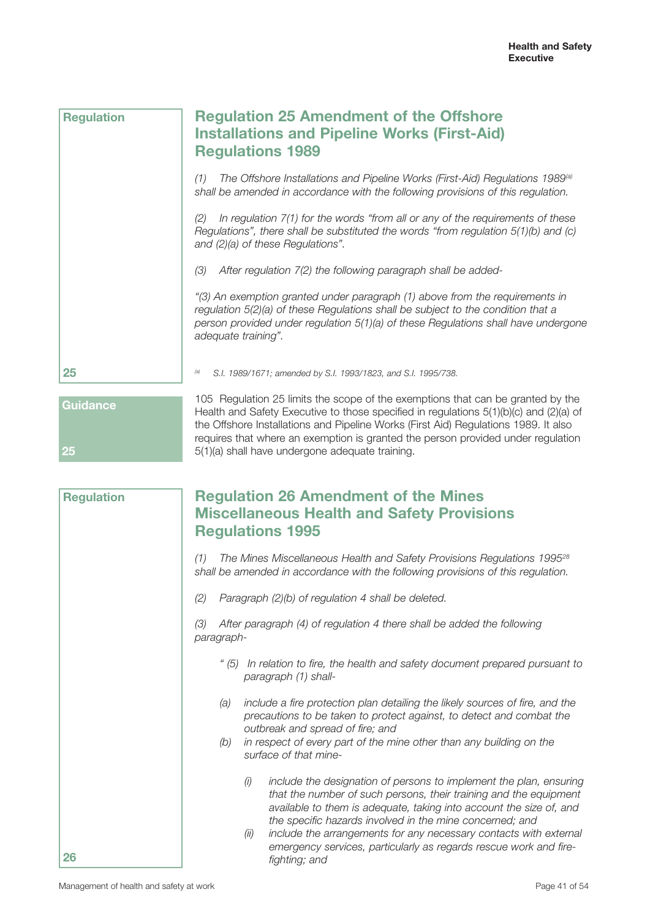**Regulation**

## Regulation 25 Amendment of the Offshore Installations and Pipeline Works (First-Aid) Regulations 1989

*(1) The Offshore Installations and Pipeline Works (First-Aid) Regulations 1989[a] shall be amended in accordance with the following provisions of this regulation.*

*(2) In regulation 7(1) for the words "from all or any of the requirements of these Regulations", there shall be substituted the words "from regulation 5(1)(b) and (c) and (2)(a) of these Regulations".*

*(3) After regulation 7(2) the following paragraph shall be added-*

*"(3) An exemption granted under paragraph (1) above from the requirements in regulation 5(2)(a) of these Regulations shall be subject to the condition that a person provided under regulation 5(1)(a) of these Regulations shall have undergone adequate training".*

*[a] S.I. 1989/1671; amended by S.I. 1993/1823, and S.I. 1995/738.*

**25**

**Guidance 25**

105 Regulation 25 limits the scope of the exemptions that can be granted by the Health and Safety Executive to those specified in regulations 5(1)(b)(c) and (2)(a) of the Offshore Installations and Pipeline Works (First Aid) Regulations 1989. It also requires that where an exemption is granted the person provided under regulation 5(1)(a) shall have undergone adequate training.

**Regulation**

## Regulation 26 Amendment of the Mines Miscellaneous Health and Safety Provisions Regulations 1995

*(1) The Mines Miscellaneous Health and Safety Provisions Regulations 1995[28] shall be amended in accordance with the following provisions of this regulation.*

*(2) Paragraph (2)(b) of regulation 4 shall be deleted.*

*(3) After paragraph (4) of regulation 4 there shall be added the following paragraph-*

*" (5) In relation to fire, the health and safety document prepared pursuant to paragraph (1) shall-*

- *(a) include a fire protection plan detailing the likely sources of fire, and the precautions to be taken to protect against, to detect and combat the outbreak and spread of fire; and*
- *(b) in respect of every part of the mine other than any building on the surface of that mine-*
  - *(i) include the designation of persons to implement the plan, ensuring that the number of such persons, their training and the equipment available to them is adequate, taking into account the size of, and the specific hazards involved in the mine concerned; and*
  - *(ii) include the arrangements for any necessary contacts with external emergency services, particularly as regards rescue work and fire-fighting; and*

**26**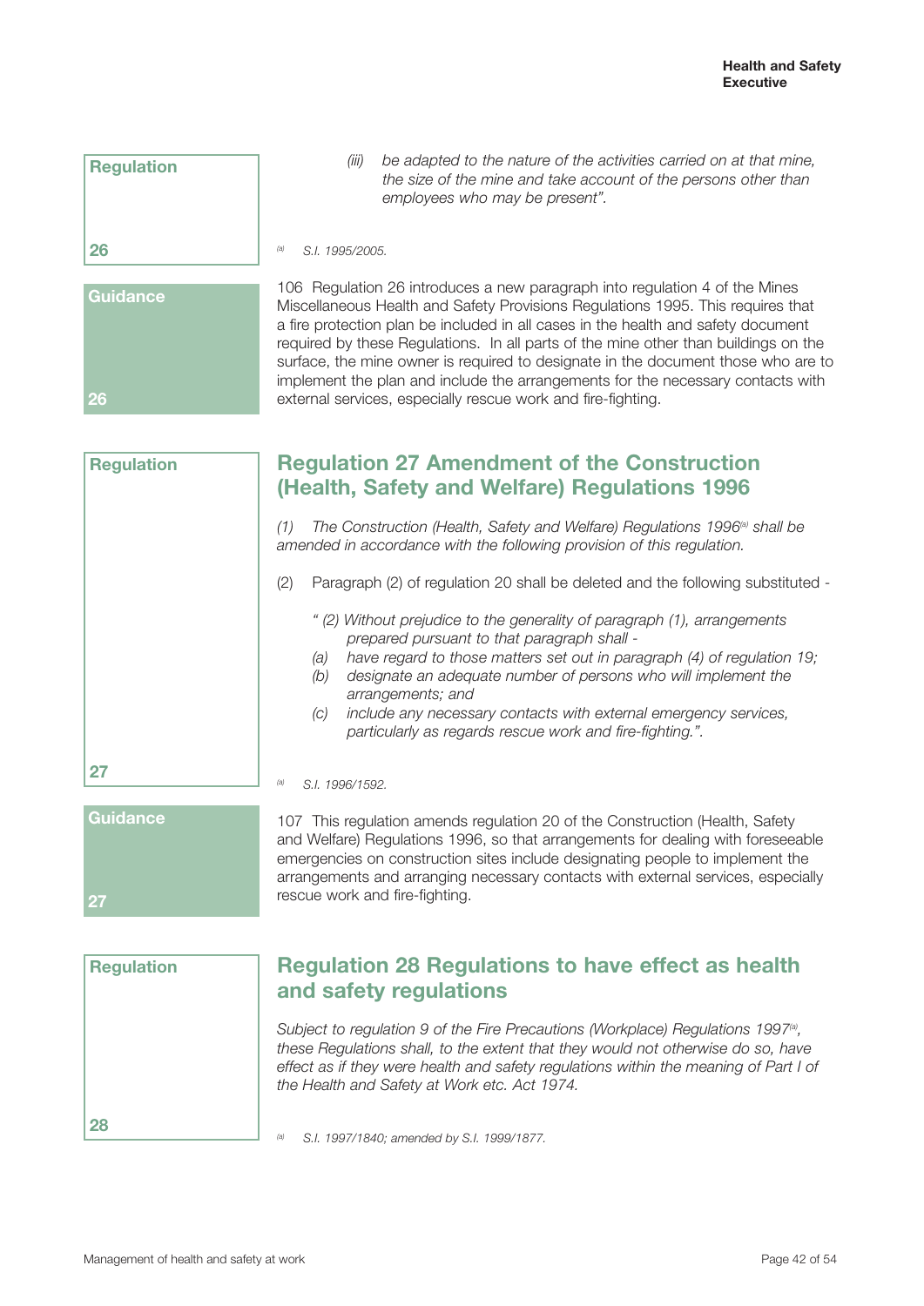| Regulation |
| --- |
| 26 |

*(iii) be adapted to the nature of the activities carried on at that mine, the size of the mine and take account of the persons other than employees who may be present".*

[a] *S.I. 1995/2005.*

| Guidance |
| --- |
| 26 |

106 Regulation 26 introduces a new paragraph into regulation 4 of the Mines Miscellaneous Health and Safety Provisions Regulations 1995. This requires that a fire protection plan be included in all cases in the health and safety document required by these Regulations. In all parts of the mine other than buildings on the surface, the mine owner is required to designate in the document those who are to implement the plan and include the arrangements for the necessary contacts with external services, especially rescue work and fire-fighting.

| Regulation |
| --- |
| 27 |

## Regulation 27 Amendment of the Construction (Health, Safety and Welfare) Regulations 1996

*(1) The Construction (Health, Safety and Welfare) Regulations 1996[a] shall be amended in accordance with the following provision of this regulation.*

(2) Paragraph (2) of regulation 20 shall be deleted and the following substituted -

*" (2) Without prejudice to the generality of paragraph (1), arrangements prepared pursuant to that paragraph shall -*

*(a) have regard to those matters set out in paragraph (4) of regulation 19;*

*(b) designate an adequate number of persons who will implement the arrangements; and*

*(c) include any necessary contacts with external emergency services, particularly as regards rescue work and fire-fighting.".*

[a] *S.I. 1996/1592.*

| Guidance |
| --- |
| 27 |

107 This regulation amends regulation 20 of the Construction (Health, Safety and Welfare) Regulations 1996, so that arrangements for dealing with foreseeable emergencies on construction sites include designating people to implement the arrangements and arranging necessary contacts with external services, especially rescue work and fire-fighting.

| Regulation |
| --- |
| 28 |

## Regulation 28 Regulations to have effect as health and safety regulations

*Subject to regulation 9 of the Fire Precautions (Workplace) Regulations 1997[a], these Regulations shall, to the extent that they would not otherwise do so, have effect as if they were health and safety regulations within the meaning of Part I of the Health and Safety at Work etc. Act 1974.*

[a] *S.I. 1997/1840; amended by S.I. 1999/1877.*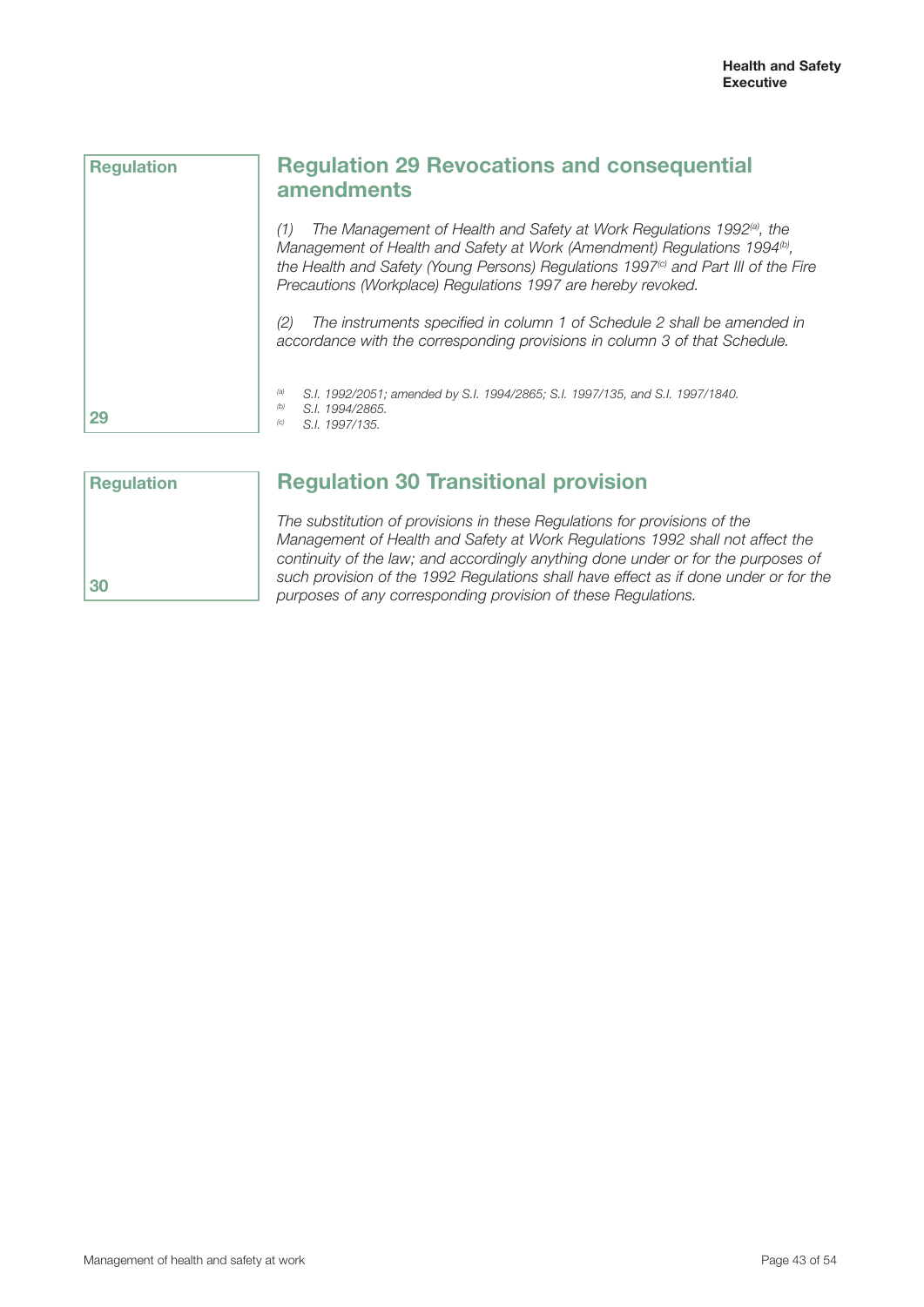**Regulation**

## Regulation 29 Revocations and consequential amendments

*(1) The Management of Health and Safety at Work Regulations 1992[a], the Management of Health and Safety at Work (Amendment) Regulations 1994[b], the Health and Safety (Young Persons) Regulations 1997[c] and Part III of the Fire Precautions (Workplace) Regulations 1997 are hereby revoked.*

*(2) The instruments specified in column 1 of Schedule 2 shall be amended in accordance with the corresponding provisions in column 3 of that Schedule.*

*[a] S.I. 1992/2051; amended by S.I. 1994/2865; S.I. 1997/135, and S.I. 1997/1840.*
*[b] S.I. 1994/2865.*
*[c] S.I. 1997/135.*

**29**

**Regulation**

## Regulation 30 Transitional provision

*The substitution of provisions in these Regulations for provisions of the Management of Health and Safety at Work Regulations 1992 shall not affect the continuity of the law; and accordingly anything done under or for the purposes of such provision of the 1992 Regulations shall have effect as if done under or for the purposes of any corresponding provision of these Regulations.*

**30**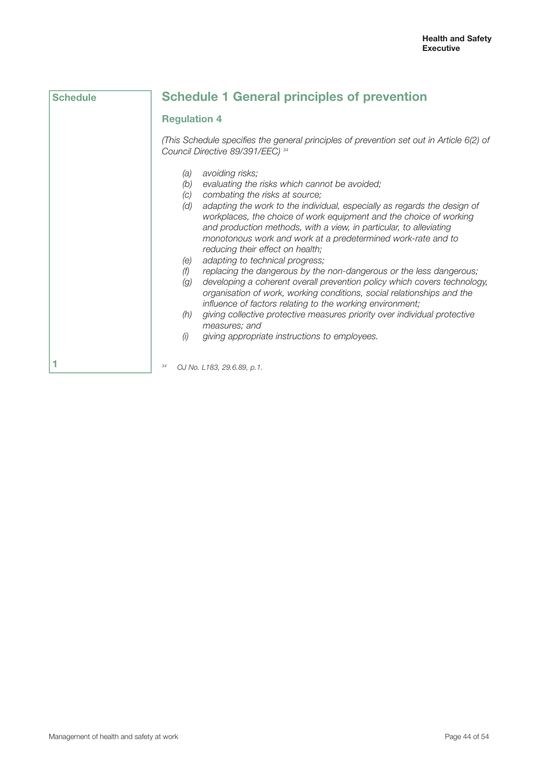Schedule

## Schedule 1 General principles of prevention

### Regulation 4

*(This Schedule specifies the general principles of prevention set out in Article 6(2) of Council Directive 89/391/EEC)* [34]

*(a)* *avoiding risks;*
*(b)* *evaluating the risks which cannot be avoided;*
*(c)* *combating the risks at source;*
*(d)* *adapting the work to the individual, especially as regards the design of workplaces, the choice of work equipment and the choice of working and production methods, with a view, in particular, to alleviating monotonous work and work at a predetermined work-rate and to reducing their effect on health;*
*(e)* *adapting to technical progress;*
*(f)* *replacing the dangerous by the non-dangerous or the less dangerous;*
*(g)* *developing a coherent overall prevention policy which covers technology, organisation of work, working conditions, social relationships and the influence of factors relating to the working environment;*
*(h)* *giving collective protective measures priority over individual protective measures; and*
*(i)* *giving appropriate instructions to employees.*

1

[34] *OJ No. L183, 29.6.89, p.1.*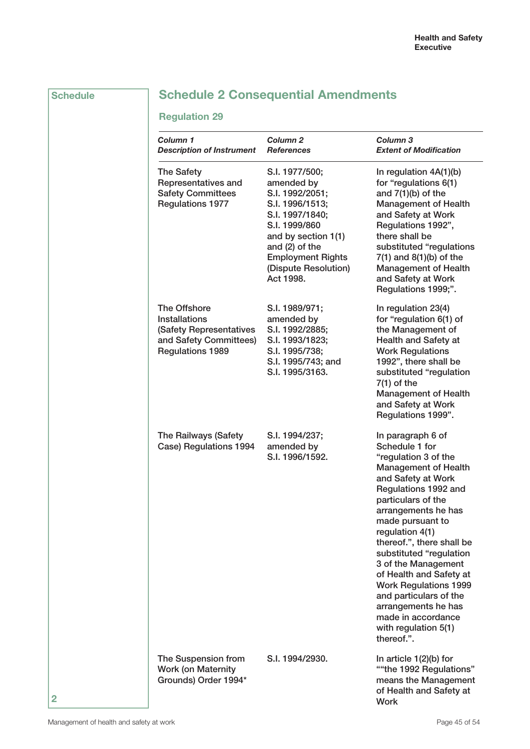## Schedule 2 Consequential Amendments

### Regulation 29

| *Column 1* *Description of Instrument* | *Column 2* *References* | *Column 3* *Extent of Modification* |
|---|---|---|
| The Safety Representatives and Safety Committees Regulations 1977 | S.I. 1977/500; amended by S.I. 1992/2051; S.I. 1996/1513; S.I. 1997/1840; S.I. 1999/860 and by section 1(1) and (2) of the Employment Rights (Dispute Resolution) Act 1998. | In regulation 4A(1)(b) for "regulations 6(1) and 7(1)(b) of the Management of Health and Safety at Work Regulations 1992", there shall be substituted "regulations 7(1) and 8(1)(b) of the Management of Health and Safety at Work Regulations 1999;". |
| The Offshore Installations (Safety Representatives and Safety Committees) Regulations 1989 | S.I. 1989/971; amended by S.I. 1992/2885; S.I. 1993/1823; S.I. 1995/738; S.I. 1995/743; and S.I. 1995/3163. | In regulation 23(4) for "regulation 6(1) of the Management of Health and Safety at Work Regulations 1992", there shall be substituted "regulation 7(1) of the Management of Health and Safety at Work Regulations 1999". |
| The Railways (Safety Case) Regulations 1994 | S.I. 1994/237; amended by S.I. 1996/1592. | In paragraph 6 of Schedule 1 for "regulation 3 of the Management of Health and Safety at Work Regulations 1992 and particulars of the arrangements he has made pursuant to regulation 4(1) thereof.", there shall be substituted "regulation 3 of the Management of Health and Safety at Work Regulations 1999 and particulars of the arrangements he has made in accordance with regulation 5(1) thereof.". |
| The Suspension from Work (on Maternity Grounds) Order 1994* | S.I. 1994/2930. | In article 1(2)(b) for ""the 1992 Regulations" means the Management of Health and Safety at Work |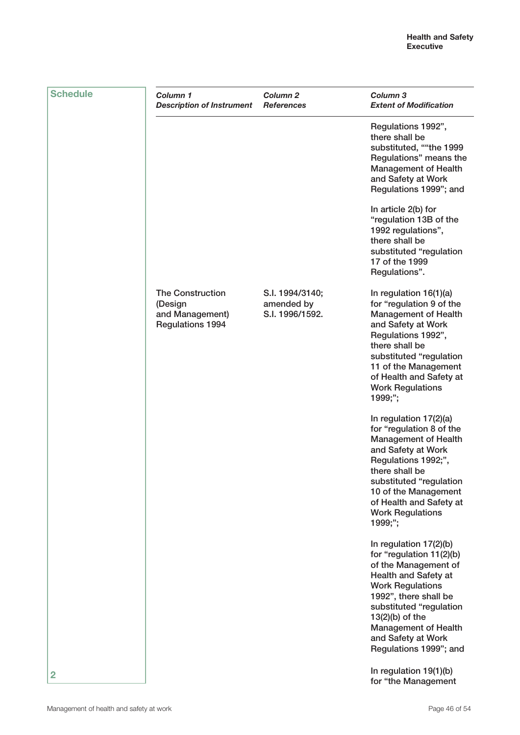| Column 1 *Description of Instrument* | Column 2 *References* | Column 3 *Extent of Modification* |
|---|---|---|
| | | Regulations 1992", there shall be substituted, ""the 1999 Regulations" means the Management of Health and Safety at Work Regulations 1999"; and |
| | | In article 2(b) for "regulation 13B of the 1992 regulations", there shall be substituted "regulation 17 of the 1999 Regulations". |
| The Construction (Design and Management) Regulations 1994 | S.I. 1994/3140; amended by S.I. 1996/1592. | In regulation 16(1)(a) for "regulation 9 of the Management of Health and Safety at Work Regulations 1992", there shall be substituted "regulation 11 of the Management of Health and Safety at Work Regulations 1999;"; |
| | | In regulation 17(2)(a) for "regulation 8 of the Management of Health and Safety at Work Regulations 1992;", there shall be substituted "regulation 10 of the Management of Health and Safety at Work Regulations 1999;"; |
| | | In regulation 17(2)(b) for "regulation 11(2)(b) of the Management of Health and Safety at Work Regulations 1992", there shall be substituted "regulation 13(2)(b) of the Management of Health and Safety at Work Regulations 1999"; and |
| | | In regulation 19(1)(b) for "the Management |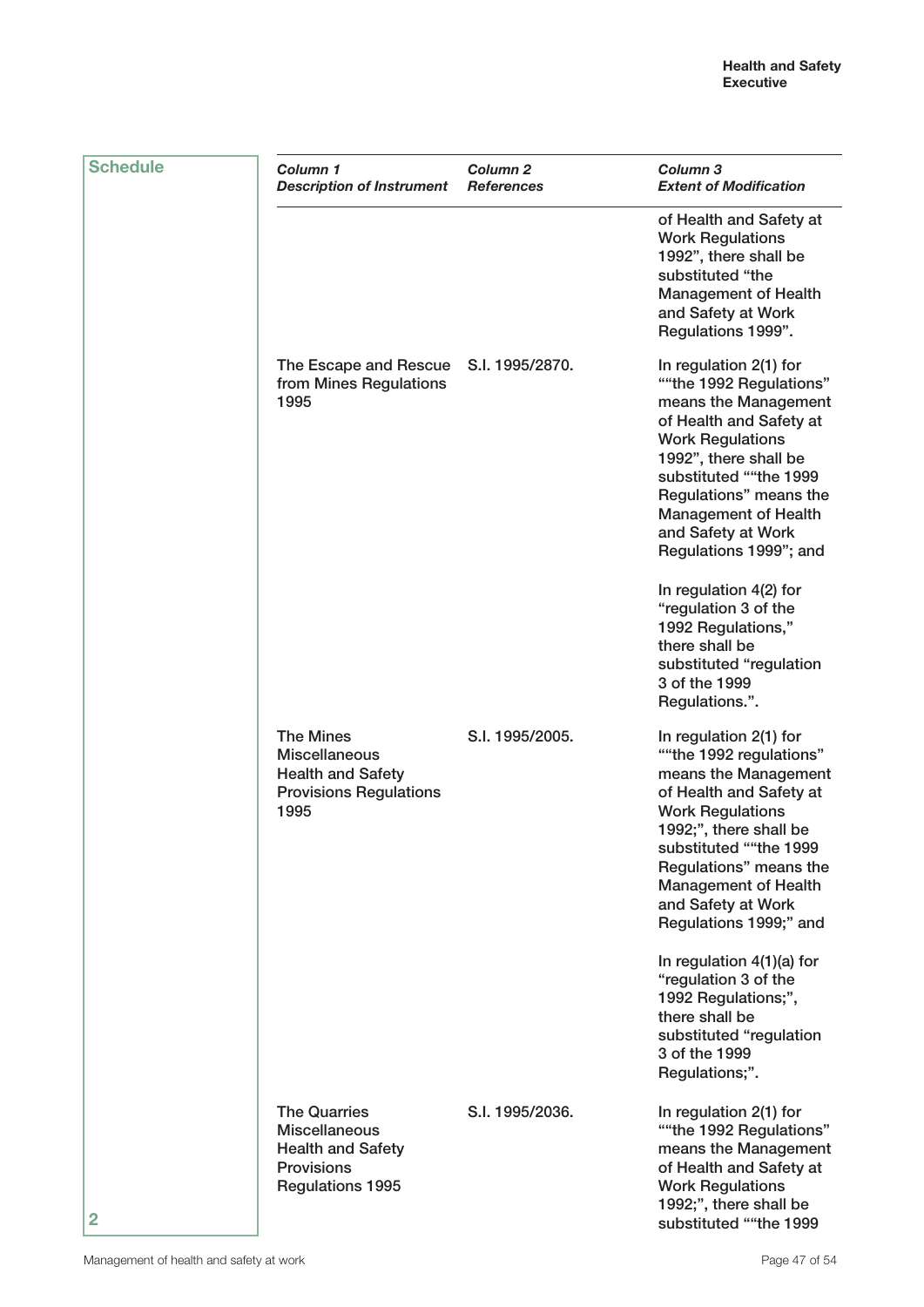## Schedule 2

| *Column 1 Description of Instrument* | *Column 2 References* | *Column 3 Extent of Modification* |
|---|---|---|
| | | of Health and Safety at Work Regulations 1992", there shall be substituted "the Management of Health and Safety at Work Regulations 1999". |
| The Escape and Rescue from Mines Regulations 1995 | S.I. 1995/2870. | In regulation 2(1) for ""the 1992 Regulations" means the Management of Health and Safety at Work Regulations 1992", there shall be substituted ""the 1999 Regulations" means the Management of Health and Safety at Work Regulations 1999"; and<br><br>In regulation 4(2) for "regulation 3 of the 1992 Regulations," there shall be substituted "regulation 3 of the 1999 Regulations.". |
| The Mines Miscellaneous Health and Safety Provisions Regulations 1995 | S.I. 1995/2005. | In regulation 2(1) for ""the 1992 regulations" means the Management of Health and Safety at Work Regulations 1992;", there shall be substituted ""the 1999 Regulations" means the Management of Health and Safety at Work Regulations 1999;" and<br><br>In regulation 4(1)(a) for "regulation 3 of the 1992 Regulations;", there shall be substituted "regulation 3 of the 1999 Regulations;". |
| The Quarries Miscellaneous Health and Safety Provisions Regulations 1995 | S.I. 1995/2036. | In regulation 2(1) for ""the 1992 Regulations" means the Management of Health and Safety at Work Regulations 1992;", there shall be substituted ""the 1999 |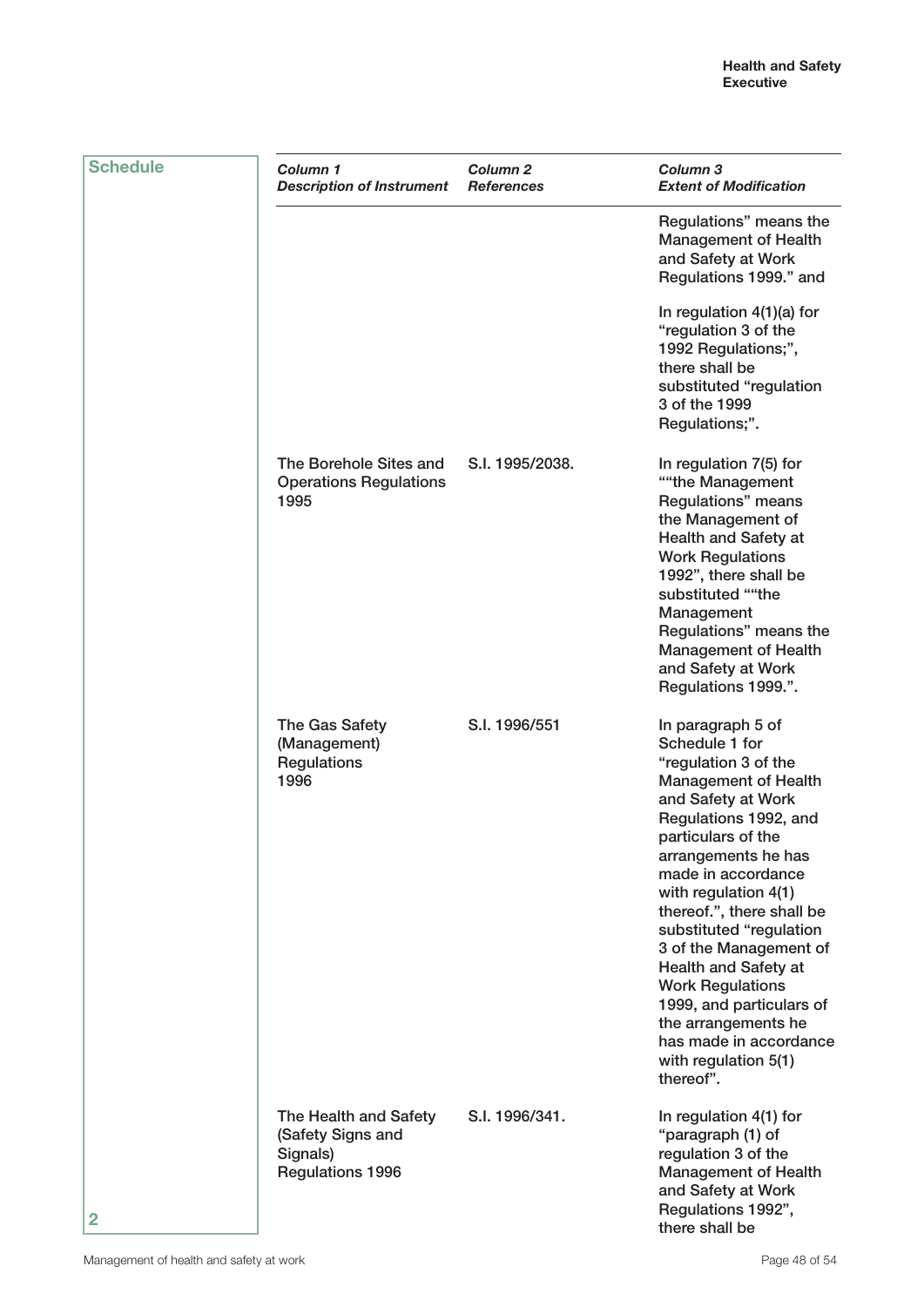Schedule 2

| Column 1 Description of Instrument | Column 2 References | Column 3 Extent of Modification |
|---|---|---|
| | | Regulations" means the Management of Health and Safety at Work Regulations 1999." and<br><br>In regulation 4(1)(a) for "regulation 3 of the 1992 Regulations;", there shall be substituted "regulation 3 of the 1999 Regulations;". |
| The Borehole Sites and Operations Regulations 1995 | S.I. 1995/2038. | In regulation 7(5) for ""the Management Regulations" means the Management of Health and Safety at Work Regulations 1992", there shall be substituted ""the Management Regulations" means the Management of Health and Safety at Work Regulations 1999.". |
| The Gas Safety (Management) Regulations 1996 | S.I. 1996/551 | In paragraph 5 of Schedule 1 for "regulation 3 of the Management of Health and Safety at Work Regulations 1992, and particulars of the arrangements he has made in accordance with regulation 4(1) thereof.", there shall be substituted "regulation 3 of the Management of Health and Safety at Work Regulations 1999, and particulars of the arrangements he has made in accordance with regulation 5(1) thereof". |
| The Health and Safety (Safety Signs and Signals) Regulations 1996 | S.I. 1996/341. | In regulation 4(1) for "paragraph (1) of regulation 3 of the Management of Health and Safety at Work Regulations 1992", there shall be |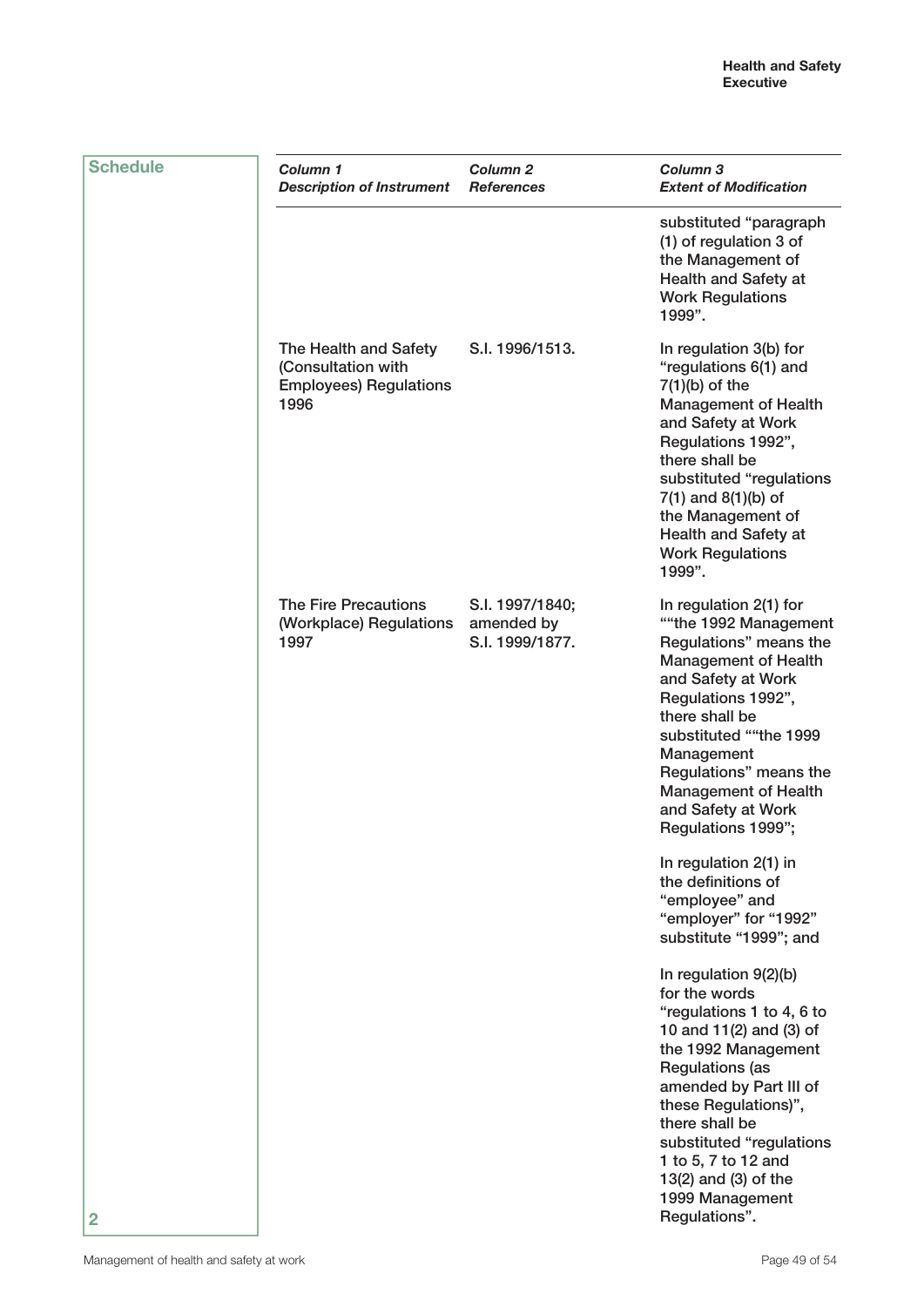## Schedule 2

| *Column 1* *Description of Instrument* | *Column 2* *References* | *Column 3* *Extent of Modification* |
|---|---|---|
| | | substituted "paragraph (1) of regulation 3 of the Management of Health and Safety at Work Regulations 1999". |
| The Health and Safety (Consultation with Employees) Regulations 1996 | S.I. 1996/1513. | In regulation 3(b) for "regulations 6(1) and 7(1)(b) of the Management of Health and Safety at Work Regulations 1992", there shall be substituted "regulations 7(1) and 8(1)(b) of the Management of Health and Safety at Work Regulations 1999". |
| The Fire Precautions (Workplace) Regulations 1997 | S.I. 1997/1840; amended by S.I. 1999/1877. | In regulation 2(1) for ""the 1992 Management Regulations" means the Management of Health and Safety at Work Regulations 1992", there shall be substituted ""the 1999 Management Regulations" means the Management of Health and Safety at Work Regulations 1999"; |
| | | In regulation 2(1) in the definitions of "employee" and "employer" for "1992" substitute "1999"; and |
| | | In regulation 9(2)(b) for the words "regulations 1 to 4, 6 to 10 and 11(2) and (3) of the 1992 Management Regulations (as amended by Part III of these Regulations)", there shall be substituted "regulations 1 to 5, 7 to 12 and 13(2) and (3) of the 1999 Management Regulations". |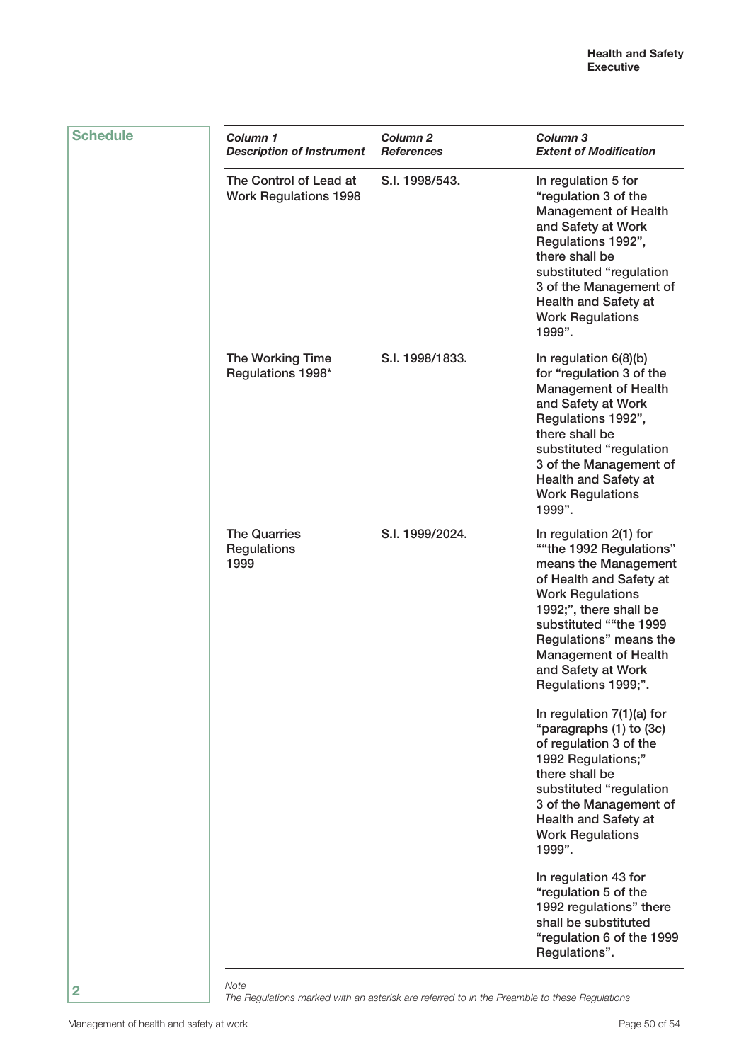## Schedule

| *Column 1* *Description of Instrument* | *Column 2* *References* | *Column 3* *Extent of Modification* |
|---|---|---|
| The Control of Lead at Work Regulations 1998 | S.I. 1998/543. | In regulation 5 for "regulation 3 of the Management of Health and Safety at Work Regulations 1992", there shall be substituted "regulation 3 of the Management of Health and Safety at Work Regulations 1999". |
| The Working Time Regulations 1998* | S.I. 1998/1833. | In regulation 6(8)(b) for "regulation 3 of the Management of Health and Safety at Work Regulations 1992", there shall be substituted "regulation 3 of the Management of Health and Safety at Work Regulations 1999". |
| The Quarries Regulations 1999 | S.I. 1999/2024. | In regulation 2(1) for ""the 1992 Regulations" means the Management of Health and Safety at Work Regulations 1992;", there shall be substituted ""the 1999 Regulations" means the Management of Health and Safety at Work Regulations 1999;". |
| | | In regulation 7(1)(a) for "paragraphs (1) to (3c) of regulation 3 of the 1992 Regulations;" there shall be substituted "regulation 3 of the Management of Health and Safety at Work Regulations 1999". |
| | | In regulation 43 for "regulation 5 of the 1992 regulations" there shall be substituted "regulation 6 of the 1999 Regulations". |

*Note*
*The Regulations marked with an asterisk are referred to in the Preamble to these Regulations*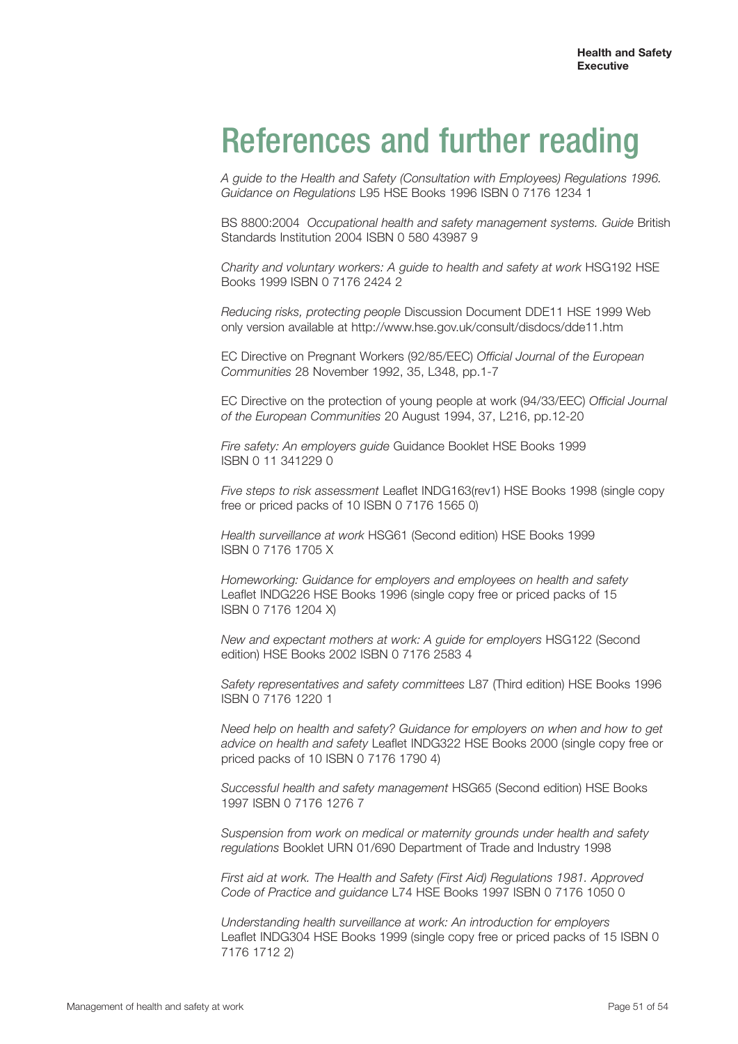# References and further reading

*A guide to the Health and Safety (Consultation with Employees) Regulations 1996. Guidance on Regulations* L95 HSE Books 1996 ISBN 0 7176 1234 1

BS 8800:2004 *Occupational health and safety management systems. Guide* British Standards Institution 2004 ISBN 0 580 43987 9

*Charity and voluntary workers: A guide to health and safety at work* HSG192 HSE Books 1999 ISBN 0 7176 2424 2

*Reducing risks, protecting people* Discussion Document DDE11 HSE 1999 Web only version available at http://www.hse.gov.uk/consult/disdocs/dde11.htm

EC Directive on Pregnant Workers (92/85/EEC) *Official Journal of the European Communities* 28 November 1992, 35, L348, pp.1-7

EC Directive on the protection of young people at work (94/33/EEC) *Official Journal of the European Communities* 20 August 1994, 37, L216, pp.12-20

*Fire safety: An employers guide* Guidance Booklet HSE Books 1999 ISBN 0 11 341229 0

*Five steps to risk assessment* Leaflet INDG163(rev1) HSE Books 1998 (single copy free or priced packs of 10 ISBN 0 7176 1565 0)

*Health surveillance at work* HSG61 (Second edition) HSE Books 1999 ISBN 0 7176 1705 X

*Homeworking: Guidance for employers and employees on health and safety* Leaflet INDG226 HSE Books 1996 (single copy free or priced packs of 15 ISBN 0 7176 1204 X)

*New and expectant mothers at work: A guide for employers* HSG122 (Second edition) HSE Books 2002 ISBN 0 7176 2583 4

*Safety representatives and safety committees* L87 (Third edition) HSE Books 1996 ISBN 0 7176 1220 1

*Need help on health and safety? Guidance for employers on when and how to get advice on health and safety* Leaflet INDG322 HSE Books 2000 (single copy free or priced packs of 10 ISBN 0 7176 1790 4)

*Successful health and safety management* HSG65 (Second edition) HSE Books 1997 ISBN 0 7176 1276 7

*Suspension from work on medical or maternity grounds under health and safety regulations* Booklet URN 01/690 Department of Trade and Industry 1998

*First aid at work. The Health and Safety (First Aid) Regulations 1981. Approved Code of Practice and guidance* L74 HSE Books 1997 ISBN 0 7176 1050 0

*Understanding health surveillance at work: An introduction for employers* Leaflet INDG304 HSE Books 1999 (single copy free or priced packs of 15 ISBN 0 7176 1712 2)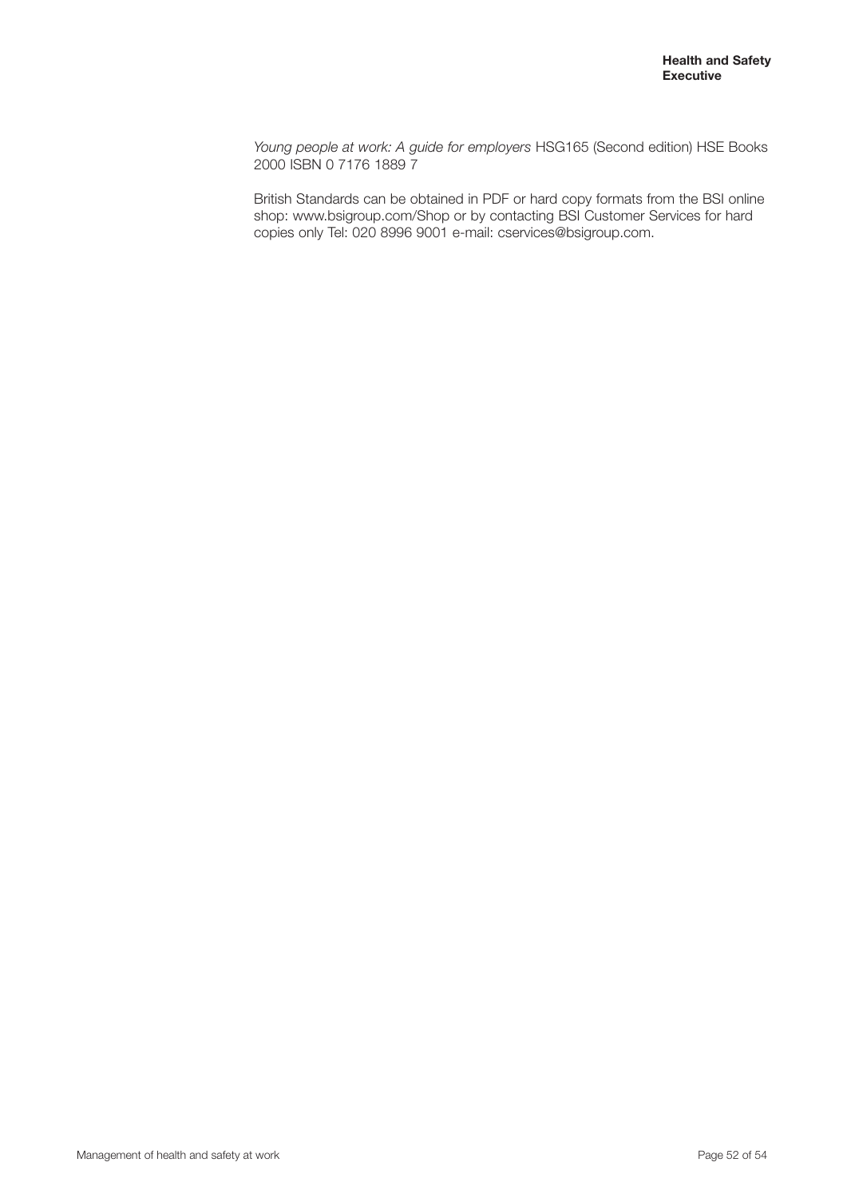*Young people at work: A guide for employers* HSG165 (Second edition) HSE Books 2000 ISBN 0 7176 1889 7

British Standards can be obtained in PDF or hard copy formats from the BSI online shop: www.bsigroup.com/Shop or by contacting BSI Customer Services for hard copies only Tel: 020 8996 9001 e-mail: cservices@bsigroup.com.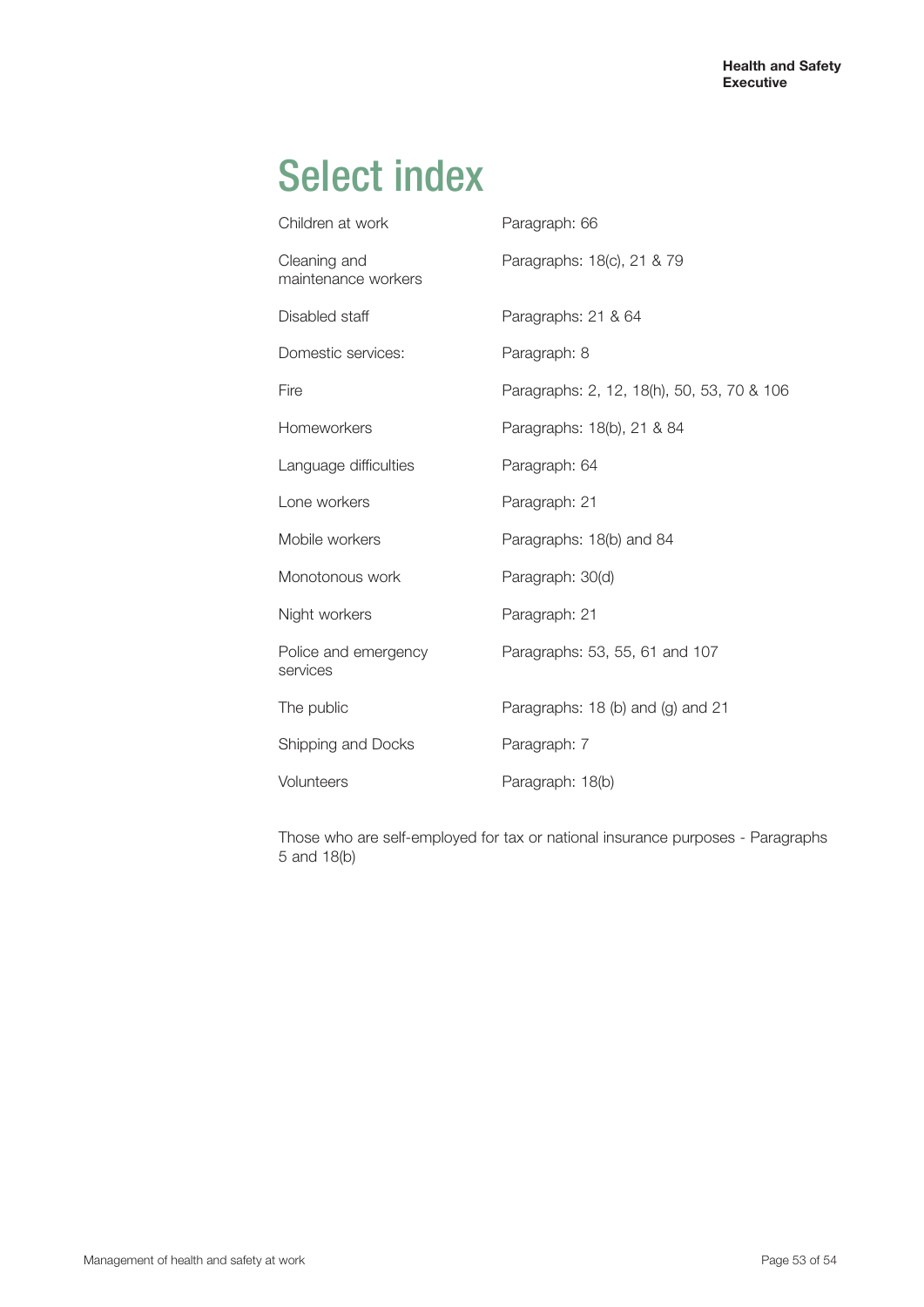# Select index

| | |
|---|---|
| Children at work | Paragraph: 66 |
| Cleaning and maintenance workers | Paragraphs: 18(c), 21 & 79 |
| Disabled staff | Paragraphs: 21 & 64 |
| Domestic services: | Paragraph: 8 |
| Fire | Paragraphs: 2, 12, 18(h), 50, 53, 70 & 106 |
| Homeworkers | Paragraphs: 18(b), 21 & 84 |
| Language difficulties | Paragraph: 64 |
| Lone workers | Paragraph: 21 |
| Mobile workers | Paragraphs: 18(b) and 84 |
| Monotonous work | Paragraph: 30(d) |
| Night workers | Paragraph: 21 |
| Police and emergency services | Paragraphs: 53, 55, 61 and 107 |
| The public | Paragraphs: 18 (b) and (g) and 21 |
| Shipping and Docks | Paragraph: 7 |
| Volunteers | Paragraph: 18(b) |

Those who are self-employed for tax or national insurance purposes - Paragraphs 5 and 18(b)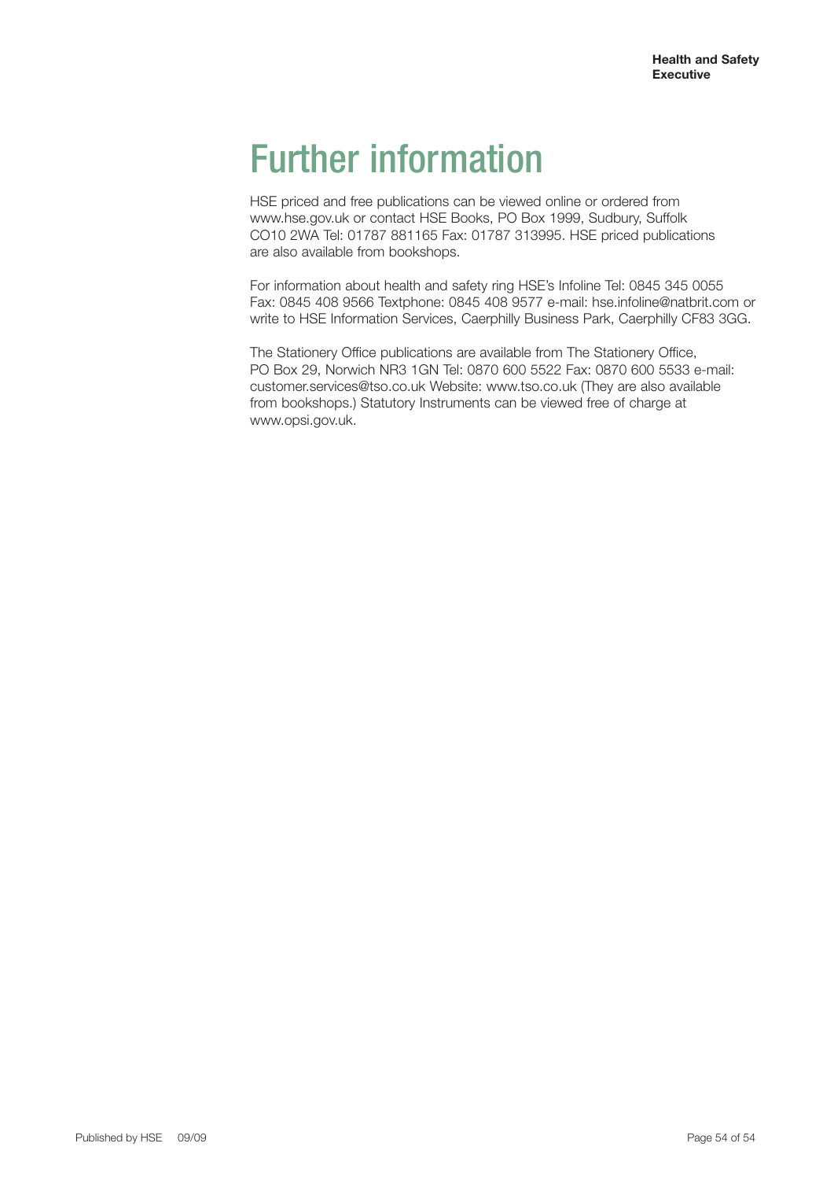# Further information

HSE priced and free publications can be viewed online or ordered from www.hse.gov.uk or contact HSE Books, PO Box 1999, Sudbury, Suffolk CO10 2WA Tel: 01787 881165 Fax: 01787 313995. HSE priced publications are also available from bookshops.

For information about health and safety ring HSE's Infoline Tel: 0845 345 0055 Fax: 0845 408 9566 Textphone: 0845 408 9577 e-mail: hse.infoline@natbrit.com or write to HSE Information Services, Caerphilly Business Park, Caerphilly CF83 3GG.

The Stationery Office publications are available from The Stationery Office, PO Box 29, Norwich NR3 1GN Tel: 0870 600 5522 Fax: 0870 600 5533 e-mail: customer.services@tso.co.uk Website: www.tso.co.uk (They are also available from bookshops.) Statutory Instruments can be viewed free of charge at www.opsi.gov.uk.

Published by HSE 09/09